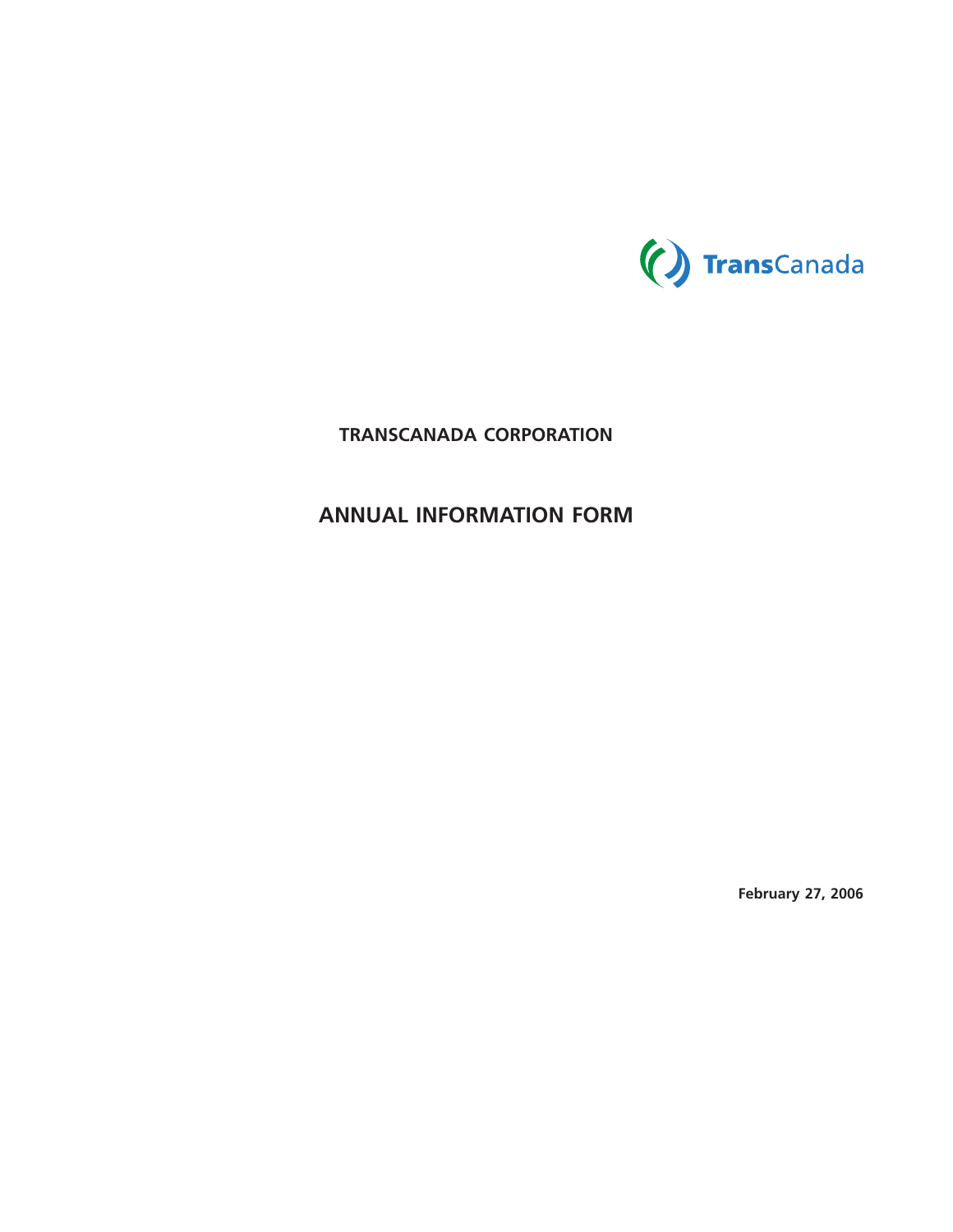TransCanada

# TRANSCANADA CORPORATION

# ANNUAL INFORMATION FORM

**February 27, 2006**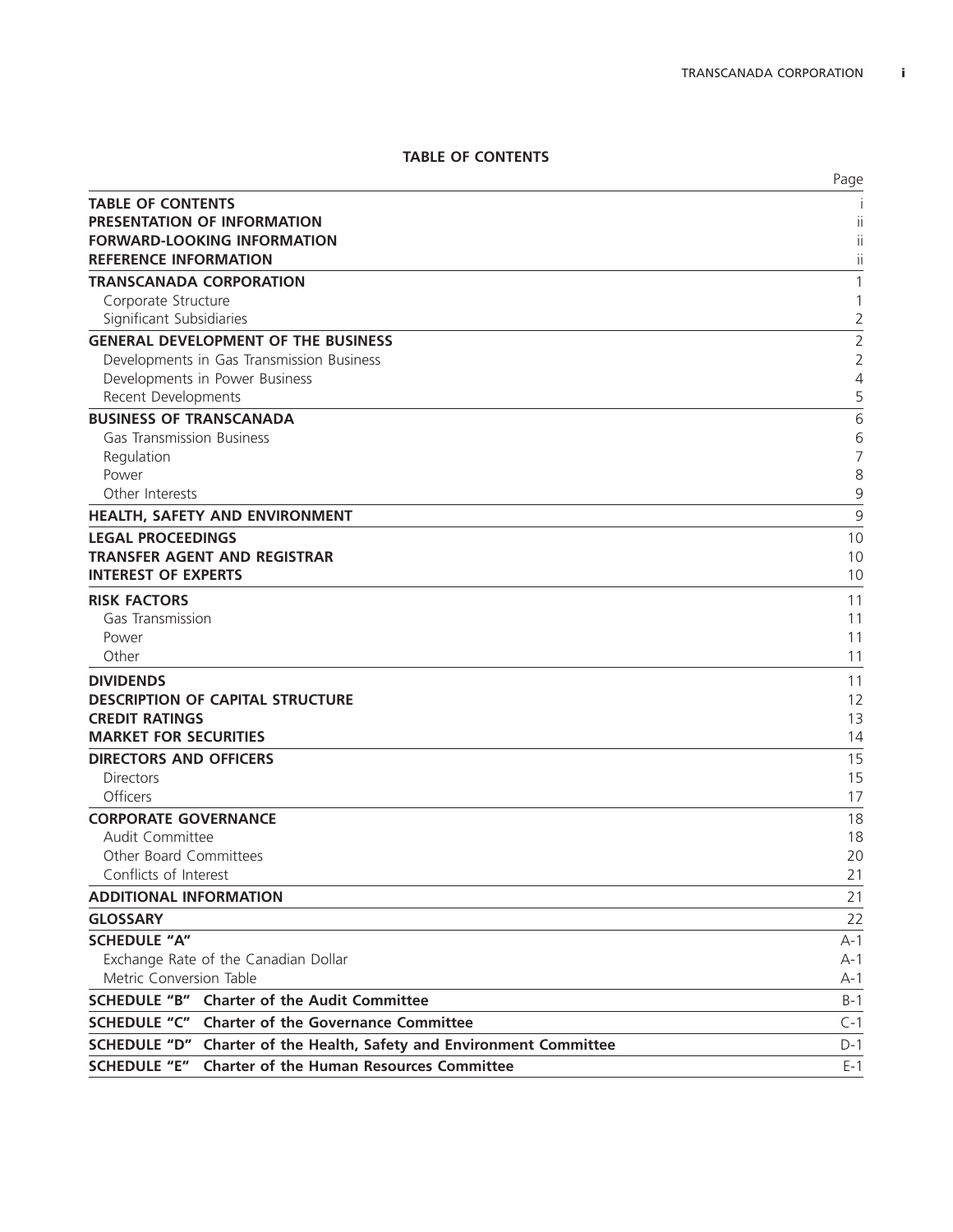## TABLE OF CONTENTS

| | Page |
|---|---|
| **TABLE OF CONTENTS** | i |
| **PRESENTATION OF INFORMATION** | ii |
| **FORWARD-LOOKING INFORMATION** | ii |
| **REFERENCE INFORMATION** | ii |
| **TRANSCANADA CORPORATION** | 1 |
| Corporate Structure | 1 |
| Significant Subsidiaries | 2 |
| **GENERAL DEVELOPMENT OF THE BUSINESS** | 2 |
| Developments in Gas Transmission Business | 2 |
| Developments in Power Business | 4 |
| Recent Developments | 5 |
| **BUSINESS OF TRANSCANADA** | 6 |
| Gas Transmission Business | 6 |
| Regulation | 7 |
| Power | 8 |
| Other Interests | 9 |
| **HEALTH, SAFETY AND ENVIRONMENT** | 9 |
| **LEGAL PROCEEDINGS** | 10 |
| **TRANSFER AGENT AND REGISTRAR** | 10 |
| **INTEREST OF EXPERTS** | 10 |
| **RISK FACTORS** | 11 |
| Gas Transmission | 11 |
| Power | 11 |
| Other | 11 |
| **DIVIDENDS** | 11 |
| **DESCRIPTION OF CAPITAL STRUCTURE** | 12 |
| **CREDIT RATINGS** | 13 |
| **MARKET FOR SECURITIES** | 14 |
| **DIRECTORS AND OFFICERS** | 15 |
| Directors | 15 |
| Officers | 17 |
| **CORPORATE GOVERNANCE** | 18 |
| Audit Committee | 18 |
| Other Board Committees | 20 |
| Conflicts of Interest | 21 |
| **ADDITIONAL INFORMATION** | 21 |
| **GLOSSARY** | 22 |
| **SCHEDULE "A"** | A-1 |
| Exchange Rate of the Canadian Dollar | A-1 |
| Metric Conversion Table | A-1 |
| **SCHEDULE "B" Charter of the Audit Committee** | B-1 |
| **SCHEDULE "C" Charter of the Governance Committee** | C-1 |
| **SCHEDULE "D" Charter of the Health, Safety and Environment Committee** | D-1 |
| **SCHEDULE "E" Charter of the Human Resources Committee** | E-1 |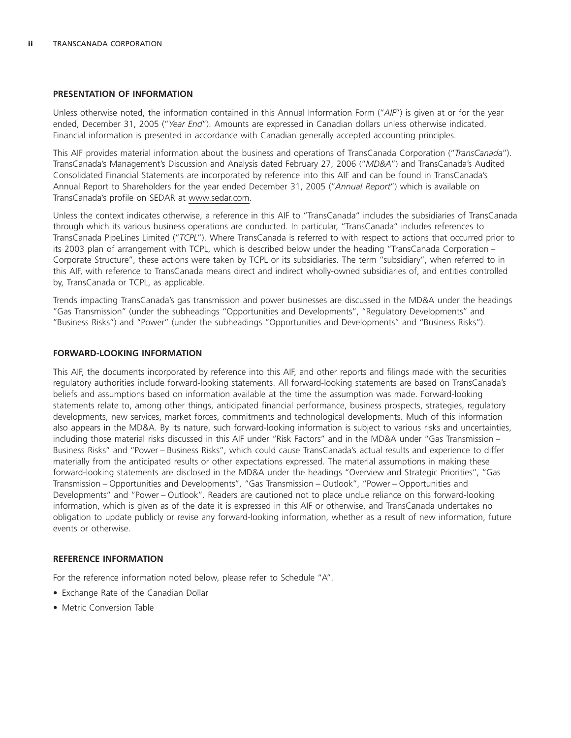## PRESENTATION OF INFORMATION

Unless otherwise noted, the information contained in this Annual Information Form ("*AIF*") is given at or for the year ended, December 31, 2005 ("*Year End*"). Amounts are expressed in Canadian dollars unless otherwise indicated. Financial information is presented in accordance with Canadian generally accepted accounting principles.

This AIF provides material information about the business and operations of TransCanada Corporation ("*TransCanada*"). TransCanada's Management's Discussion and Analysis dated February 27, 2006 ("*MD&A*") and TransCanada's Audited Consolidated Financial Statements are incorporated by reference into this AIF and can be found in TransCanada's Annual Report to Shareholders for the year ended December 31, 2005 ("*Annual Report*") which is available on TransCanada's profile on SEDAR at www.sedar.com.

Unless the context indicates otherwise, a reference in this AIF to "TransCanada" includes the subsidiaries of TransCanada through which its various business operations are conducted. In particular, "TransCanada" includes references to TransCanada PipeLines Limited ("*TCPL*"). Where TransCanada is referred to with respect to actions that occurred prior to its 2003 plan of arrangement with TCPL, which is described below under the heading "TransCanada Corporation – Corporate Structure", these actions were taken by TCPL or its subsidiaries. The term "subsidiary", when referred to in this AIF, with reference to TransCanada means direct and indirect wholly-owned subsidiaries of, and entities controlled by, TransCanada or TCPL, as applicable.

Trends impacting TransCanada's gas transmission and power businesses are discussed in the MD&A under the headings "Gas Transmission" (under the subheadings "Opportunities and Developments", "Regulatory Developments" and "Business Risks") and "Power" (under the subheadings "Opportunities and Developments" and "Business Risks").

## FORWARD-LOOKING INFORMATION

This AIF, the documents incorporated by reference into this AIF, and other reports and filings made with the securities regulatory authorities include forward-looking statements. All forward-looking statements are based on TransCanada's beliefs and assumptions based on information available at the time the assumption was made. Forward-looking statements relate to, among other things, anticipated financial performance, business prospects, strategies, regulatory developments, new services, market forces, commitments and technological developments. Much of this information also appears in the MD&A. By its nature, such forward-looking information is subject to various risks and uncertainties, including those material risks discussed in this AIF under "Risk Factors" and in the MD&A under "Gas Transmission – Business Risks" and "Power – Business Risks", which could cause TransCanada's actual results and experience to differ materially from the anticipated results or other expectations expressed. The material assumptions in making these forward-looking statements are disclosed in the MD&A under the headings "Overview and Strategic Priorities", "Gas Transmission – Opportunities and Developments", "Gas Transmission – Outlook", "Power – Opportunities and Developments" and "Power – Outlook". Readers are cautioned not to place undue reliance on this forward-looking information, which is given as of the date it is expressed in this AIF or otherwise, and TransCanada undertakes no obligation to update publicly or revise any forward-looking information, whether as a result of new information, future events or otherwise.

## REFERENCE INFORMATION

For the reference information noted below, please refer to Schedule "A".

- Exchange Rate of the Canadian Dollar
- Metric Conversion Table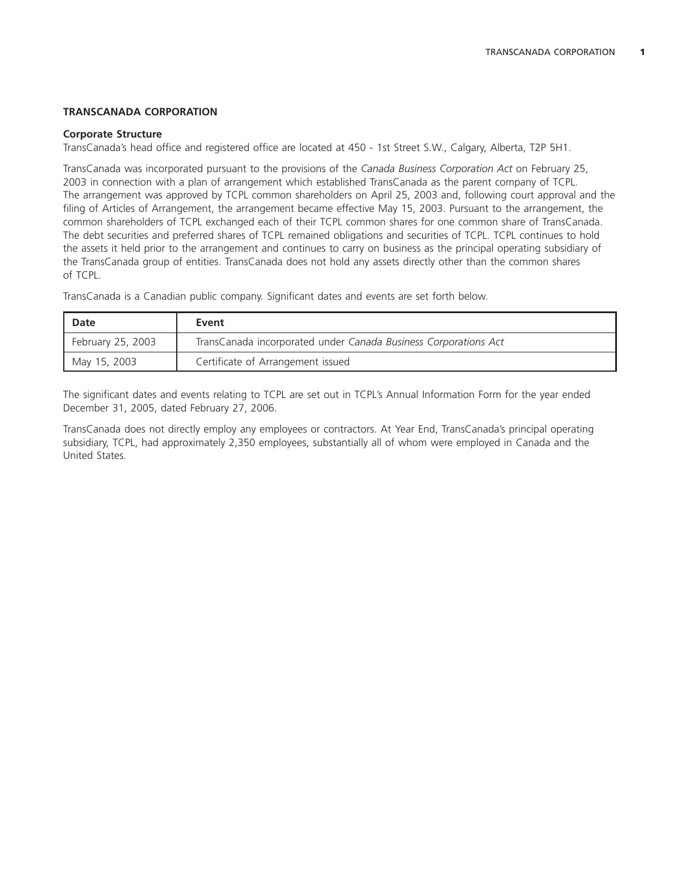## TRANSCANADA CORPORATION

### Corporate Structure

TransCanada's head office and registered office are located at 450 - 1st Street S.W., Calgary, Alberta, T2P 5H1.

TransCanada was incorporated pursuant to the provisions of the *Canada Business Corporation Act* on February 25, 2003 in connection with a plan of arrangement which established TransCanada as the parent company of TCPL. The arrangement was approved by TCPL common shareholders on April 25, 2003 and, following court approval and the filing of Articles of Arrangement, the arrangement became effective May 15, 2003. Pursuant to the arrangement, the common shareholders of TCPL exchanged each of their TCPL common shares for one common share of TransCanada. The debt securities and preferred shares of TCPL remained obligations and securities of TCPL. TCPL continues to hold the assets it held prior to the arrangement and continues to carry on business as the principal operating subsidiary of the TransCanada group of entities. TransCanada does not hold any assets directly other than the common shares of TCPL.

TransCanada is a Canadian public company. Significant dates and events are set forth below.

| Date | Event |
|---|---|
| February 25, 2003 | TransCanada incorporated under *Canada Business Corporations Act* |
| May 15, 2003 | Certificate of Arrangement issued |

The significant dates and events relating to TCPL are set out in TCPL's Annual Information Form for the year ended December 31, 2005, dated February 27, 2006.

TransCanada does not directly employ any employees or contractors. At Year End, TransCanada's principal operating subsidiary, TCPL, had approximately 2,350 employees, substantially all of whom were employed in Canada and the United States.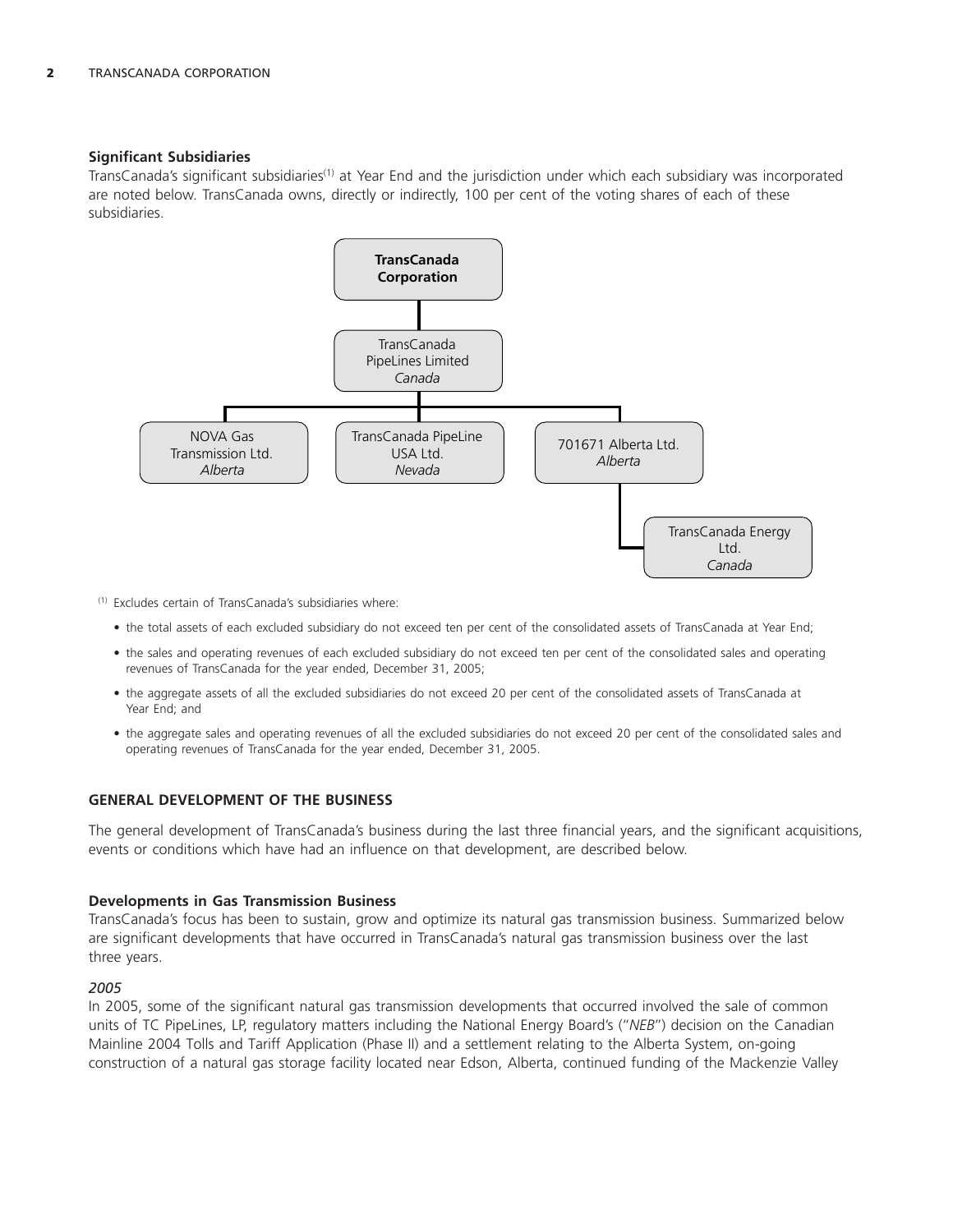### Significant Subsidiaries

TransCanada's significant subsidiaries[1] at Year End and the jurisdiction under which each subsidiary was incorporated are noted below. TransCanada owns, directly or indirectly, 100 per cent of the voting shares of each of these subsidiaries.

- **TransCanada Corporation**
  - TransCanada PipeLines Limited — *Canada*
    - NOVA Gas Transmission Ltd. — *Alberta*
    - TransCanada PipeLine USA Ltd. — *Nevada*
    - 701671 Alberta Ltd. — *Alberta*
      - TransCanada Energy Ltd. — *Canada*

[1] Excludes certain of TransCanada's subsidiaries where:

- the total assets of each excluded subsidiary do not exceed ten per cent of the consolidated assets of TransCanada at Year End;
- the sales and operating revenues of each excluded subsidiary do not exceed ten per cent of the consolidated sales and operating revenues of TransCanada for the year ended, December 31, 2005;
- the aggregate assets of all the excluded subsidiaries do not exceed 20 per cent of the consolidated assets of TransCanada at Year End; and
- the aggregate sales and operating revenues of all the excluded subsidiaries do not exceed 20 per cent of the consolidated sales and operating revenues of TransCanada for the year ended, December 31, 2005.

## GENERAL DEVELOPMENT OF THE BUSINESS

The general development of TransCanada's business during the last three financial years, and the significant acquisitions, events or conditions which have had an influence on that development, are described below.

### Developments in Gas Transmission Business

TransCanada's focus has been to sustain, grow and optimize its natural gas transmission business. Summarized below are significant developments that have occurred in TransCanada's natural gas transmission business over the last three years.

*2005*

In 2005, some of the significant natural gas transmission developments that occurred involved the sale of common units of TC PipeLines, LP, regulatory matters including the National Energy Board's ("*NEB*") decision on the Canadian Mainline 2004 Tolls and Tariff Application (Phase II) and a settlement relating to the Alberta System, on-going construction of a natural gas storage facility located near Edson, Alberta, continued funding of the Mackenzie Valley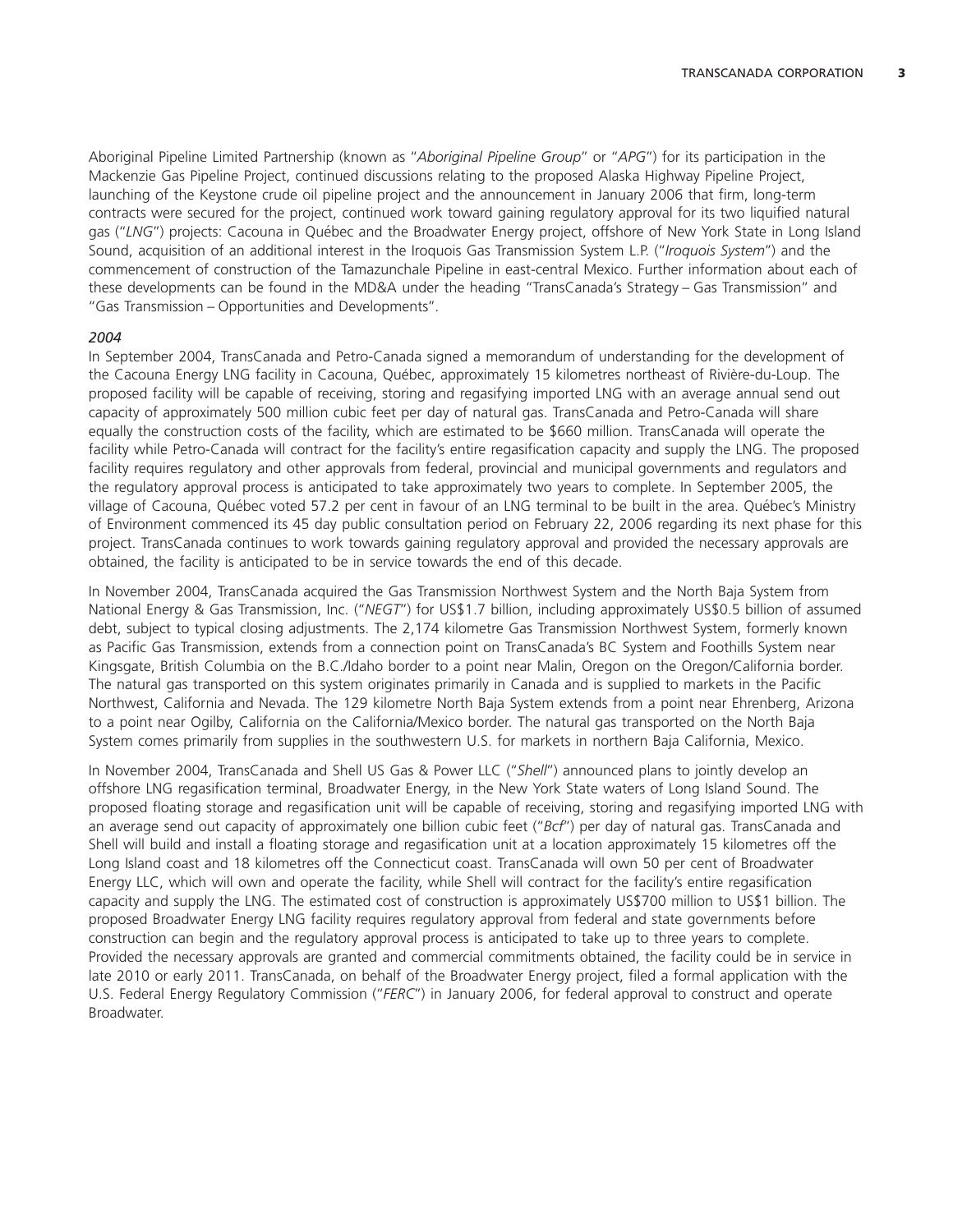Aboriginal Pipeline Limited Partnership (known as "*Aboriginal Pipeline Group*" or "*APG*") for its participation in the Mackenzie Gas Pipeline Project, continued discussions relating to the proposed Alaska Highway Pipeline Project, launching of the Keystone crude oil pipeline project and the announcement in January 2006 that firm, long-term contracts were secured for the project, continued work toward gaining regulatory approval for its two liquified natural gas ("*LNG*") projects: Cacouna in Québec and the Broadwater Energy project, offshore of New York State in Long Island Sound, acquisition of an additional interest in the Iroquois Gas Transmission System L.P. ("*Iroquois System*") and the commencement of construction of the Tamazunchale Pipeline in east-central Mexico. Further information about each of these developments can be found in the MD&A under the heading "TransCanada's Strategy – Gas Transmission" and "Gas Transmission – Opportunities and Developments".

*2004*

In September 2004, TransCanada and Petro-Canada signed a memorandum of understanding for the development of the Cacouna Energy LNG facility in Cacouna, Québec, approximately 15 kilometres northeast of Rivière-du-Loup. The proposed facility will be capable of receiving, storing and regasifying imported LNG with an average annual send out capacity of approximately 500 million cubic feet per day of natural gas. TransCanada and Petro-Canada will share equally the construction costs of the facility, which are estimated to be $660 million. TransCanada will operate the facility while Petro-Canada will contract for the facility's entire regasification capacity and supply the LNG. The proposed facility requires regulatory and other approvals from federal, provincial and municipal governments and regulators and the regulatory approval process is anticipated to take approximately two years to complete. In September 2005, the village of Cacouna, Québec voted 57.2 per cent in favour of an LNG terminal to be built in the area. Québec's Ministry of Environment commenced its 45 day public consultation period on February 22, 2006 regarding its next phase for this project. TransCanada continues to work towards gaining regulatory approval and provided the necessary approvals are obtained, the facility is anticipated to be in service towards the end of this decade.

In November 2004, TransCanada acquired the Gas Transmission Northwest System and the North Baja System from National Energy & Gas Transmission, Inc. ("*NEGT*") for US$1.7 billion, including approximately US$0.5 billion of assumed debt, subject to typical closing adjustments. The 2,174 kilometre Gas Transmission Northwest System, formerly known as Pacific Gas Transmission, extends from a connection point on TransCanada's BC System and Foothills System near Kingsgate, British Columbia on the B.C./Idaho border to a point near Malin, Oregon on the Oregon/California border. The natural gas transported on this system originates primarily in Canada and is supplied to markets in the Pacific Northwest, California and Nevada. The 129 kilometre North Baja System extends from a point near Ehrenberg, Arizona to a point near Ogilby, California on the California/Mexico border. The natural gas transported on the North Baja System comes primarily from supplies in the southwestern U.S. for markets in northern Baja California, Mexico.

In November 2004, TransCanada and Shell US Gas & Power LLC ("*Shell*") announced plans to jointly develop an offshore LNG regasification terminal, Broadwater Energy, in the New York State waters of Long Island Sound. The proposed floating storage and regasification unit will be capable of receiving, storing and regasifying imported LNG with an average send out capacity of approximately one billion cubic feet ("*Bcf*") per day of natural gas. TransCanada and Shell will build and install a floating storage and regasification unit at a location approximately 15 kilometres off the Long Island coast and 18 kilometres off the Connecticut coast. TransCanada will own 50 per cent of Broadwater Energy LLC, which will own and operate the facility, while Shell will contract for the facility's entire regasification capacity and supply the LNG. The estimated cost of construction is approximately US$700 million to US$1 billion. The proposed Broadwater Energy LNG facility requires regulatory approval from federal and state governments before construction can begin and the regulatory approval process is anticipated to take up to three years to complete. Provided the necessary approvals are granted and commercial commitments obtained, the facility could be in service in late 2010 or early 2011. TransCanada, on behalf of the Broadwater Energy project, filed a formal application with the U.S. Federal Energy Regulatory Commission ("*FERC*") in January 2006, for federal approval to construct and operate Broadwater.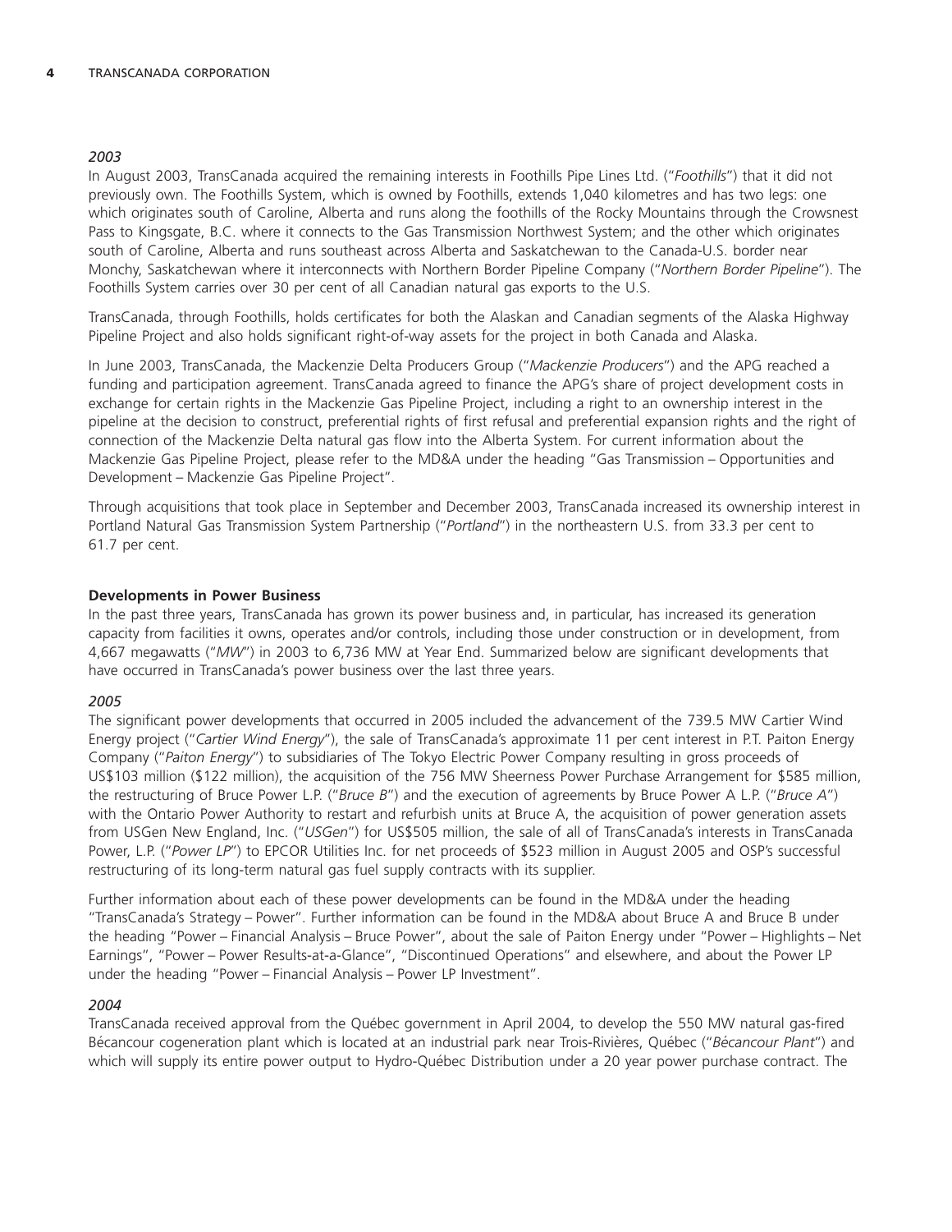*2003*

In August 2003, TransCanada acquired the remaining interests in Foothills Pipe Lines Ltd. ("*Foothills*") that it did not previously own. The Foothills System, which is owned by Foothills, extends 1,040 kilometres and has two legs: one which originates south of Caroline, Alberta and runs along the foothills of the Rocky Mountains through the Crowsnest Pass to Kingsgate, B.C. where it connects to the Gas Transmission Northwest System; and the other which originates south of Caroline, Alberta and runs southeast across Alberta and Saskatchewan to the Canada-U.S. border near Monchy, Saskatchewan where it interconnects with Northern Border Pipeline Company ("*Northern Border Pipeline*"). The Foothills System carries over 30 per cent of all Canadian natural gas exports to the U.S.

TransCanada, through Foothills, holds certificates for both the Alaskan and Canadian segments of the Alaska Highway Pipeline Project and also holds significant right-of-way assets for the project in both Canada and Alaska.

In June 2003, TransCanada, the Mackenzie Delta Producers Group ("*Mackenzie Producers*") and the APG reached a funding and participation agreement. TransCanada agreed to finance the APG's share of project development costs in exchange for certain rights in the Mackenzie Gas Pipeline Project, including a right to an ownership interest in the pipeline at the decision to construct, preferential rights of first refusal and preferential expansion rights and the right of connection of the Mackenzie Delta natural gas flow into the Alberta System. For current information about the Mackenzie Gas Pipeline Project, please refer to the MD&A under the heading "Gas Transmission – Opportunities and Development – Mackenzie Gas Pipeline Project".

Through acquisitions that took place in September and December 2003, TransCanada increased its ownership interest in Portland Natural Gas Transmission System Partnership ("*Portland*") in the northeastern U.S. from 33.3 per cent to 61.7 per cent.

**Developments in Power Business**

In the past three years, TransCanada has grown its power business and, in particular, has increased its generation capacity from facilities it owns, operates and/or controls, including those under construction or in development, from 4,667 megawatts ("*MW*") in 2003 to 6,736 MW at Year End. Summarized below are significant developments that have occurred in TransCanada's power business over the last three years.

*2005*

The significant power developments that occurred in 2005 included the advancement of the 739.5 MW Cartier Wind Energy project ("*Cartier Wind Energy*"), the sale of TransCanada's approximate 11 per cent interest in P.T. Paiton Energy Company ("*Paiton Energy*") to subsidiaries of The Tokyo Electric Power Company resulting in gross proceeds of US$103 million ($122 million), the acquisition of the 756 MW Sheerness Power Purchase Arrangement for $585 million, the restructuring of Bruce Power L.P. ("*Bruce B*") and the execution of agreements by Bruce Power A L.P. ("*Bruce A*") with the Ontario Power Authority to restart and refurbish units at Bruce A, the acquisition of power generation assets from USGen New England, Inc. ("*USGen*") for US$505 million, the sale of all of TransCanada's interests in TransCanada Power, L.P. ("*Power LP*") to EPCOR Utilities Inc. for net proceeds of $523 million in August 2005 and OSP's successful restructuring of its long-term natural gas fuel supply contracts with its supplier.

Further information about each of these power developments can be found in the MD&A under the heading "TransCanada's Strategy – Power". Further information can be found in the MD&A about Bruce A and Bruce B under the heading "Power – Financial Analysis – Bruce Power", about the sale of Paiton Energy under "Power – Highlights – Net Earnings", "Power – Power Results-at-a-Glance", "Discontinued Operations" and elsewhere, and about the Power LP under the heading "Power – Financial Analysis – Power LP Investment".

*2004*

TransCanada received approval from the Québec government in April 2004, to develop the 550 MW natural gas-fired Bécancour cogeneration plant which is located at an industrial park near Trois-Rivières, Québec ("*Bécancour Plant*") and which will supply its entire power output to Hydro-Québec Distribution under a 20 year power purchase contract. The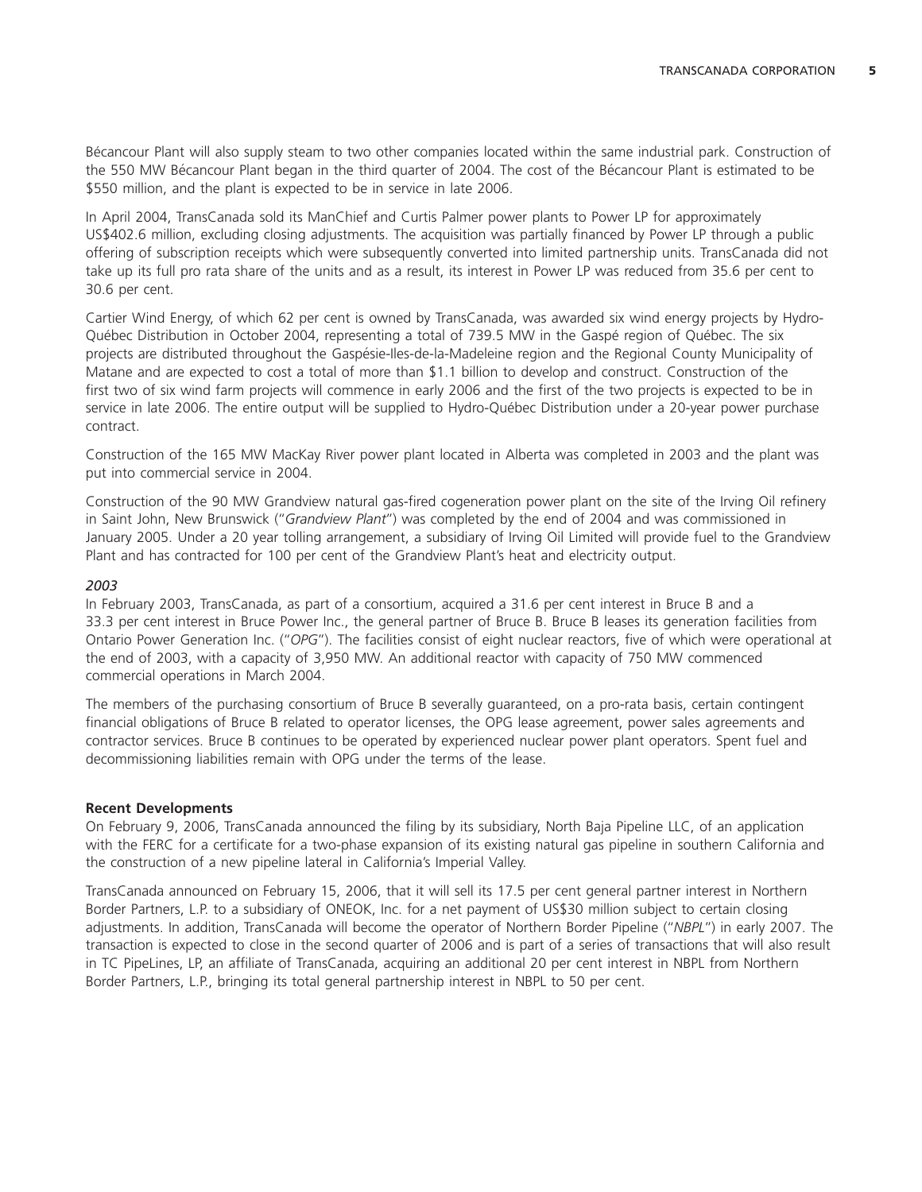Bécancour Plant will also supply steam to two other companies located within the same industrial park. Construction of the 550 MW Bécancour Plant began in the third quarter of 2004. The cost of the Bécancour Plant is estimated to be $550 million, and the plant is expected to be in service in late 2006.

In April 2004, TransCanada sold its ManChief and Curtis Palmer power plants to Power LP for approximately US$402.6 million, excluding closing adjustments. The acquisition was partially financed by Power LP through a public offering of subscription receipts which were subsequently converted into limited partnership units. TransCanada did not take up its full pro rata share of the units and as a result, its interest in Power LP was reduced from 35.6 per cent to 30.6 per cent.

Cartier Wind Energy, of which 62 per cent is owned by TransCanada, was awarded six wind energy projects by Hydro-Québec Distribution in October 2004, representing a total of 739.5 MW in the Gaspé region of Québec. The six projects are distributed throughout the Gaspésie-Iles-de-la-Madeleine region and the Regional County Municipality of Matane and are expected to cost a total of more than $1.1 billion to develop and construct. Construction of the first two of six wind farm projects will commence in early 2006 and the first of the two projects is expected to be in service in late 2006. The entire output will be supplied to Hydro-Québec Distribution under a 20-year power purchase contract.

Construction of the 165 MW MacKay River power plant located in Alberta was completed in 2003 and the plant was put into commercial service in 2004.

Construction of the 90 MW Grandview natural gas-fired cogeneration power plant on the site of the Irving Oil refinery in Saint John, New Brunswick ("*Grandview Plant*") was completed by the end of 2004 and was commissioned in January 2005. Under a 20 year tolling arrangement, a subsidiary of Irving Oil Limited will provide fuel to the Grandview Plant and has contracted for 100 per cent of the Grandview Plant's heat and electricity output.

*2003*

In February 2003, TransCanada, as part of a consortium, acquired a 31.6 per cent interest in Bruce B and a 33.3 per cent interest in Bruce Power Inc., the general partner of Bruce B. Bruce B leases its generation facilities from Ontario Power Generation Inc. ("*OPG*"). The facilities consist of eight nuclear reactors, five of which were operational at the end of 2003, with a capacity of 3,950 MW. An additional reactor with capacity of 750 MW commenced commercial operations in March 2004.

The members of the purchasing consortium of Bruce B severally guaranteed, on a pro-rata basis, certain contingent financial obligations of Bruce B related to operator licenses, the OPG lease agreement, power sales agreements and contractor services. Bruce B continues to be operated by experienced nuclear power plant operators. Spent fuel and decommissioning liabilities remain with OPG under the terms of the lease.

**Recent Developments**

On February 9, 2006, TransCanada announced the filing by its subsidiary, North Baja Pipeline LLC, of an application with the FERC for a certificate for a two-phase expansion of its existing natural gas pipeline in southern California and the construction of a new pipeline lateral in California's Imperial Valley.

TransCanada announced on February 15, 2006, that it will sell its 17.5 per cent general partner interest in Northern Border Partners, L.P. to a subsidiary of ONEOK, Inc. for a net payment of US$30 million subject to certain closing adjustments. In addition, TransCanada will become the operator of Northern Border Pipeline ("*NBPL*") in early 2007. The transaction is expected to close in the second quarter of 2006 and is part of a series of transactions that will also result in TC PipeLines, LP, an affiliate of TransCanada, acquiring an additional 20 per cent interest in NBPL from Northern Border Partners, L.P., bringing its total general partnership interest in NBPL to 50 per cent.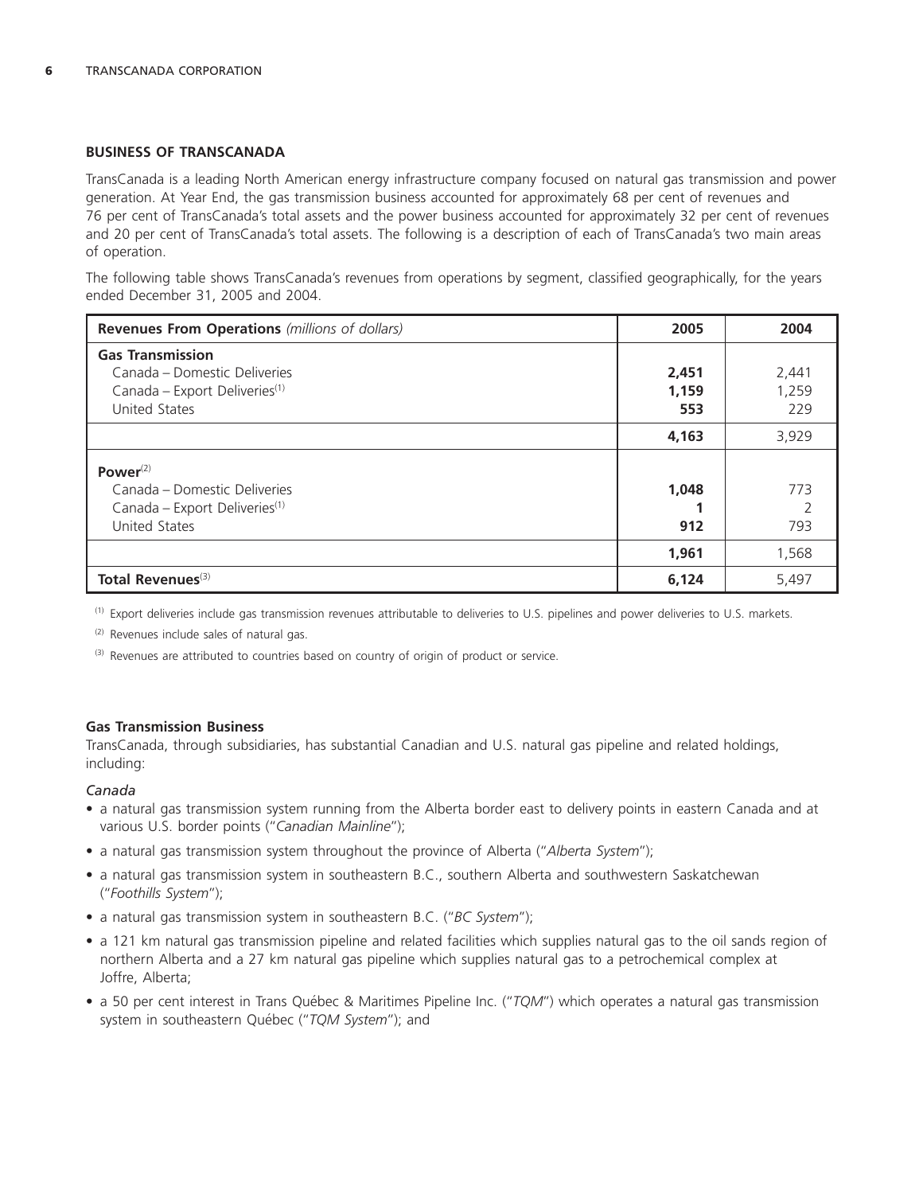## BUSINESS OF TRANSCANADA

TransCanada is a leading North American energy infrastructure company focused on natural gas transmission and power generation. At Year End, the gas transmission business accounted for approximately 68 per cent of revenues and 76 per cent of TransCanada's total assets and the power business accounted for approximately 32 per cent of revenues and 20 per cent of TransCanada's total assets. The following is a description of each of TransCanada's two main areas of operation.

The following table shows TransCanada's revenues from operations by segment, classified geographically, for the years ended December 31, 2005 and 2004.

| **Revenues From Operations** *(millions of dollars)* | **2005** | **2004** |
|---|---|---|
| **Gas Transmission** | | |
| Canada – Domestic Deliveries | **2,451** | 2,441 |
| Canada – Export Deliveries[1] | **1,159** | 1,259 |
| United States | **553** | 229 |
| | **4,163** | 3,929 |
| **Power**[2] | | |
| Canada – Domestic Deliveries | **1,048** | 773 |
| Canada – Export Deliveries[1] | **1** | 2 |
| United States | **912** | 793 |
| | **1,961** | 1,568 |
| **Total Revenues**[3] | **6,124** | 5,497 |

[1] Export deliveries include gas transmission revenues attributable to deliveries to U.S. pipelines and power deliveries to U.S. markets.

[2] Revenues include sales of natural gas.

[3] Revenues are attributed to countries based on country of origin of product or service.

### Gas Transmission Business

TransCanada, through subsidiaries, has substantial Canadian and U.S. natural gas pipeline and related holdings, including:

*Canada*

- a natural gas transmission system running from the Alberta border east to delivery points in eastern Canada and at various U.S. border points ("*Canadian Mainline*");
- a natural gas transmission system throughout the province of Alberta ("*Alberta System*");
- a natural gas transmission system in southeastern B.C., southern Alberta and southwestern Saskatchewan ("*Foothills System*");
- a natural gas transmission system in southeastern B.C. ("*BC System*");
- a 121 km natural gas transmission pipeline and related facilities which supplies natural gas to the oil sands region of northern Alberta and a 27 km natural gas pipeline which supplies natural gas to a petrochemical complex at Joffre, Alberta;
- a 50 per cent interest in Trans Québec & Maritimes Pipeline Inc. ("*TQM*") which operates a natural gas transmission system in southeastern Québec ("*TQM System*"); and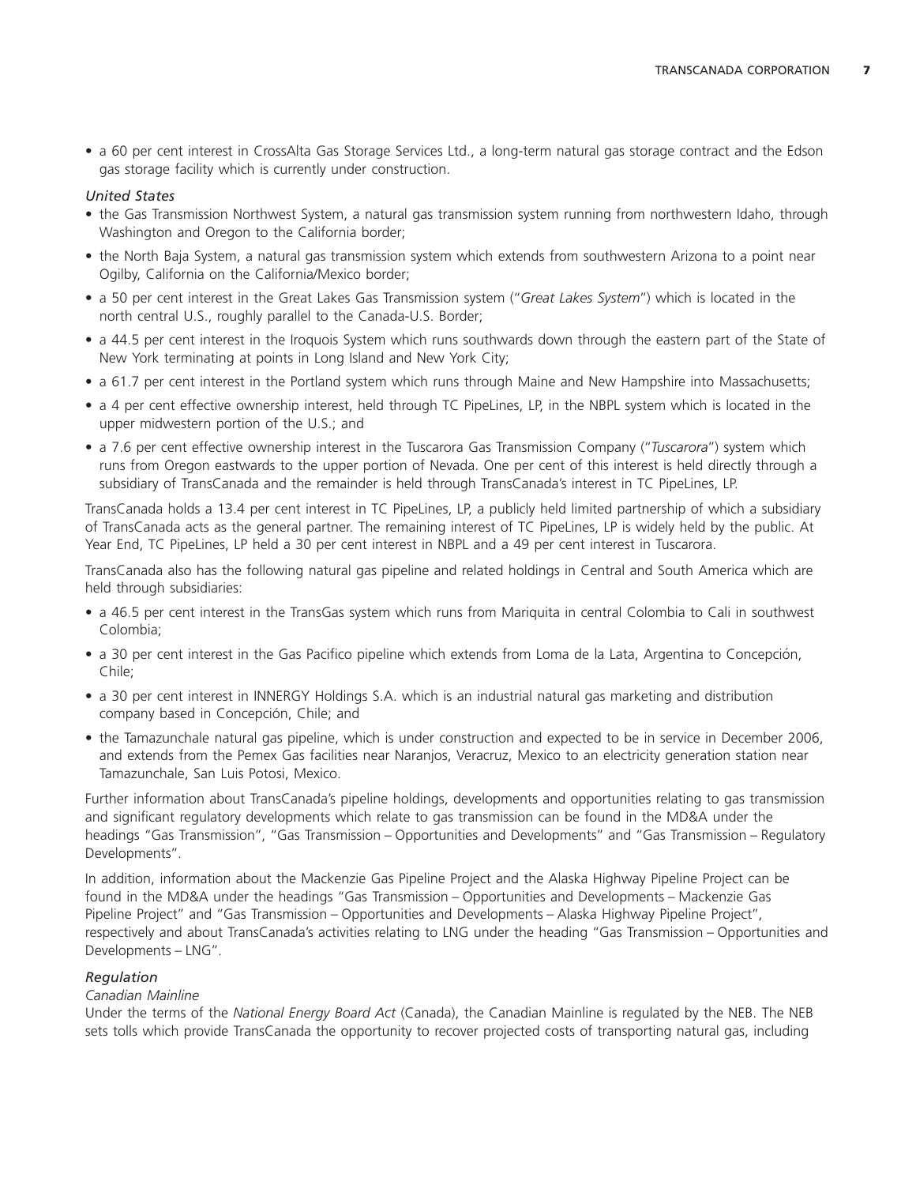- a 60 per cent interest in CrossAlta Gas Storage Services Ltd., a long-term natural gas storage contract and the Edson gas storage facility which is currently under construction.

*United States*

- the Gas Transmission Northwest System, a natural gas transmission system running from northwestern Idaho, through Washington and Oregon to the California border;
- the North Baja System, a natural gas transmission system which extends from southwestern Arizona to a point near Ogilby, California on the California/Mexico border;
- a 50 per cent interest in the Great Lakes Gas Transmission system ("*Great Lakes System*") which is located in the north central U.S., roughly parallel to the Canada-U.S. Border;
- a 44.5 per cent interest in the Iroquois System which runs southwards down through the eastern part of the State of New York terminating at points in Long Island and New York City;
- a 61.7 per cent interest in the Portland system which runs through Maine and New Hampshire into Massachusetts;
- a 4 per cent effective ownership interest, held through TC PipeLines, LP, in the NBPL system which is located in the upper midwestern portion of the U.S.; and
- a 7.6 per cent effective ownership interest in the Tuscarora Gas Transmission Company ("*Tuscarora*") system which runs from Oregon eastwards to the upper portion of Nevada. One per cent of this interest is held directly through a subsidiary of TransCanada and the remainder is held through TransCanada's interest in TC PipeLines, LP.

TransCanada holds a 13.4 per cent interest in TC PipeLines, LP, a publicly held limited partnership of which a subsidiary of TransCanada acts as the general partner. The remaining interest of TC PipeLines, LP is widely held by the public. At Year End, TC PipeLines, LP held a 30 per cent interest in NBPL and a 49 per cent interest in Tuscarora.

TransCanada also has the following natural gas pipeline and related holdings in Central and South America which are held through subsidiaries:

- a 46.5 per cent interest in the TransGas system which runs from Mariquita in central Colombia to Cali in southwest Colombia;
- a 30 per cent interest in the Gas Pacifico pipeline which extends from Loma de la Lata, Argentina to Concepción, Chile;
- a 30 per cent interest in INNERGY Holdings S.A. which is an industrial natural gas marketing and distribution company based in Concepción, Chile; and
- the Tamazunchale natural gas pipeline, which is under construction and expected to be in service in December 2006, and extends from the Pemex Gas facilities near Naranjos, Veracruz, Mexico to an electricity generation station near Tamazunchale, San Luis Potosi, Mexico.

Further information about TransCanada's pipeline holdings, developments and opportunities relating to gas transmission and significant regulatory developments which relate to gas transmission can be found in the MD&A under the headings "Gas Transmission", "Gas Transmission – Opportunities and Developments" and "Gas Transmission – Regulatory Developments".

In addition, information about the Mackenzie Gas Pipeline Project and the Alaska Highway Pipeline Project can be found in the MD&A under the headings "Gas Transmission – Opportunities and Developments – Mackenzie Gas Pipeline Project" and "Gas Transmission – Opportunities and Developments – Alaska Highway Pipeline Project", respectively and about TransCanada's activities relating to LNG under the heading "Gas Transmission – Opportunities and Developments – LNG".

*Regulation*

*Canadian Mainline*

Under the terms of the *National Energy Board Act* (Canada), the Canadian Mainline is regulated by the NEB. The NEB sets tolls which provide TransCanada the opportunity to recover projected costs of transporting natural gas, including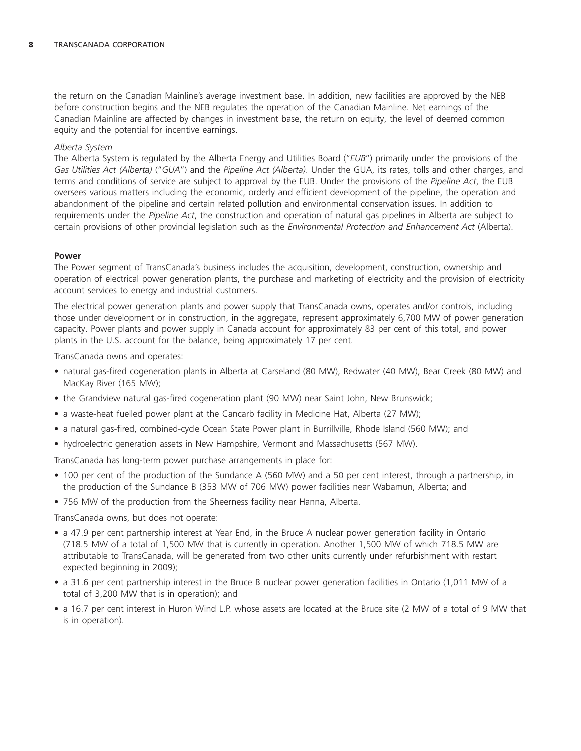the return on the Canadian Mainline's average investment base. In addition, new facilities are approved by the NEB before construction begins and the NEB regulates the operation of the Canadian Mainline. Net earnings of the Canadian Mainline are affected by changes in investment base, the return on equity, the level of deemed common equity and the potential for incentive earnings.

*Alberta System*

The Alberta System is regulated by the Alberta Energy and Utilities Board ("*EUB*") primarily under the provisions of the *Gas Utilities Act (Alberta)* ("*GUA*") and the *Pipeline Act (Alberta)*. Under the GUA, its rates, tolls and other charges, and terms and conditions of service are subject to approval by the EUB. Under the provisions of the *Pipeline Act*, the EUB oversees various matters including the economic, orderly and efficient development of the pipeline, the operation and abandonment of the pipeline and certain related pollution and environmental conservation issues. In addition to requirements under the *Pipeline Act*, the construction and operation of natural gas pipelines in Alberta are subject to certain provisions of other provincial legislation such as the *Environmental Protection and Enhancement Act* (Alberta).

**Power**

The Power segment of TransCanada's business includes the acquisition, development, construction, ownership and operation of electrical power generation plants, the purchase and marketing of electricity and the provision of electricity account services to energy and industrial customers.

The electrical power generation plants and power supply that TransCanada owns, operates and/or controls, including those under development or in construction, in the aggregate, represent approximately 6,700 MW of power generation capacity. Power plants and power supply in Canada account for approximately 83 per cent of this total, and power plants in the U.S. account for the balance, being approximately 17 per cent.

TransCanada owns and operates:

- natural gas-fired cogeneration plants in Alberta at Carseland (80 MW), Redwater (40 MW), Bear Creek (80 MW) and MacKay River (165 MW);
- the Grandview natural gas-fired cogeneration plant (90 MW) near Saint John, New Brunswick;
- a waste-heat fuelled power plant at the Cancarb facility in Medicine Hat, Alberta (27 MW);
- a natural gas-fired, combined-cycle Ocean State Power plant in Burrillville, Rhode Island (560 MW); and
- hydroelectric generation assets in New Hampshire, Vermont and Massachusetts (567 MW).

TransCanada has long-term power purchase arrangements in place for:

- 100 per cent of the production of the Sundance A (560 MW) and a 50 per cent interest, through a partnership, in the production of the Sundance B (353 MW of 706 MW) power facilities near Wabamun, Alberta; and
- 756 MW of the production from the Sheerness facility near Hanna, Alberta.

TransCanada owns, but does not operate:

- a 47.9 per cent partnership interest at Year End, in the Bruce A nuclear power generation facility in Ontario (718.5 MW of a total of 1,500 MW that is currently in operation. Another 1,500 MW of which 718.5 MW are attributable to TransCanada, will be generated from two other units currently under refurbishment with restart expected beginning in 2009);
- a 31.6 per cent partnership interest in the Bruce B nuclear power generation facilities in Ontario (1,011 MW of a total of 3,200 MW that is in operation); and
- a 16.7 per cent interest in Huron Wind L.P. whose assets are located at the Bruce site (2 MW of a total of 9 MW that is in operation).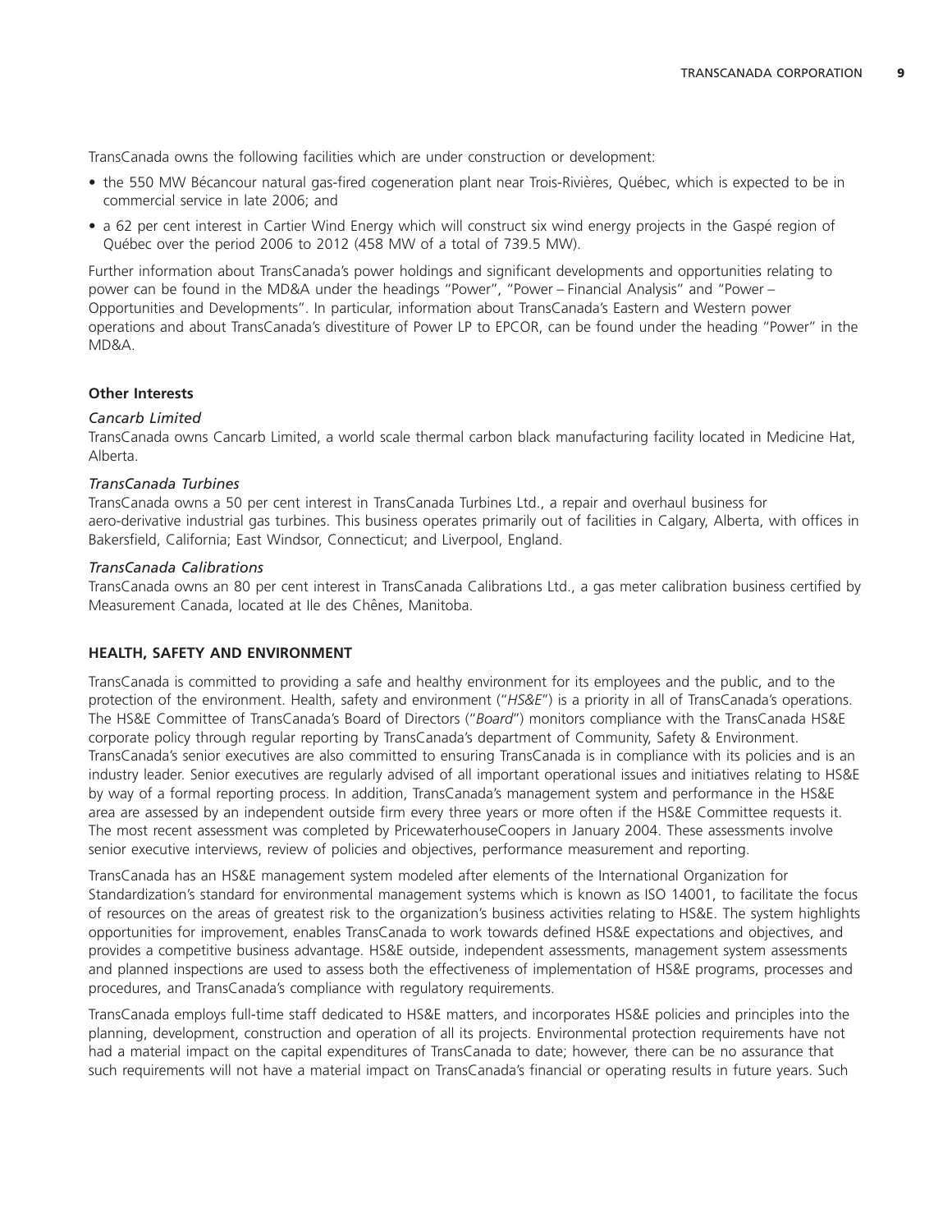TransCanada owns the following facilities which are under construction or development:

- the 550 MW Bécancour natural gas-fired cogeneration plant near Trois-Rivières, Québec, which is expected to be in commercial service in late 2006; and
- a 62 per cent interest in Cartier Wind Energy which will construct six wind energy projects in the Gaspé region of Québec over the period 2006 to 2012 (458 MW of a total of 739.5 MW).

Further information about TransCanada's power holdings and significant developments and opportunities relating to power can be found in the MD&A under the headings "Power", "Power – Financial Analysis" and "Power – Opportunities and Developments". In particular, information about TransCanada's Eastern and Western power operations and about TransCanada's divestiture of Power LP to EPCOR, can be found under the heading "Power" in the MD&A.

**Other Interests**

*Cancarb Limited*

TransCanada owns Cancarb Limited, a world scale thermal carbon black manufacturing facility located in Medicine Hat, Alberta.

*TransCanada Turbines*

TransCanada owns a 50 per cent interest in TransCanada Turbines Ltd., a repair and overhaul business for aero-derivative industrial gas turbines. This business operates primarily out of facilities in Calgary, Alberta, with offices in Bakersfield, California; East Windsor, Connecticut; and Liverpool, England.

*TransCanada Calibrations*

TransCanada owns an 80 per cent interest in TransCanada Calibrations Ltd., a gas meter calibration business certified by Measurement Canada, located at Ile des Chênes, Manitoba.

## HEALTH, SAFETY AND ENVIRONMENT

TransCanada is committed to providing a safe and healthy environment for its employees and the public, and to the protection of the environment. Health, safety and environment ("*HS&E*") is a priority in all of TransCanada's operations. The HS&E Committee of TransCanada's Board of Directors ("*Board*") monitors compliance with the TransCanada HS&E corporate policy through regular reporting by TransCanada's department of Community, Safety & Environment. TransCanada's senior executives are also committed to ensuring TransCanada is in compliance with its policies and is an industry leader. Senior executives are regularly advised of all important operational issues and initiatives relating to HS&E by way of a formal reporting process. In addition, TransCanada's management system and performance in the HS&E area are assessed by an independent outside firm every three years or more often if the HS&E Committee requests it. The most recent assessment was completed by PricewaterhouseCoopers in January 2004. These assessments involve senior executive interviews, review of policies and objectives, performance measurement and reporting.

TransCanada has an HS&E management system modeled after elements of the International Organization for Standardization's standard for environmental management systems which is known as ISO 14001, to facilitate the focus of resources on the areas of greatest risk to the organization's business activities relating to HS&E. The system highlights opportunities for improvement, enables TransCanada to work towards defined HS&E expectations and objectives, and provides a competitive business advantage. HS&E outside, independent assessments, management system assessments and planned inspections are used to assess both the effectiveness of implementation of HS&E programs, processes and procedures, and TransCanada's compliance with regulatory requirements.

TransCanada employs full-time staff dedicated to HS&E matters, and incorporates HS&E policies and principles into the planning, development, construction and operation of all its projects. Environmental protection requirements have not had a material impact on the capital expenditures of TransCanada to date; however, there can be no assurance that such requirements will not have a material impact on TransCanada's financial or operating results in future years. Such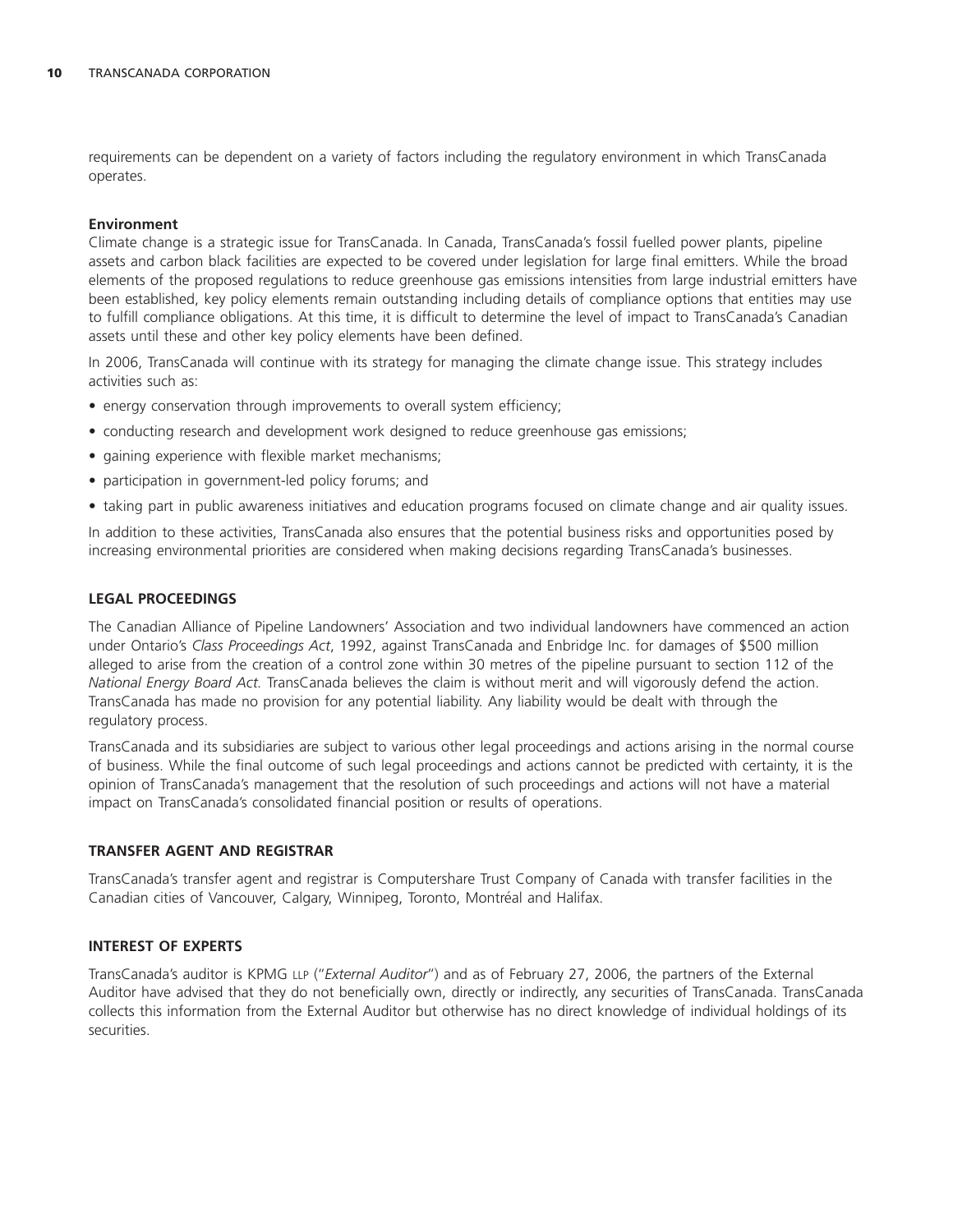requirements can be dependent on a variety of factors including the regulatory environment in which TransCanada operates.

**Environment**

Climate change is a strategic issue for TransCanada. In Canada, TransCanada's fossil fuelled power plants, pipeline assets and carbon black facilities are expected to be covered under legislation for large final emitters. While the broad elements of the proposed regulations to reduce greenhouse gas emissions intensities from large industrial emitters have been established, key policy elements remain outstanding including details of compliance options that entities may use to fulfill compliance obligations. At this time, it is difficult to determine the level of impact to TransCanada's Canadian assets until these and other key policy elements have been defined.

In 2006, TransCanada will continue with its strategy for managing the climate change issue. This strategy includes activities such as:

- energy conservation through improvements to overall system efficiency;
- conducting research and development work designed to reduce greenhouse gas emissions;
- gaining experience with flexible market mechanisms;
- participation in government-led policy forums; and
- taking part in public awareness initiatives and education programs focused on climate change and air quality issues.

In addition to these activities, TransCanada also ensures that the potential business risks and opportunities posed by increasing environmental priorities are considered when making decisions regarding TransCanada's businesses.

## LEGAL PROCEEDINGS

The Canadian Alliance of Pipeline Landowners' Association and two individual landowners have commenced an action under Ontario's *Class Proceedings Act*, 1992, against TransCanada and Enbridge Inc. for damages of $500 million alleged to arise from the creation of a control zone within 30 metres of the pipeline pursuant to section 112 of the *National Energy Board Act.* TransCanada believes the claim is without merit and will vigorously defend the action. TransCanada has made no provision for any potential liability. Any liability would be dealt with through the regulatory process.

TransCanada and its subsidiaries are subject to various other legal proceedings and actions arising in the normal course of business. While the final outcome of such legal proceedings and actions cannot be predicted with certainty, it is the opinion of TransCanada's management that the resolution of such proceedings and actions will not have a material impact on TransCanada's consolidated financial position or results of operations.

## TRANSFER AGENT AND REGISTRAR

TransCanada's transfer agent and registrar is Computershare Trust Company of Canada with transfer facilities in the Canadian cities of Vancouver, Calgary, Winnipeg, Toronto, Montréal and Halifax.

## INTEREST OF EXPERTS

TransCanada's auditor is KPMG LLP ("*External Auditor*") and as of February 27, 2006, the partners of the External Auditor have advised that they do not beneficially own, directly or indirectly, any securities of TransCanada. TransCanada collects this information from the External Auditor but otherwise has no direct knowledge of individual holdings of its securities.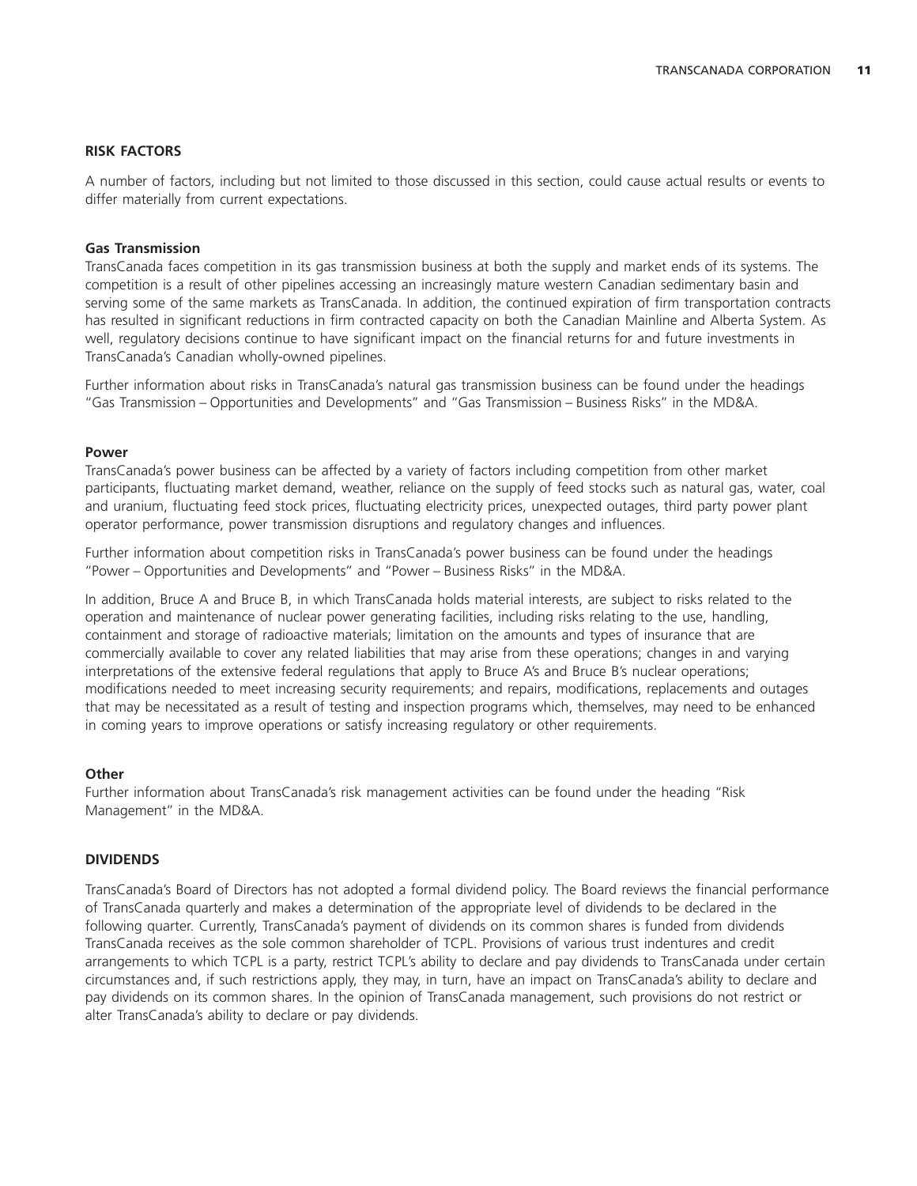## RISK FACTORS

A number of factors, including but not limited to those discussed in this section, could cause actual results or events to differ materially from current expectations.

### Gas Transmission

TransCanada faces competition in its gas transmission business at both the supply and market ends of its systems. The competition is a result of other pipelines accessing an increasingly mature western Canadian sedimentary basin and serving some of the same markets as TransCanada. In addition, the continued expiration of firm transportation contracts has resulted in significant reductions in firm contracted capacity on both the Canadian Mainline and Alberta System. As well, regulatory decisions continue to have significant impact on the financial returns for and future investments in TransCanada's Canadian wholly-owned pipelines.

Further information about risks in TransCanada's natural gas transmission business can be found under the headings "Gas Transmission – Opportunities and Developments" and "Gas Transmission – Business Risks" in the MD&A.

### Power

TransCanada's power business can be affected by a variety of factors including competition from other market participants, fluctuating market demand, weather, reliance on the supply of feed stocks such as natural gas, water, coal and uranium, fluctuating feed stock prices, fluctuating electricity prices, unexpected outages, third party power plant operator performance, power transmission disruptions and regulatory changes and influences.

Further information about competition risks in TransCanada's power business can be found under the headings "Power – Opportunities and Developments" and "Power – Business Risks" in the MD&A.

In addition, Bruce A and Bruce B, in which TransCanada holds material interests, are subject to risks related to the operation and maintenance of nuclear power generating facilities, including risks relating to the use, handling, containment and storage of radioactive materials; limitation on the amounts and types of insurance that are commercially available to cover any related liabilities that may arise from these operations; changes in and varying interpretations of the extensive federal regulations that apply to Bruce A's and Bruce B's nuclear operations; modifications needed to meet increasing security requirements; and repairs, modifications, replacements and outages that may be necessitated as a result of testing and inspection programs which, themselves, may need to be enhanced in coming years to improve operations or satisfy increasing regulatory or other requirements.

### Other

Further information about TransCanada's risk management activities can be found under the heading "Risk Management" in the MD&A.

## DIVIDENDS

TransCanada's Board of Directors has not adopted a formal dividend policy. The Board reviews the financial performance of TransCanada quarterly and makes a determination of the appropriate level of dividends to be declared in the following quarter. Currently, TransCanada's payment of dividends on its common shares is funded from dividends TransCanada receives as the sole common shareholder of TCPL. Provisions of various trust indentures and credit arrangements to which TCPL is a party, restrict TCPL's ability to declare and pay dividends to TransCanada under certain circumstances and, if such restrictions apply, they may, in turn, have an impact on TransCanada's ability to declare and pay dividends on its common shares. In the opinion of TransCanada management, such provisions do not restrict or alter TransCanada's ability to declare or pay dividends.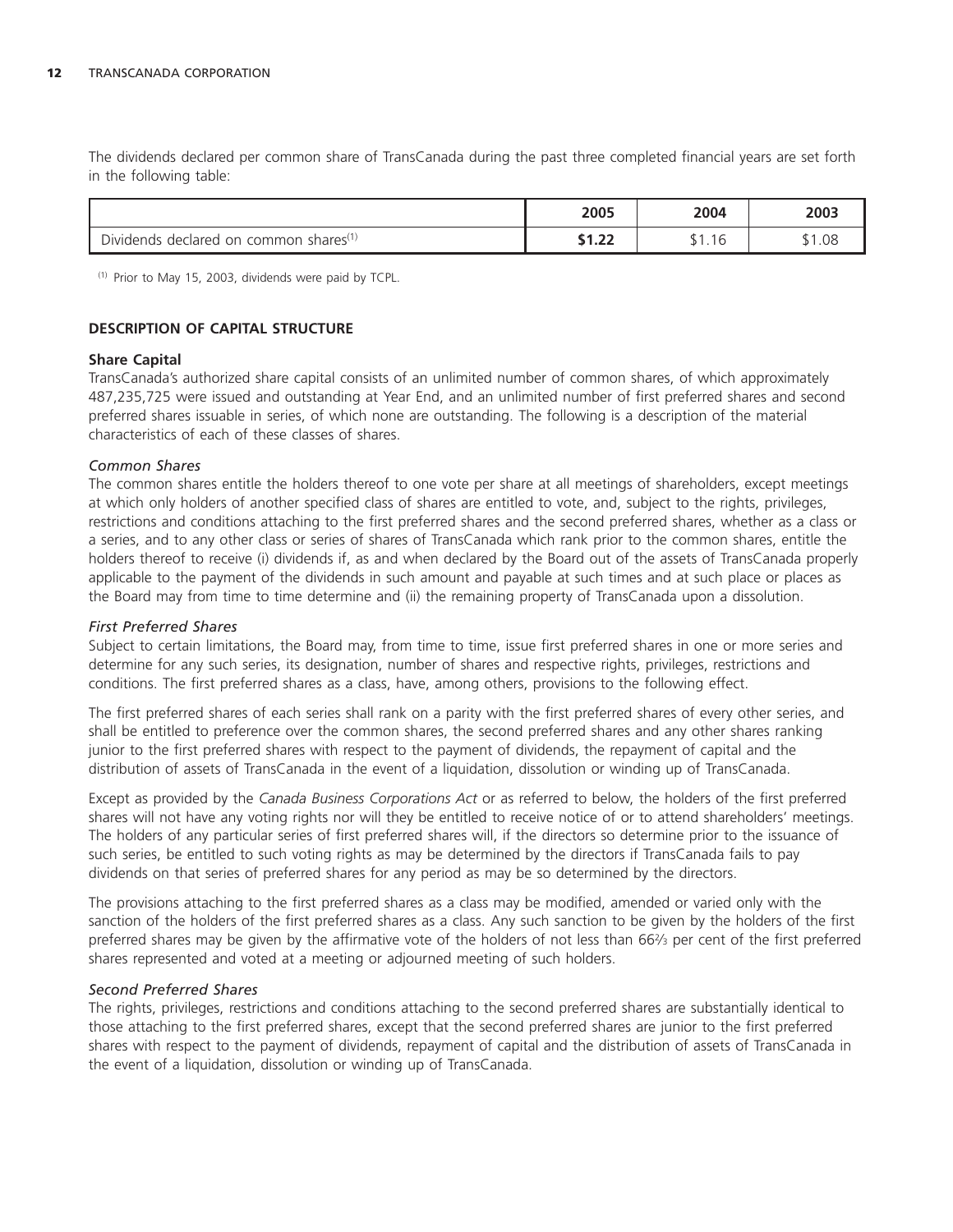The dividends declared per common share of TransCanada during the past three completed financial years are set forth in the following table:

| | 2005 | 2004 | 2003 |
|---|---|---|---|
| Dividends declared on common shares[(1)] | **$1.22** | $1.16 | $1.08 |

(1) Prior to May 15, 2003, dividends were paid by TCPL.

## DESCRIPTION OF CAPITAL STRUCTURE

### Share Capital

TransCanada's authorized share capital consists of an unlimited number of common shares, of which approximately 487,235,725 were issued and outstanding at Year End, and an unlimited number of first preferred shares and second preferred shares issuable in series, of which none are outstanding. The following is a description of the material characteristics of each of these classes of shares.

#### *Common Shares*

The common shares entitle the holders thereof to one vote per share at all meetings of shareholders, except meetings at which only holders of another specified class of shares are entitled to vote, and, subject to the rights, privileges, restrictions and conditions attaching to the first preferred shares and the second preferred shares, whether as a class or a series, and to any other class or series of shares of TransCanada which rank prior to the common shares, entitle the holders thereof to receive (i) dividends if, as and when declared by the Board out of the assets of TransCanada properly applicable to the payment of the dividends in such amount and payable at such times and at such place or places as the Board may from time to time determine and (ii) the remaining property of TransCanada upon a dissolution.

#### *First Preferred Shares*

Subject to certain limitations, the Board may, from time to time, issue first preferred shares in one or more series and determine for any such series, its designation, number of shares and respective rights, privileges, restrictions and conditions. The first preferred shares as a class, have, among others, provisions to the following effect.

The first preferred shares of each series shall rank on a parity with the first preferred shares of every other series, and shall be entitled to preference over the common shares, the second preferred shares and any other shares ranking junior to the first preferred shares with respect to the payment of dividends, the repayment of capital and the distribution of assets of TransCanada in the event of a liquidation, dissolution or winding up of TransCanada.

Except as provided by the *Canada Business Corporations Act* or as referred to below, the holders of the first preferred shares will not have any voting rights nor will they be entitled to receive notice of or to attend shareholders' meetings. The holders of any particular series of first preferred shares will, if the directors so determine prior to the issuance of such series, be entitled to such voting rights as may be determined by the directors if TransCanada fails to pay dividends on that series of preferred shares for any period as may be so determined by the directors.

The provisions attaching to the first preferred shares as a class may be modified, amended or varied only with the sanction of the holders of the first preferred shares as a class. Any such sanction to be given by the holders of the first preferred shares may be given by the affirmative vote of the holders of not less than 66⅔ per cent of the first preferred shares represented and voted at a meeting or adjourned meeting of such holders.

#### *Second Preferred Shares*

The rights, privileges, restrictions and conditions attaching to the second preferred shares are substantially identical to those attaching to the first preferred shares, except that the second preferred shares are junior to the first preferred shares with respect to the payment of dividends, repayment of capital and the distribution of assets of TransCanada in the event of a liquidation, dissolution or winding up of TransCanada.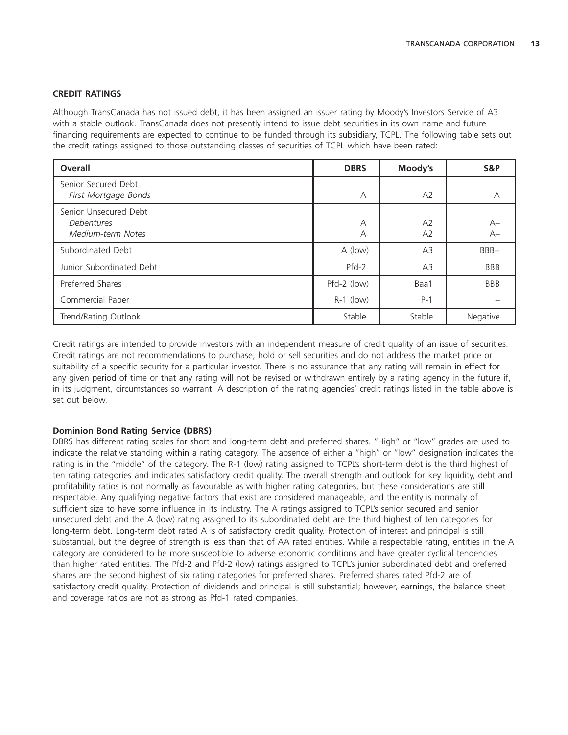### CREDIT RATINGS

Although TransCanada has not issued debt, it has been assigned an issuer rating by Moody's Investors Service of A3 with a stable outlook. TransCanada does not presently intend to issue debt securities in its own name and future financing requirements are expected to continue to be funded through its subsidiary, TCPL. The following table sets out the credit ratings assigned to those outstanding classes of securities of TCPL which have been rated:

| Overall | DBRS | Moody's | S&P |
|---|---|---|---|
| Senior Secured Debt | | | |
| *First Mortgage Bonds* | A | A2 | A |
| Senior Unsecured Debt | | | |
| *Debentures* | A | A2 | A– |
| *Medium-term Notes* | A | A2 | A– |
| Subordinated Debt | A (low) | A3 | BBB+ |
| Junior Subordinated Debt | Pfd-2 | A3 | BBB |
| Preferred Shares | Pfd-2 (low) | Baa1 | BBB |
| Commercial Paper | R-1 (low) | P-1 | – |
| Trend/Rating Outlook | Stable | Stable | Negative |

Credit ratings are intended to provide investors with an independent measure of credit quality of an issue of securities. Credit ratings are not recommendations to purchase, hold or sell securities and do not address the market price or suitability of a specific security for a particular investor. There is no assurance that any rating will remain in effect for any given period of time or that any rating will not be revised or withdrawn entirely by a rating agency in the future if, in its judgment, circumstances so warrant. A description of the rating agencies' credit ratings listed in the table above is set out below.

#### Dominion Bond Rating Service (DBRS)

DBRS has different rating scales for short and long-term debt and preferred shares. "High" or "low" grades are used to indicate the relative standing within a rating category. The absence of either a "high" or "low" designation indicates the rating is in the "middle" of the category. The R-1 (low) rating assigned to TCPL's short-term debt is the third highest of ten rating categories and indicates satisfactory credit quality. The overall strength and outlook for key liquidity, debt and profitability ratios is not normally as favourable as with higher rating categories, but these considerations are still respectable. Any qualifying negative factors that exist are considered manageable, and the entity is normally of sufficient size to have some influence in its industry. The A ratings assigned to TCPL's senior secured and senior unsecured debt and the A (low) rating assigned to its subordinated debt are the third highest of ten categories for long-term debt. Long-term debt rated A is of satisfactory credit quality. Protection of interest and principal is still substantial, but the degree of strength is less than that of AA rated entities. While a respectable rating, entities in the A category are considered to be more susceptible to adverse economic conditions and have greater cyclical tendencies than higher rated entities. The Pfd-2 and Pfd-2 (low) ratings assigned to TCPL's junior subordinated debt and preferred shares are the second highest of six rating categories for preferred shares. Preferred shares rated Pfd-2 are of satisfactory credit quality. Protection of dividends and principal is still substantial; however, earnings, the balance sheet and coverage ratios are not as strong as Pfd-1 rated companies.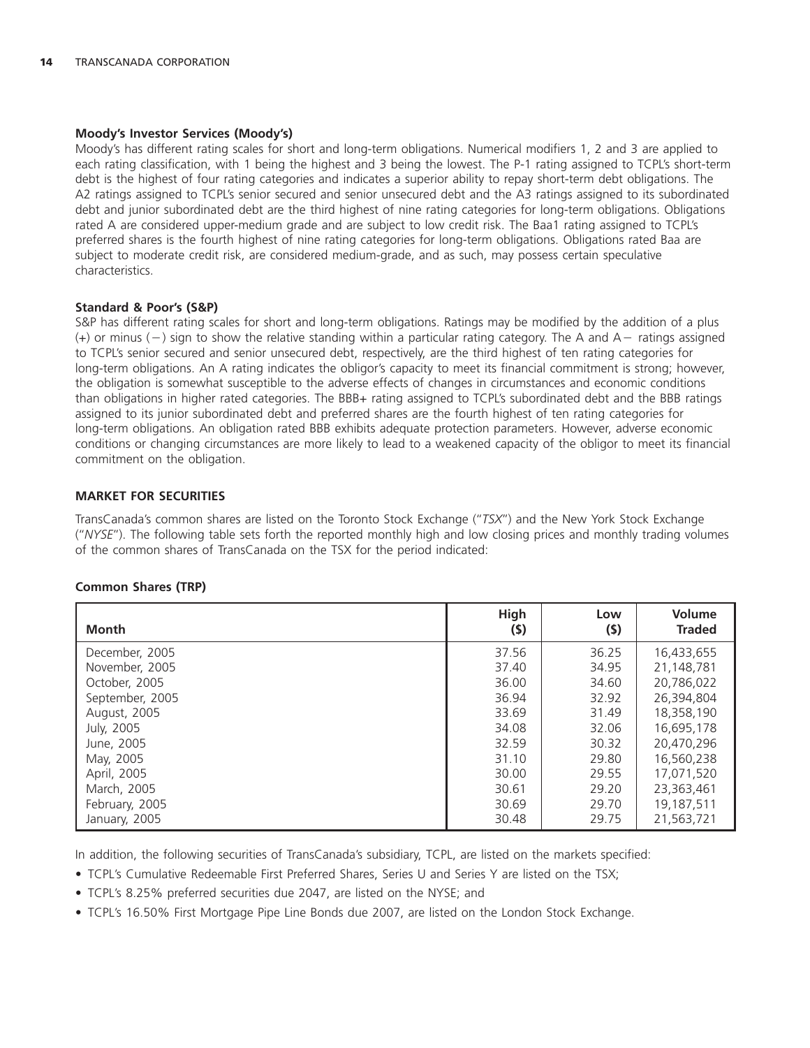**Moody's Investor Services (Moody's)**

Moody's has different rating scales for short and long-term obligations. Numerical modifiers 1, 2 and 3 are applied to each rating classification, with 1 being the highest and 3 being the lowest. The P-1 rating assigned to TCPL's short-term debt is the highest of four rating categories and indicates a superior ability to repay short-term debt obligations. The A2 ratings assigned to TCPL's senior secured and senior unsecured debt and the A3 ratings assigned to its subordinated debt and junior subordinated debt are the third highest of nine rating categories for long-term obligations. Obligations rated A are considered upper-medium grade and are subject to low credit risk. The Baa1 rating assigned to TCPL's preferred shares is the fourth highest of nine rating categories for long-term obligations. Obligations rated Baa are subject to moderate credit risk, are considered medium-grade, and as such, may possess certain speculative characteristics.

**Standard & Poor's (S&P)**

S&P has different rating scales for short and long-term obligations. Ratings may be modified by the addition of a plus (+) or minus (−) sign to show the relative standing within a particular rating category. The A and A− ratings assigned to TCPL's senior secured and senior unsecured debt, respectively, are the third highest of ten rating categories for long-term obligations. An A rating indicates the obligor's capacity to meet its financial commitment is strong; however, the obligation is somewhat susceptible to the adverse effects of changes in circumstances and economic conditions than obligations in higher rated categories. The BBB+ rating assigned to TCPL's subordinated debt and the BBB ratings assigned to its junior subordinated debt and preferred shares are the fourth highest of ten rating categories for long-term obligations. An obligation rated BBB exhibits adequate protection parameters. However, adverse economic conditions or changing circumstances are more likely to lead to a weakened capacity of the obligor to meet its financial commitment on the obligation.

## MARKET FOR SECURITIES

TransCanada's common shares are listed on the Toronto Stock Exchange ("*TSX*") and the New York Stock Exchange ("*NYSE*"). The following table sets forth the reported monthly high and low closing prices and monthly trading volumes of the common shares of TransCanada on the TSX for the period indicated:

**Common Shares (TRP)**

| Month | High ($) | Low ($) | Volume Traded |
|---|---|---|---|
| December, 2005 | 37.56 | 36.25 | 16,433,655 |
| November, 2005 | 37.40 | 34.95 | 21,148,781 |
| October, 2005 | 36.00 | 34.60 | 20,786,022 |
| September, 2005 | 36.94 | 32.92 | 26,394,804 |
| August, 2005 | 33.69 | 31.49 | 18,358,190 |
| July, 2005 | 34.08 | 32.06 | 16,695,178 |
| June, 2005 | 32.59 | 30.32 | 20,470,296 |
| May, 2005 | 31.10 | 29.80 | 16,560,238 |
| April, 2005 | 30.00 | 29.55 | 17,071,520 |
| March, 2005 | 30.61 | 29.20 | 23,363,461 |
| February, 2005 | 30.69 | 29.70 | 19,187,511 |
| January, 2005 | 30.48 | 29.75 | 21,563,721 |

In addition, the following securities of TransCanada's subsidiary, TCPL, are listed on the markets specified:

- TCPL's Cumulative Redeemable First Preferred Shares, Series U and Series Y are listed on the TSX;
- TCPL's 8.25% preferred securities due 2047, are listed on the NYSE; and
- TCPL's 16.50% First Mortgage Pipe Line Bonds due 2007, are listed on the London Stock Exchange.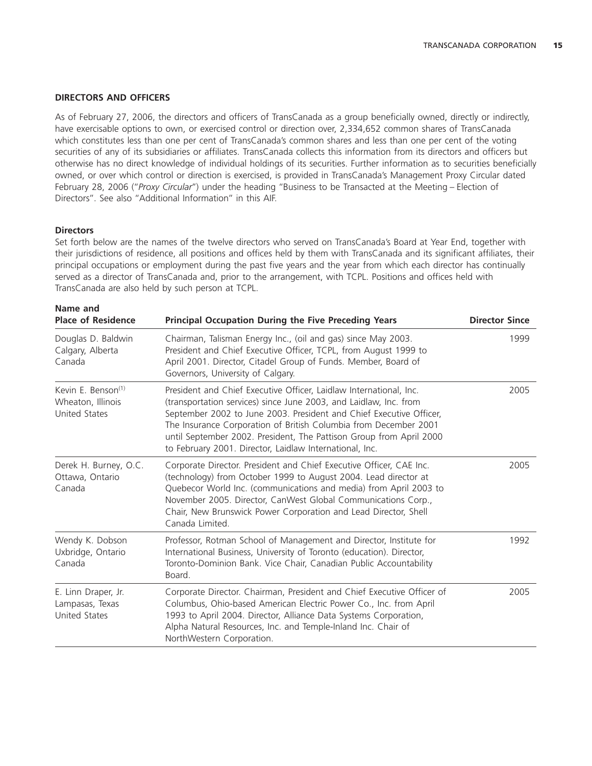## DIRECTORS AND OFFICERS

As of February 27, 2006, the directors and officers of TransCanada as a group beneficially owned, directly or indirectly, have exercisable options to own, or exercised control or direction over, 2,334,652 common shares of TransCanada which constitutes less than one per cent of TransCanada's common shares and less than one per cent of the voting securities of any of its subsidiaries or affiliates. TransCanada collects this information from its directors and officers but otherwise has no direct knowledge of individual holdings of its securities. Further information as to securities beneficially owned, or over which control or direction is exercised, is provided in TransCanada's Management Proxy Circular dated February 28, 2006 ("*Proxy Circular*") under the heading "Business to be Transacted at the Meeting – Election of Directors". See also "Additional Information" in this AIF.

### Directors

Set forth below are the names of the twelve directors who served on TransCanada's Board at Year End, together with their jurisdictions of residence, all positions and offices held by them with TransCanada and its significant affiliates, their principal occupations or employment during the past five years and the year from which each director has continually served as a director of TransCanada and, prior to the arrangement, with TCPL. Positions and offices held with TransCanada are also held by such person at TCPL.

| Name and Place of Residence | Principal Occupation During the Five Preceding Years | Director Since |
|---|---|---|
| Douglas D. Baldwin<br>Calgary, Alberta<br>Canada | Chairman, Talisman Energy Inc., (oil and gas) since May 2003. President and Chief Executive Officer, TCPL, from August 1999 to April 2001. Director, Citadel Group of Funds. Member, Board of Governors, University of Calgary. | 1999 |
| Kevin E. Benson[1]<br>Wheaton, Illinois<br>United States | President and Chief Executive Officer, Laidlaw International, Inc. (transportation services) since June 2003, and Laidlaw, Inc. from September 2002 to June 2003. President and Chief Executive Officer, The Insurance Corporation of British Columbia from December 2001 until September 2002. President, The Pattison Group from April 2000 to February 2001. Director, Laidlaw International, Inc. | 2005 |
| Derek H. Burney, O.C.<br>Ottawa, Ontario<br>Canada | Corporate Director. President and Chief Executive Officer, CAE Inc. (technology) from October 1999 to August 2004. Lead director at Quebecor World Inc. (communications and media) from April 2003 to November 2005. Director, CanWest Global Communications Corp., Chair, New Brunswick Power Corporation and Lead Director, Shell Canada Limited. | 2005 |
| Wendy K. Dobson<br>Uxbridge, Ontario<br>Canada | Professor, Rotman School of Management and Director, Institute for International Business, University of Toronto (education). Director, Toronto-Dominion Bank. Vice Chair, Canadian Public Accountability Board. | 1992 |
| E. Linn Draper, Jr.<br>Lampasas, Texas<br>United States | Corporate Director. Chairman, President and Chief Executive Officer of Columbus, Ohio-based American Electric Power Co., Inc. from April 1993 to April 2004. Director, Alliance Data Systems Corporation, Alpha Natural Resources, Inc. and Temple-Inland Inc. Chair of NorthWestern Corporation. | 2005 |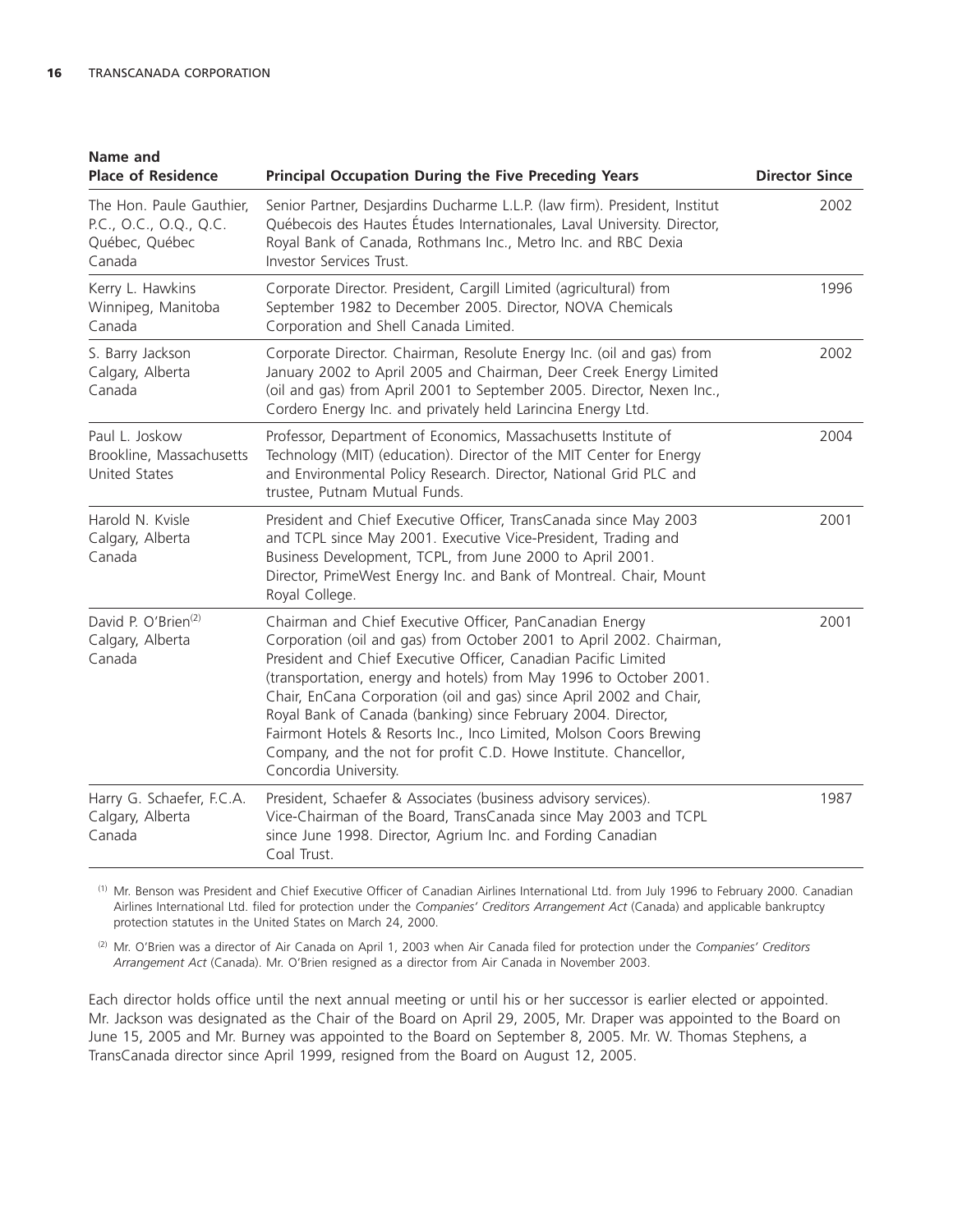| Name and Place of Residence | Principal Occupation During the Five Preceding Years | Director Since |
|---|---|---|
| The Hon. Paule Gauthier, P.C., O.C., O.Q., Q.C. Québec, Québec Canada | Senior Partner, Desjardins Ducharme L.L.P. (law firm). President, Institut Québecois des Hautes Études Internationales, Laval University. Director, Royal Bank of Canada, Rothmans Inc., Metro Inc. and RBC Dexia Investor Services Trust. | 2002 |
| Kerry L. Hawkins Winnipeg, Manitoba Canada | Corporate Director. President, Cargill Limited (agricultural) from September 1982 to December 2005. Director, NOVA Chemicals Corporation and Shell Canada Limited. | 1996 |
| S. Barry Jackson Calgary, Alberta Canada | Corporate Director. Chairman, Resolute Energy Inc. (oil and gas) from January 2002 to April 2005 and Chairman, Deer Creek Energy Limited (oil and gas) from April 2001 to September 2005. Director, Nexen Inc., Cordero Energy Inc. and privately held Larincina Energy Ltd. | 2002 |
| Paul L. Joskow Brookline, Massachusetts United States | Professor, Department of Economics, Massachusetts Institute of Technology (MIT) (education). Director of the MIT Center for Energy and Environmental Policy Research. Director, National Grid PLC and trustee, Putnam Mutual Funds. | 2004 |
| Harold N. Kvisle Calgary, Alberta Canada | President and Chief Executive Officer, TransCanada since May 2003 and TCPL since May 2001. Executive Vice-President, Trading and Business Development, TCPL, from June 2000 to April 2001. Director, PrimeWest Energy Inc. and Bank of Montreal. Chair, Mount Royal College. | 2001 |
| David P. O'Brien[2] Calgary, Alberta Canada | Chairman and Chief Executive Officer, PanCanadian Energy Corporation (oil and gas) from October 2001 to April 2002. Chairman, President and Chief Executive Officer, Canadian Pacific Limited (transportation, energy and hotels) from May 1996 to October 2001. Chair, EnCana Corporation (oil and gas) since April 2002 and Chair, Royal Bank of Canada (banking) since February 2004. Director, Fairmont Hotels & Resorts Inc., Inco Limited, Molson Coors Brewing Company, and the not for profit C.D. Howe Institute. Chancellor, Concordia University. | 2001 |
| Harry G. Schaefer, F.C.A. Calgary, Alberta Canada | President, Schaefer & Associates (business advisory services). Vice-Chairman of the Board, TransCanada since May 2003 and TCPL since June 1998. Director, Agrium Inc. and Fording Canadian Coal Trust. | 1987 |

[1] Mr. Benson was President and Chief Executive Officer of Canadian Airlines International Ltd. from July 1996 to February 2000. Canadian Airlines International Ltd. filed for protection under the *Companies' Creditors Arrangement Act* (Canada) and applicable bankruptcy protection statutes in the United States on March 24, 2000.

[2] Mr. O'Brien was a director of Air Canada on April 1, 2003 when Air Canada filed for protection under the *Companies' Creditors Arrangement Act* (Canada). Mr. O'Brien resigned as a director from Air Canada in November 2003.

Each director holds office until the next annual meeting or until his or her successor is earlier elected or appointed. Mr. Jackson was designated as the Chair of the Board on April 29, 2005, Mr. Draper was appointed to the Board on June 15, 2005 and Mr. Burney was appointed to the Board on September 8, 2005. Mr. W. Thomas Stephens, a TransCanada director since April 1999, resigned from the Board on August 12, 2005.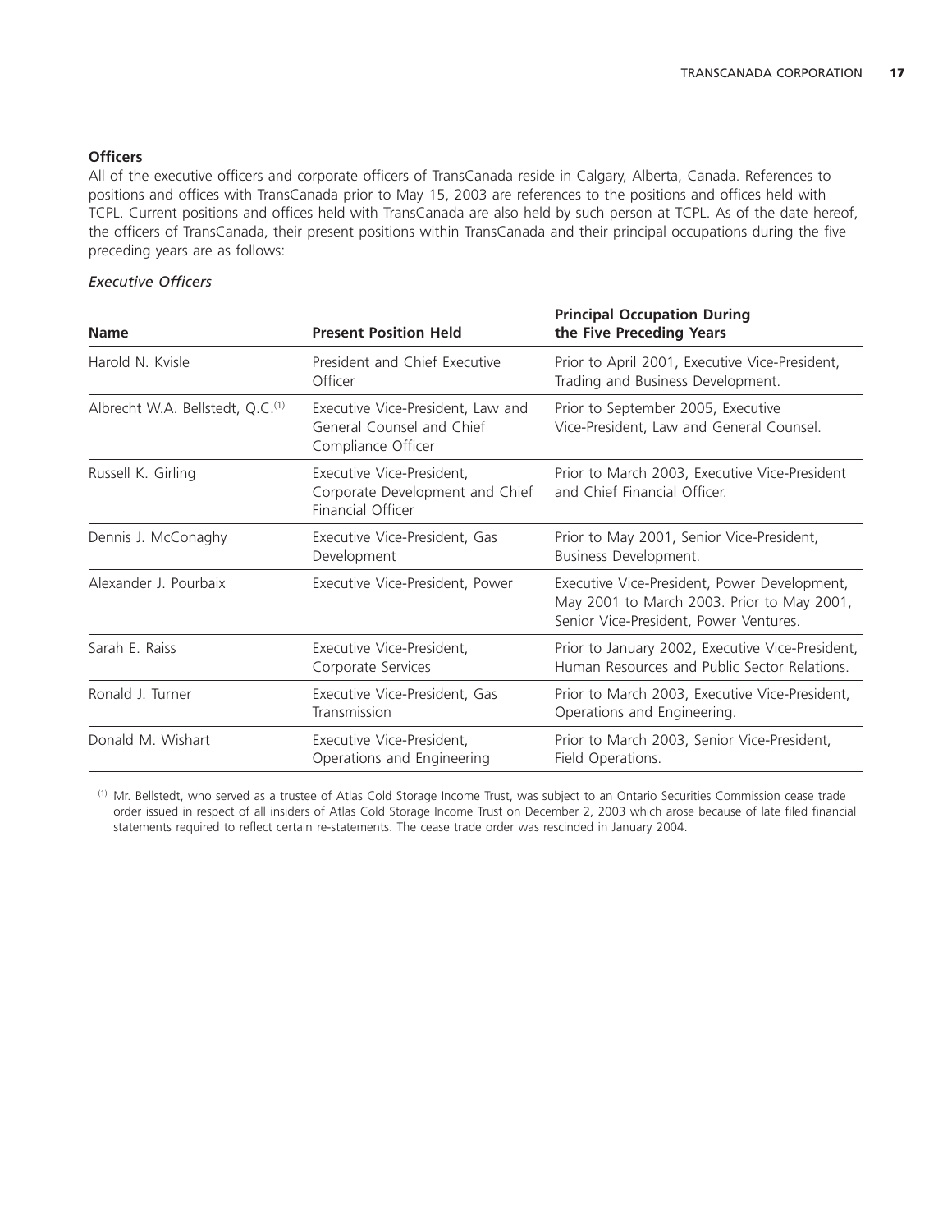**Officers**

All of the executive officers and corporate officers of TransCanada reside in Calgary, Alberta, Canada. References to positions and offices with TransCanada prior to May 15, 2003 are references to the positions and offices held with TCPL. Current positions and offices held with TransCanada are also held by such person at TCPL. As of the date hereof, the officers of TransCanada, their present positions within TransCanada and their principal occupations during the five preceding years are as follows:

*Executive Officers*

| Name | Present Position Held | Principal Occupation During the Five Preceding Years |
|---|---|---|
| Harold N. Kvisle | President and Chief Executive Officer | Prior to April 2001, Executive Vice-President, Trading and Business Development. |
| Albrecht W.A. Bellstedt, Q.C.[1] | Executive Vice-President, Law and General Counsel and Chief Compliance Officer | Prior to September 2005, Executive Vice-President, Law and General Counsel. |
| Russell K. Girling | Executive Vice-President, Corporate Development and Chief Financial Officer | Prior to March 2003, Executive Vice-President and Chief Financial Officer. |
| Dennis J. McConaghy | Executive Vice-President, Gas Development | Prior to May 2001, Senior Vice-President, Business Development. |
| Alexander J. Pourbaix | Executive Vice-President, Power | Executive Vice-President, Power Development, May 2001 to March 2003. Prior to May 2001, Senior Vice-President, Power Ventures. |
| Sarah E. Raiss | Executive Vice-President, Corporate Services | Prior to January 2002, Executive Vice-President, Human Resources and Public Sector Relations. |
| Ronald J. Turner | Executive Vice-President, Gas Transmission | Prior to March 2003, Executive Vice-President, Operations and Engineering. |
| Donald M. Wishart | Executive Vice-President, Operations and Engineering | Prior to March 2003, Senior Vice-President, Field Operations. |

[1] Mr. Bellstedt, who served as a trustee of Atlas Cold Storage Income Trust, was subject to an Ontario Securities Commission cease trade order issued in respect of all insiders of Atlas Cold Storage Income Trust on December 2, 2003 which arose because of late filed financial statements required to reflect certain re-statements. The cease trade order was rescinded in January 2004.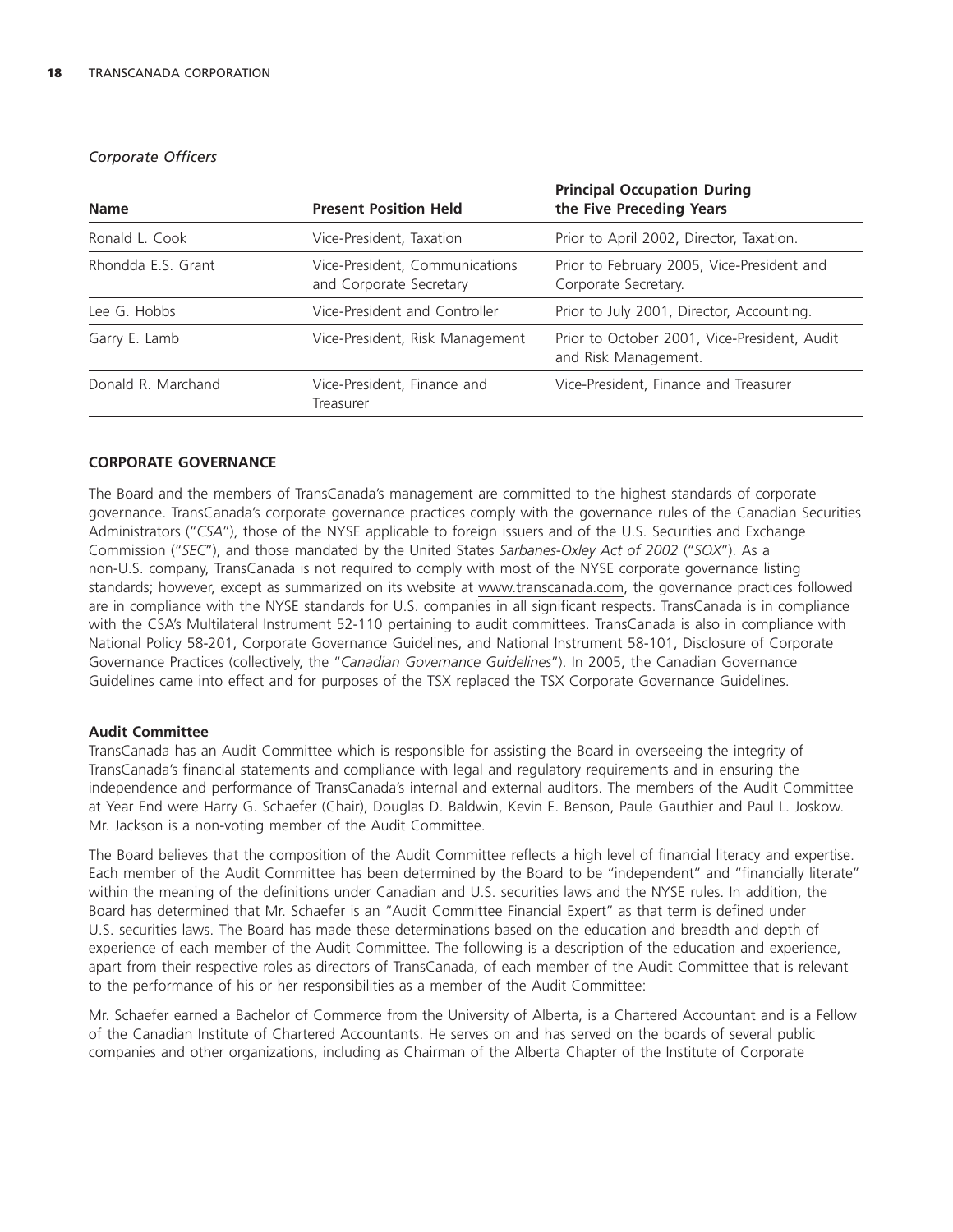*Corporate Officers*

| Name | Present Position Held | Principal Occupation During the Five Preceding Years |
|---|---|---|
| Ronald L. Cook | Vice-President, Taxation | Prior to April 2002, Director, Taxation. |
| Rhondda E.S. Grant | Vice-President, Communications and Corporate Secretary | Prior to February 2005, Vice-President and Corporate Secretary. |
| Lee G. Hobbs | Vice-President and Controller | Prior to July 2001, Director, Accounting. |
| Garry E. Lamb | Vice-President, Risk Management | Prior to October 2001, Vice-President, Audit and Risk Management. |
| Donald R. Marchand | Vice-President, Finance and Treasurer | Vice-President, Finance and Treasurer |

## CORPORATE GOVERNANCE

The Board and the members of TransCanada's management are committed to the highest standards of corporate governance. TransCanada's corporate governance practices comply with the governance rules of the Canadian Securities Administrators ("*CSA*"), those of the NYSE applicable to foreign issuers and of the U.S. Securities and Exchange Commission ("*SEC*"), and those mandated by the United States *Sarbanes-Oxley Act of 2002* ("*SOX*"). As a non-U.S. company, TransCanada is not required to comply with most of the NYSE corporate governance listing standards; however, except as summarized on its website at www.transcanada.com, the governance practices followed are in compliance with the NYSE standards for U.S. companies in all significant respects. TransCanada is in compliance with the CSA's Multilateral Instrument 52-110 pertaining to audit committees. TransCanada is also in compliance with National Policy 58-201, Corporate Governance Guidelines, and National Instrument 58-101, Disclosure of Corporate Governance Practices (collectively, the "*Canadian Governance Guidelines*"). In 2005, the Canadian Governance Guidelines came into effect and for purposes of the TSX replaced the TSX Corporate Governance Guidelines.

### Audit Committee

TransCanada has an Audit Committee which is responsible for assisting the Board in overseeing the integrity of TransCanada's financial statements and compliance with legal and regulatory requirements and in ensuring the independence and performance of TransCanada's internal and external auditors. The members of the Audit Committee at Year End were Harry G. Schaefer (Chair), Douglas D. Baldwin, Kevin E. Benson, Paule Gauthier and Paul L. Joskow. Mr. Jackson is a non-voting member of the Audit Committee.

The Board believes that the composition of the Audit Committee reflects a high level of financial literacy and expertise. Each member of the Audit Committee has been determined by the Board to be "independent" and "financially literate" within the meaning of the definitions under Canadian and U.S. securities laws and the NYSE rules. In addition, the Board has determined that Mr. Schaefer is an "Audit Committee Financial Expert" as that term is defined under U.S. securities laws. The Board has made these determinations based on the education and breadth and depth of experience of each member of the Audit Committee. The following is a description of the education and experience, apart from their respective roles as directors of TransCanada, of each member of the Audit Committee that is relevant to the performance of his or her responsibilities as a member of the Audit Committee:

Mr. Schaefer earned a Bachelor of Commerce from the University of Alberta, is a Chartered Accountant and is a Fellow of the Canadian Institute of Chartered Accountants. He serves on and has served on the boards of several public companies and other organizations, including as Chairman of the Alberta Chapter of the Institute of Corporate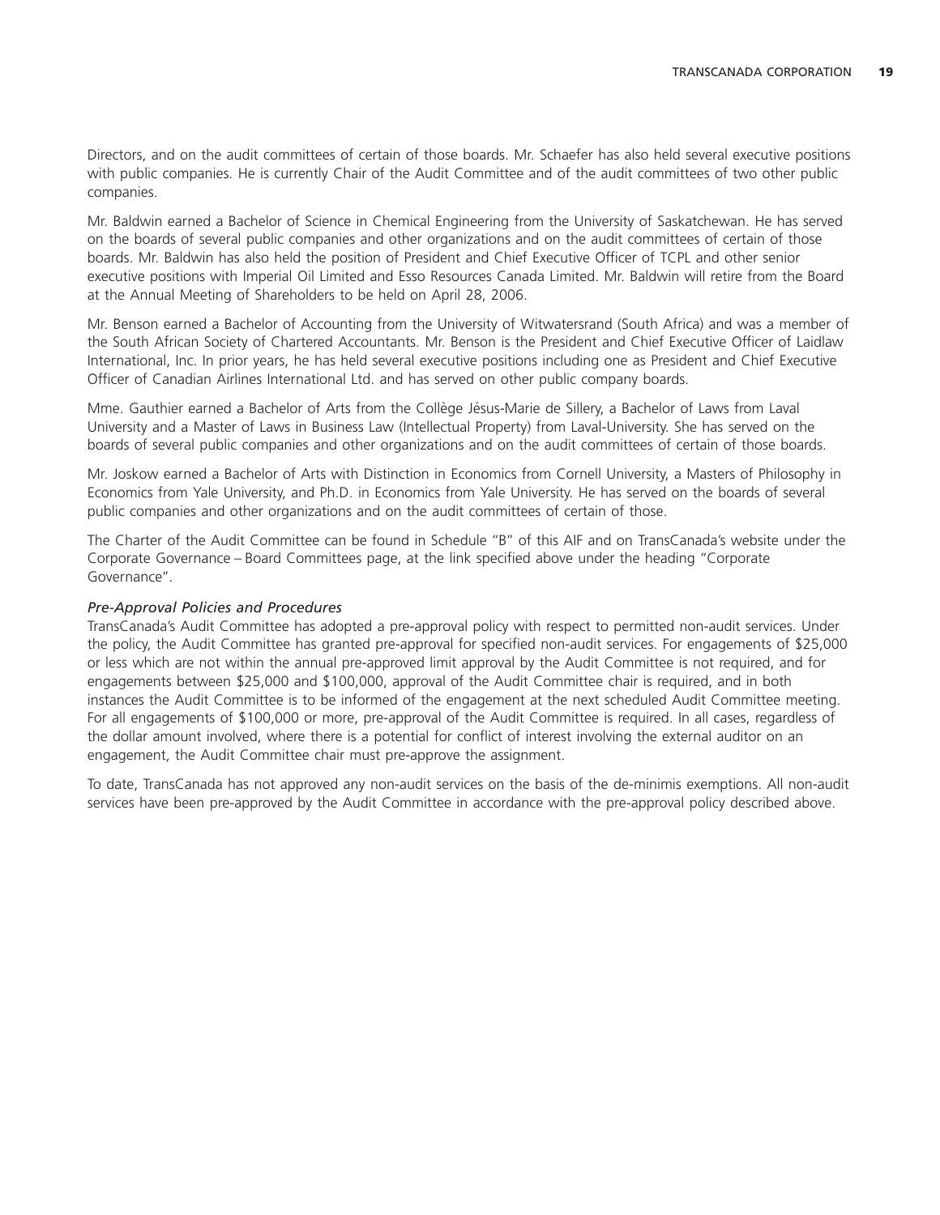Directors, and on the audit committees of certain of those boards. Mr. Schaefer has also held several executive positions with public companies. He is currently Chair of the Audit Committee and of the audit committees of two other public companies.

Mr. Baldwin earned a Bachelor of Science in Chemical Engineering from the University of Saskatchewan. He has served on the boards of several public companies and other organizations and on the audit committees of certain of those boards. Mr. Baldwin has also held the position of President and Chief Executive Officer of TCPL and other senior executive positions with Imperial Oil Limited and Esso Resources Canada Limited. Mr. Baldwin will retire from the Board at the Annual Meeting of Shareholders to be held on April 28, 2006.

Mr. Benson earned a Bachelor of Accounting from the University of Witwatersrand (South Africa) and was a member of the South African Society of Chartered Accountants. Mr. Benson is the President and Chief Executive Officer of Laidlaw International, Inc. In prior years, he has held several executive positions including one as President and Chief Executive Officer of Canadian Airlines International Ltd. and has served on other public company boards.

Mme. Gauthier earned a Bachelor of Arts from the Collège Jésus-Marie de Sillery, a Bachelor of Laws from Laval University and a Master of Laws in Business Law (Intellectual Property) from Laval-University. She has served on the boards of several public companies and other organizations and on the audit committees of certain of those boards.

Mr. Joskow earned a Bachelor of Arts with Distinction in Economics from Cornell University, a Masters of Philosophy in Economics from Yale University, and Ph.D. in Economics from Yale University. He has served on the boards of several public companies and other organizations and on the audit committees of certain of those.

The Charter of the Audit Committee can be found in Schedule "B" of this AIF and on TransCanada's website under the Corporate Governance – Board Committees page, at the link specified above under the heading "Corporate Governance".

*Pre-Approval Policies and Procedures*

TransCanada's Audit Committee has adopted a pre-approval policy with respect to permitted non-audit services. Under the policy, the Audit Committee has granted pre-approval for specified non-audit services. For engagements of $25,000 or less which are not within the annual pre-approved limit approval by the Audit Committee is not required, and for engagements between $25,000 and $100,000, approval of the Audit Committee chair is required, and in both instances the Audit Committee is to be informed of the engagement at the next scheduled Audit Committee meeting. For all engagements of $100,000 or more, pre-approval of the Audit Committee is required. In all cases, regardless of the dollar amount involved, where there is a potential for conflict of interest involving the external auditor on an engagement, the Audit Committee chair must pre-approve the assignment.

To date, TransCanada has not approved any non-audit services on the basis of the de-minimis exemptions. All non-audit services have been pre-approved by the Audit Committee in accordance with the pre-approval policy described above.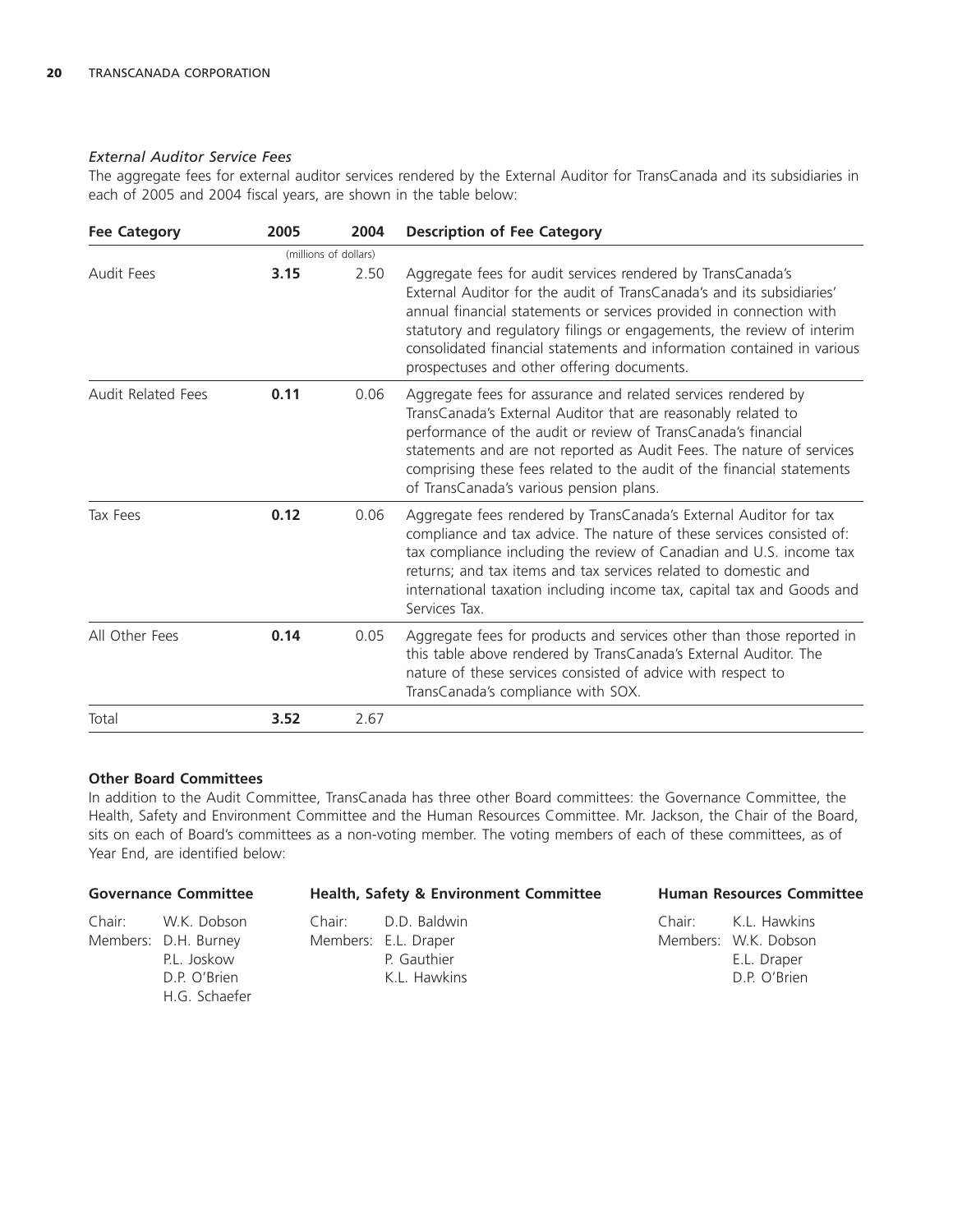*External Auditor Service Fees*

The aggregate fees for external auditor services rendered by the External Auditor for TransCanada and its subsidiaries in each of 2005 and 2004 fiscal years, are shown in the table below:

| Fee Category | 2005 | 2004 | Description of Fee Category |
|---|---|---|---|
| | (millions of dollars) | | |
| Audit Fees | **3.15** | 2.50 | Aggregate fees for audit services rendered by TransCanada's External Auditor for the audit of TransCanada's and its subsidiaries' annual financial statements or services provided in connection with statutory and regulatory filings or engagements, the review of interim consolidated financial statements and information contained in various prospectuses and other offering documents. |
| Audit Related Fees | **0.11** | 0.06 | Aggregate fees for assurance and related services rendered by TransCanada's External Auditor that are reasonably related to performance of the audit or review of TransCanada's financial statements and are not reported as Audit Fees. The nature of services comprising these fees related to the audit of the financial statements of TransCanada's various pension plans. |
| Tax Fees | **0.12** | 0.06 | Aggregate fees rendered by TransCanada's External Auditor for tax compliance and tax advice. The nature of these services consisted of: tax compliance including the review of Canadian and U.S. income tax returns; and tax items and tax services related to domestic and international taxation including income tax, capital tax and Goods and Services Tax. |
| All Other Fees | **0.14** | 0.05 | Aggregate fees for products and services other than those reported in this table above rendered by TransCanada's External Auditor. The nature of these services consisted of advice with respect to TransCanada's compliance with SOX. |
| Total | **3.52** | 2.67 | |

**Other Board Committees**

In addition to the Audit Committee, TransCanada has three other Board committees: the Governance Committee, the Health, Safety and Environment Committee and the Human Resources Committee. Mr. Jackson, the Chair of the Board, sits on each of Board's committees as a non-voting member. The voting members of each of these committees, as of Year End, are identified below:

**Governance Committee**

Chair: W.K. Dobson
Members: D.H. Burney
P.L. Joskow
D.P. O'Brien
H.G. Schaefer

**Health, Safety & Environment Committee**

Chair: D.D. Baldwin
Members: E.L. Draper
P. Gauthier
K.L. Hawkins

**Human Resources Committee**

Chair: K.L. Hawkins
Members: W.K. Dobson
E.L. Draper
D.P. O'Brien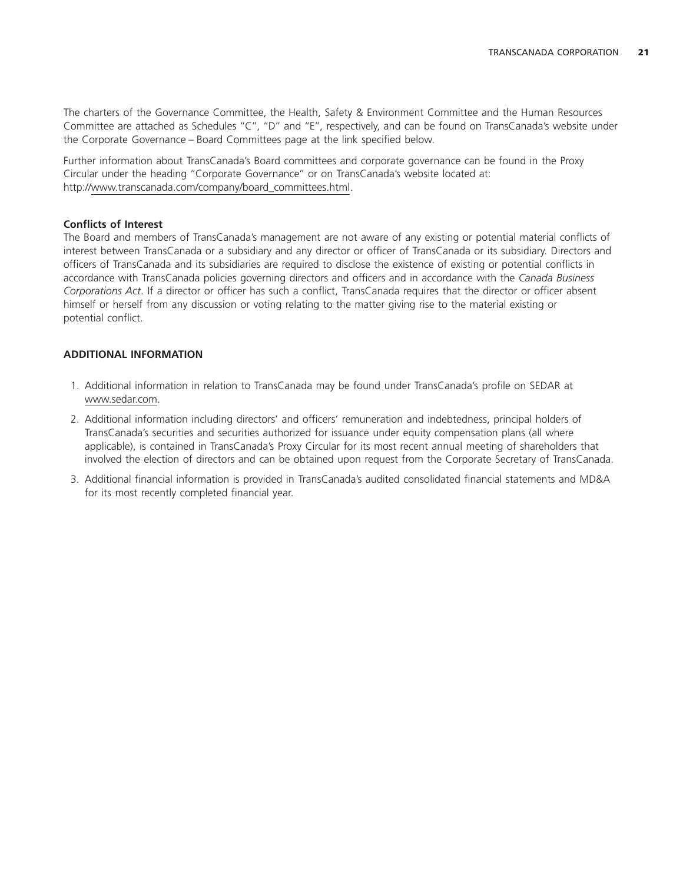The charters of the Governance Committee, the Health, Safety & Environment Committee and the Human Resources Committee are attached as Schedules "C", "D" and "E", respectively, and can be found on TransCanada's website under the Corporate Governance – Board Committees page at the link specified below.

Further information about TransCanada's Board committees and corporate governance can be found in the Proxy Circular under the heading "Corporate Governance" or on TransCanada's website located at: http://www.transcanada.com/company/board_committees.html.

**Conflicts of Interest**

The Board and members of TransCanada's management are not aware of any existing or potential material conflicts of interest between TransCanada or a subsidiary and any director or officer of TransCanada or its subsidiary. Directors and officers of TransCanada and its subsidiaries are required to disclose the existence of existing or potential conflicts in accordance with TransCanada policies governing directors and officers and in accordance with the *Canada Business Corporations Act*. If a director or officer has such a conflict, TransCanada requires that the director or officer absent himself or herself from any discussion or voting relating to the matter giving rise to the material existing or potential conflict.

## ADDITIONAL INFORMATION

1. Additional information in relation to TransCanada may be found under TransCanada's profile on SEDAR at www.sedar.com.
2. Additional information including directors' and officers' remuneration and indebtedness, principal holders of TransCanada's securities and securities authorized for issuance under equity compensation plans (all where applicable), is contained in TransCanada's Proxy Circular for its most recent annual meeting of shareholders that involved the election of directors and can be obtained upon request from the Corporate Secretary of TransCanada.
3. Additional financial information is provided in TransCanada's audited consolidated financial statements and MD&A for its most recently completed financial year.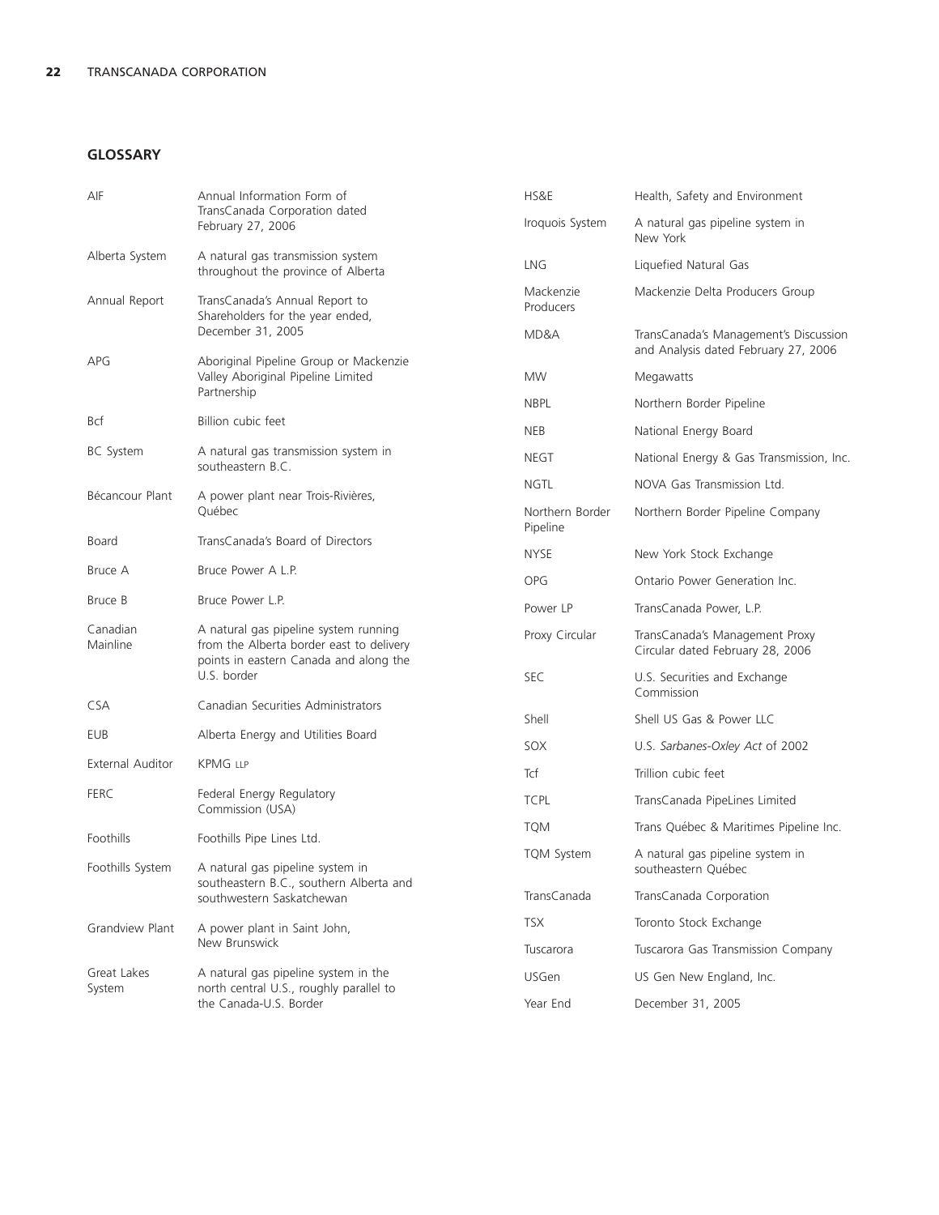## GLOSSARY

| | |
|---|---|
| AIF | Annual Information Form of TransCanada Corporation dated February 27, 2006 |
| Alberta System | A natural gas transmission system throughout the province of Alberta |
| Annual Report | TransCanada's Annual Report to Shareholders for the year ended, December 31, 2005 |
| APG | Aboriginal Pipeline Group or Mackenzie Valley Aboriginal Pipeline Limited Partnership |
| Bcf | Billion cubic feet |
| BC System | A natural gas transmission system in southeastern B.C. |
| Bécancour Plant | A power plant near Trois-Rivières, Québec |
| Board | TransCanada's Board of Directors |
| Bruce A | Bruce Power A L.P. |
| Bruce B | Bruce Power L.P. |
| Canadian Mainline | A natural gas pipeline system running from the Alberta border east to delivery points in eastern Canada and along the U.S. border |
| CSA | Canadian Securities Administrators |
| EUB | Alberta Energy and Utilities Board |
| External Auditor | KPMG LLP |
| FERC | Federal Energy Regulatory Commission (USA) |
| Foothills | Foothills Pipe Lines Ltd. |
| Foothills System | A natural gas pipeline system in southeastern B.C., southern Alberta and southwestern Saskatchewan |
| Grandview Plant | A power plant in Saint John, New Brunswick |
| Great Lakes System | A natural gas pipeline system in the north central U.S., roughly parallel to the Canada-U.S. Border |
| HS&E | Health, Safety and Environment |
| Iroquois System | A natural gas pipeline system in New York |
| LNG | Liquefied Natural Gas |
| Mackenzie Producers | Mackenzie Delta Producers Group |
| MD&A | TransCanada's Management's Discussion and Analysis dated February 27, 2006 |
| MW | Megawatts |
| NBPL | Northern Border Pipeline |
| NEB | National Energy Board |
| NEGT | National Energy & Gas Transmission, Inc. |
| NGTL | NOVA Gas Transmission Ltd. |
| Northern Border Pipeline | Northern Border Pipeline Company |
| NYSE | New York Stock Exchange |
| OPG | Ontario Power Generation Inc. |
| Power LP | TransCanada Power, L.P. |
| Proxy Circular | TransCanada's Management Proxy Circular dated February 28, 2006 |
| SEC | U.S. Securities and Exchange Commission |
| Shell | Shell US Gas & Power LLC |
| SOX | U.S. *Sarbanes-Oxley Act* of 2002 |
| Tcf | Trillion cubic feet |
| TCPL | TransCanada PipeLines Limited |
| TQM | Trans Québec & Maritimes Pipeline Inc. |
| TQM System | A natural gas pipeline system in southeastern Québec |
| TransCanada | TransCanada Corporation |
| TSX | Toronto Stock Exchange |
| Tuscarora | Tuscarora Gas Transmission Company |
| USGen | US Gen New England, Inc. |
| Year End | December 31, 2005 |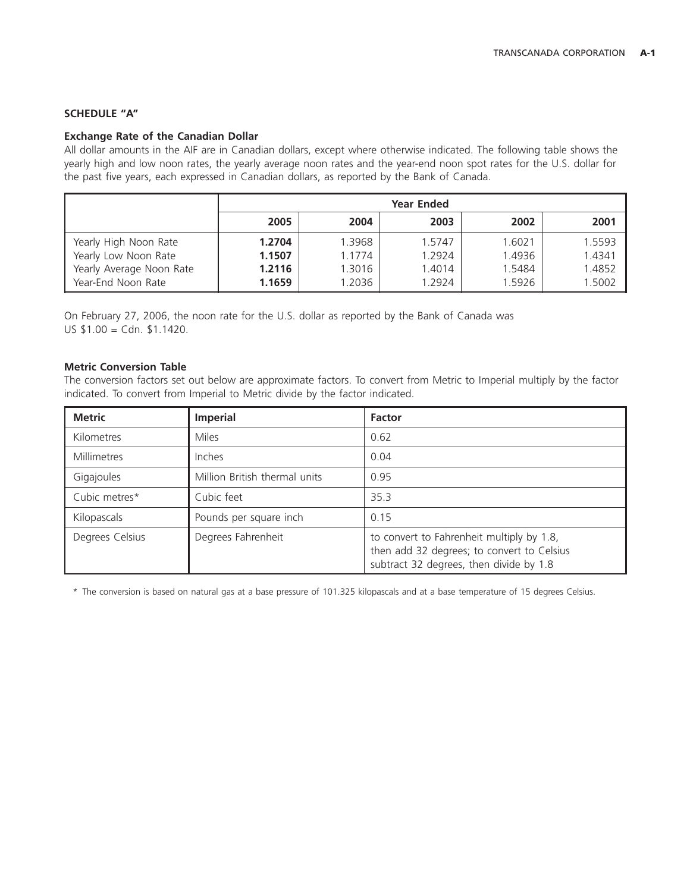## SCHEDULE "A"

### Exchange Rate of the Canadian Dollar

All dollar amounts in the AIF are in Canadian dollars, except where otherwise indicated. The following table shows the yearly high and low noon rates, the yearly average noon rates and the year-end noon spot rates for the U.S. dollar for the past five years, each expressed in Canadian dollars, as reported by the Bank of Canada.

| | Year Ended | | | | |
|---|---|---|---|---|---|
| | **2005** | 2004 | 2003 | 2002 | 2001 |
| Yearly High Noon Rate | **1.2704** | 1.3968 | 1.5747 | 1.6021 | 1.5593 |
| Yearly Low Noon Rate | **1.1507** | 1.1774 | 1.2924 | 1.4936 | 1.4341 |
| Yearly Average Noon Rate | **1.2116** | 1.3016 | 1.4014 | 1.5484 | 1.4852 |
| Year-End Noon Rate | **1.1659** | 1.2036 | 1.2924 | 1.5926 | 1.5002 |

On February 27, 2006, the noon rate for the U.S. dollar as reported by the Bank of Canada was US $1.00 = Cdn. $1.1420.

### Metric Conversion Table

The conversion factors set out below are approximate factors. To convert from Metric to Imperial multiply by the factor indicated. To convert from Imperial to Metric divide by the factor indicated.

| Metric | Imperial | Factor |
|---|---|---|
| Kilometres | Miles | 0.62 |
| Millimetres | Inches | 0.04 |
| Gigajoules | Million British thermal units | 0.95 |
| Cubic metres* | Cubic feet | 35.3 |
| Kilopascals | Pounds per square inch | 0.15 |
| Degrees Celsius | Degrees Fahrenheit | to convert to Fahrenheit multiply by 1.8, then add 32 degrees; to convert to Celsius subtract 32 degrees, then divide by 1.8 |

\* The conversion is based on natural gas at a base pressure of 101.325 kilopascals and at a base temperature of 15 degrees Celsius.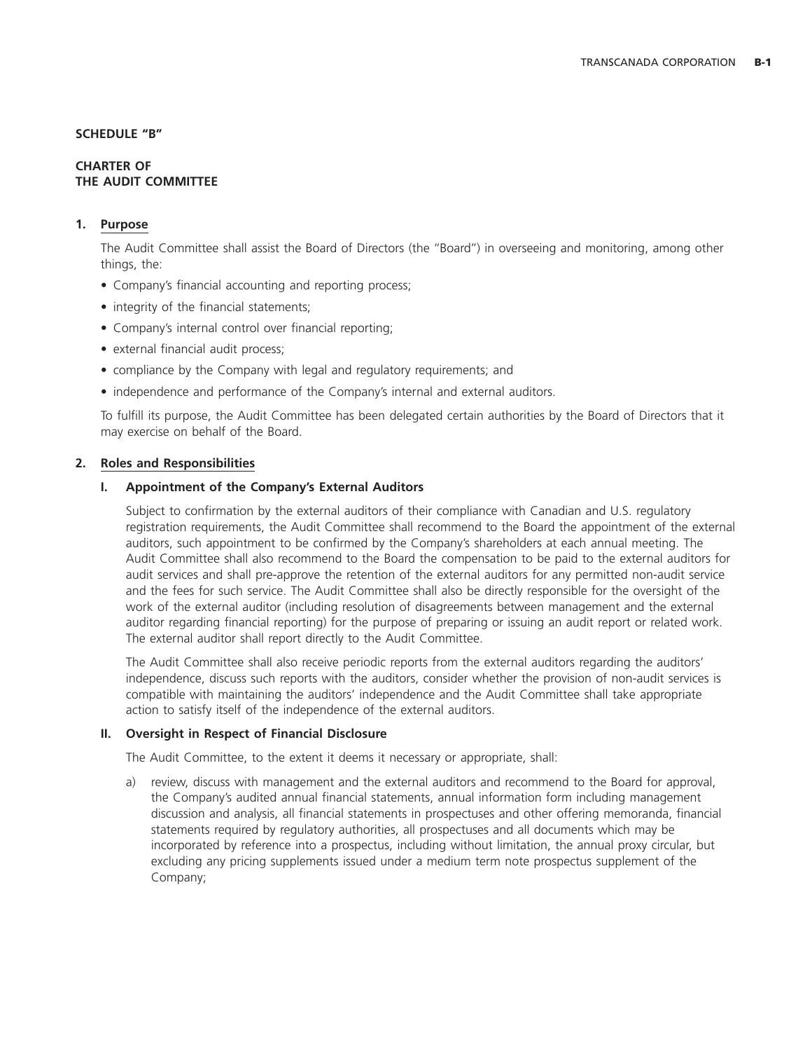**SCHEDULE "B"**

## CHARTER OF THE AUDIT COMMITTEE

### 1. Purpose

The Audit Committee shall assist the Board of Directors (the "Board") in overseeing and monitoring, among other things, the:

- Company's financial accounting and reporting process;
- integrity of the financial statements;
- Company's internal control over financial reporting;
- external financial audit process;
- compliance by the Company with legal and regulatory requirements; and
- independence and performance of the Company's internal and external auditors.

To fulfill its purpose, the Audit Committee has been delegated certain authorities by the Board of Directors that it may exercise on behalf of the Board.

### 2. Roles and Responsibilities

#### I. Appointment of the Company's External Auditors

Subject to confirmation by the external auditors of their compliance with Canadian and U.S. regulatory registration requirements, the Audit Committee shall recommend to the Board the appointment of the external auditors, such appointment to be confirmed by the Company's shareholders at each annual meeting. The Audit Committee shall also recommend to the Board the compensation to be paid to the external auditors for audit services and shall pre-approve the retention of the external auditors for any permitted non-audit service and the fees for such service. The Audit Committee shall also be directly responsible for the oversight of the work of the external auditor (including resolution of disagreements between management and the external auditor regarding financial reporting) for the purpose of preparing or issuing an audit report or related work. The external auditor shall report directly to the Audit Committee.

The Audit Committee shall also receive periodic reports from the external auditors regarding the auditors' independence, discuss such reports with the auditors, consider whether the provision of non-audit services is compatible with maintaining the auditors' independence and the Audit Committee shall take appropriate action to satisfy itself of the independence of the external auditors.

#### II. Oversight in Respect of Financial Disclosure

The Audit Committee, to the extent it deems it necessary or appropriate, shall:

a) review, discuss with management and the external auditors and recommend to the Board for approval, the Company's audited annual financial statements, annual information form including management discussion and analysis, all financial statements in prospectuses and other offering memoranda, financial statements required by regulatory authorities, all prospectuses and all documents which may be incorporated by reference into a prospectus, including without limitation, the annual proxy circular, but excluding any pricing supplements issued under a medium term note prospectus supplement of the Company;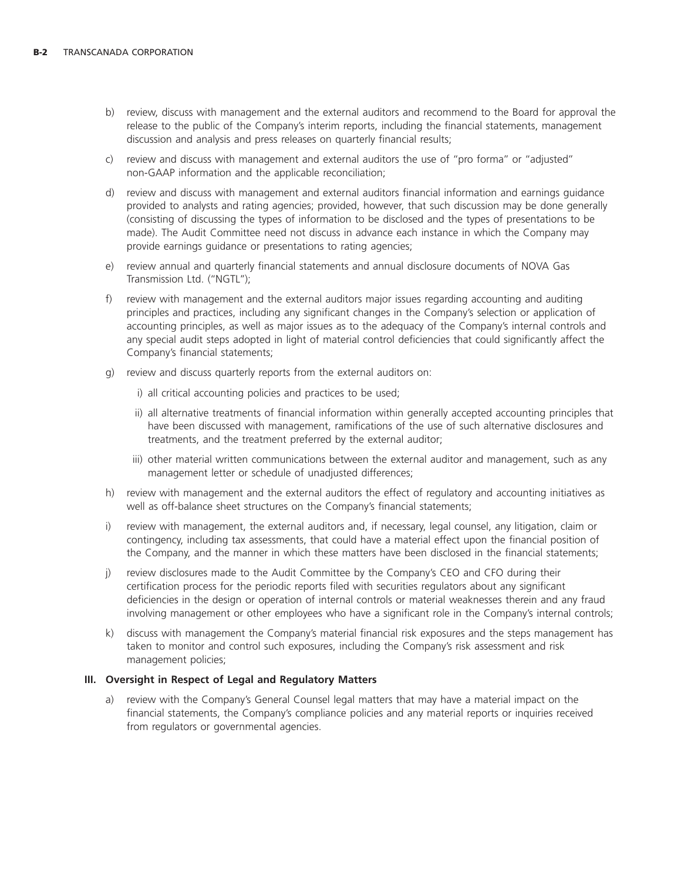b) review, discuss with management and the external auditors and recommend to the Board for approval the release to the public of the Company's interim reports, including the financial statements, management discussion and analysis and press releases on quarterly financial results;

c) review and discuss with management and external auditors the use of "pro forma" or "adjusted" non-GAAP information and the applicable reconciliation;

d) review and discuss with management and external auditors financial information and earnings guidance provided to analysts and rating agencies; provided, however, that such discussion may be done generally (consisting of discussing the types of information to be disclosed and the types of presentations to be made). The Audit Committee need not discuss in advance each instance in which the Company may provide earnings guidance or presentations to rating agencies;

e) review annual and quarterly financial statements and annual disclosure documents of NOVA Gas Transmission Ltd. ("NGTL");

f) review with management and the external auditors major issues regarding accounting and auditing principles and practices, including any significant changes in the Company's selection or application of accounting principles, as well as major issues as to the adequacy of the Company's internal controls and any special audit steps adopted in light of material control deficiencies that could significantly affect the Company's financial statements;

g) review and discuss quarterly reports from the external auditors on:

   i) all critical accounting policies and practices to be used;

   ii) all alternative treatments of financial information within generally accepted accounting principles that have been discussed with management, ramifications of the use of such alternative disclosures and treatments, and the treatment preferred by the external auditor;

   iii) other material written communications between the external auditor and management, such as any management letter or schedule of unadjusted differences;

h) review with management and the external auditors the effect of regulatory and accounting initiatives as well as off-balance sheet structures on the Company's financial statements;

i) review with management, the external auditors and, if necessary, legal counsel, any litigation, claim or contingency, including tax assessments, that could have a material effect upon the financial position of the Company, and the manner in which these matters have been disclosed in the financial statements;

j) review disclosures made to the Audit Committee by the Company's CEO and CFO during their certification process for the periodic reports filed with securities regulators about any significant deficiencies in the design or operation of internal controls or material weaknesses therein and any fraud involving management or other employees who have a significant role in the Company's internal controls;

k) discuss with management the Company's material financial risk exposures and the steps management has taken to monitor and control such exposures, including the Company's risk assessment and risk management policies;

**III. Oversight in Respect of Legal and Regulatory Matters**

a) review with the Company's General Counsel legal matters that may have a material impact on the financial statements, the Company's compliance policies and any material reports or inquiries received from regulators or governmental agencies.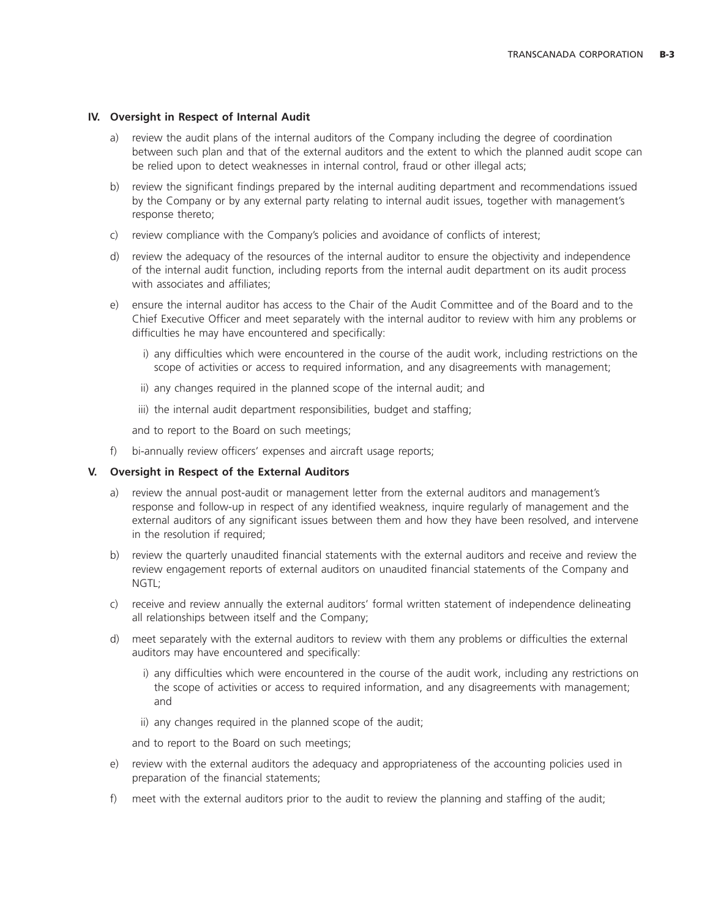### IV. Oversight in Respect of Internal Audit

a) review the audit plans of the internal auditors of the Company including the degree of coordination between such plan and that of the external auditors and the extent to which the planned audit scope can be relied upon to detect weaknesses in internal control, fraud or other illegal acts;

b) review the significant findings prepared by the internal auditing department and recommendations issued by the Company or by any external party relating to internal audit issues, together with management's response thereto;

c) review compliance with the Company's policies and avoidance of conflicts of interest;

d) review the adequacy of the resources of the internal auditor to ensure the objectivity and independence of the internal audit function, including reports from the internal audit department on its audit process with associates and affiliates;

e) ensure the internal auditor has access to the Chair of the Audit Committee and of the Board and to the Chief Executive Officer and meet separately with the internal auditor to review with him any problems or difficulties he may have encountered and specifically:

   i) any difficulties which were encountered in the course of the audit work, including restrictions on the scope of activities or access to required information, and any disagreements with management;

   ii) any changes required in the planned scope of the internal audit; and

   iii) the internal audit department responsibilities, budget and staffing;

   and to report to the Board on such meetings;

f) bi-annually review officers' expenses and aircraft usage reports;

### V. Oversight in Respect of the External Auditors

a) review the annual post-audit or management letter from the external auditors and management's response and follow-up in respect of any identified weakness, inquire regularly of management and the external auditors of any significant issues between them and how they have been resolved, and intervene in the resolution if required;

b) review the quarterly unaudited financial statements with the external auditors and receive and review the review engagement reports of external auditors on unaudited financial statements of the Company and NGTL;

c) receive and review annually the external auditors' formal written statement of independence delineating all relationships between itself and the Company;

d) meet separately with the external auditors to review with them any problems or difficulties the external auditors may have encountered and specifically:

   i) any difficulties which were encountered in the course of the audit work, including any restrictions on the scope of activities or access to required information, and any disagreements with management; and

   ii) any changes required in the planned scope of the audit;

   and to report to the Board on such meetings;

e) review with the external auditors the adequacy and appropriateness of the accounting policies used in preparation of the financial statements;

f) meet with the external auditors prior to the audit to review the planning and staffing of the audit;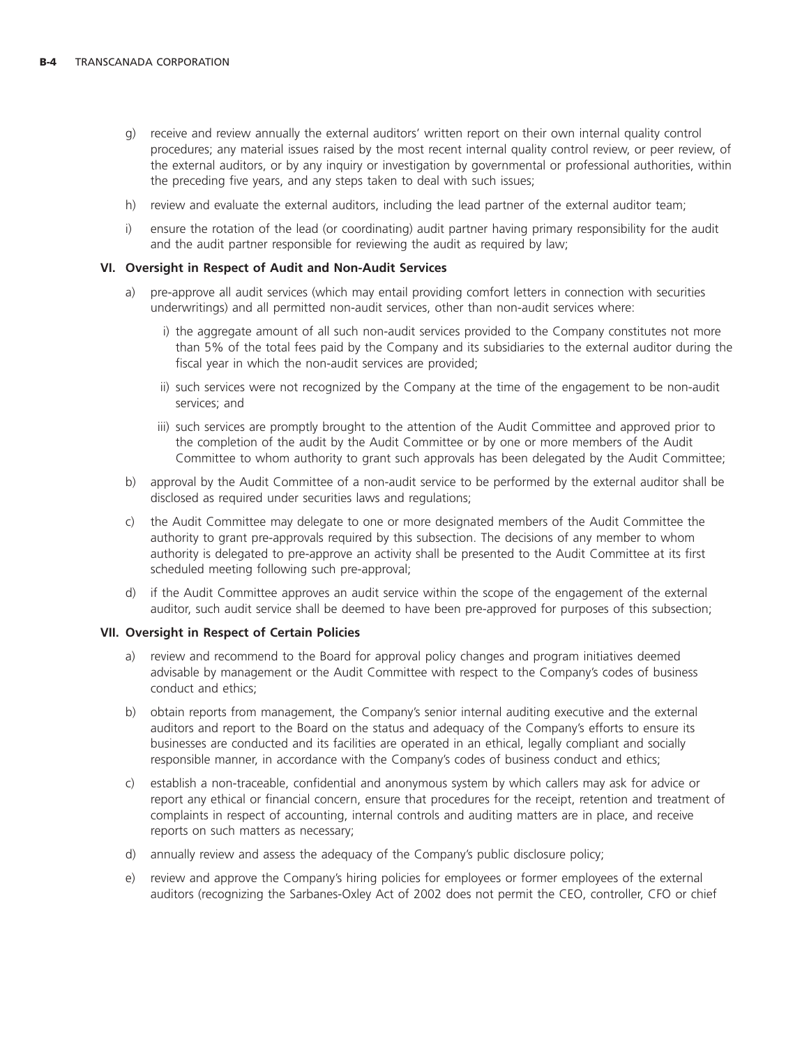g) receive and review annually the external auditors' written report on their own internal quality control procedures; any material issues raised by the most recent internal quality control review, or peer review, of the external auditors, or by any inquiry or investigation by governmental or professional authorities, within the preceding five years, and any steps taken to deal with such issues;

h) review and evaluate the external auditors, including the lead partner of the external auditor team;

i) ensure the rotation of the lead (or coordinating) audit partner having primary responsibility for the audit and the audit partner responsible for reviewing the audit as required by law;

**VI. Oversight in Respect of Audit and Non-Audit Services**

a) pre-approve all audit services (which may entail providing comfort letters in connection with securities underwritings) and all permitted non-audit services, other than non-audit services where:

   i) the aggregate amount of all such non-audit services provided to the Company constitutes not more than 5% of the total fees paid by the Company and its subsidiaries to the external auditor during the fiscal year in which the non-audit services are provided;

   ii) such services were not recognized by the Company at the time of the engagement to be non-audit services; and

   iii) such services are promptly brought to the attention of the Audit Committee and approved prior to the completion of the audit by the Audit Committee or by one or more members of the Audit Committee to whom authority to grant such approvals has been delegated by the Audit Committee;

b) approval by the Audit Committee of a non-audit service to be performed by the external auditor shall be disclosed as required under securities laws and regulations;

c) the Audit Committee may delegate to one or more designated members of the Audit Committee the authority to grant pre-approvals required by this subsection. The decisions of any member to whom authority is delegated to pre-approve an activity shall be presented to the Audit Committee at its first scheduled meeting following such pre-approval;

d) if the Audit Committee approves an audit service within the scope of the engagement of the external auditor, such audit service shall be deemed to have been pre-approved for purposes of this subsection;

**VII. Oversight in Respect of Certain Policies**

a) review and recommend to the Board for approval policy changes and program initiatives deemed advisable by management or the Audit Committee with respect to the Company's codes of business conduct and ethics;

b) obtain reports from management, the Company's senior internal auditing executive and the external auditors and report to the Board on the status and adequacy of the Company's efforts to ensure its businesses are conducted and its facilities are operated in an ethical, legally compliant and socially responsible manner, in accordance with the Company's codes of business conduct and ethics;

c) establish a non-traceable, confidential and anonymous system by which callers may ask for advice or report any ethical or financial concern, ensure that procedures for the receipt, retention and treatment of complaints in respect of accounting, internal controls and auditing matters are in place, and receive reports on such matters as necessary;

d) annually review and assess the adequacy of the Company's public disclosure policy;

e) review and approve the Company's hiring policies for employees or former employees of the external auditors (recognizing the Sarbanes-Oxley Act of 2002 does not permit the CEO, controller, CFO or chief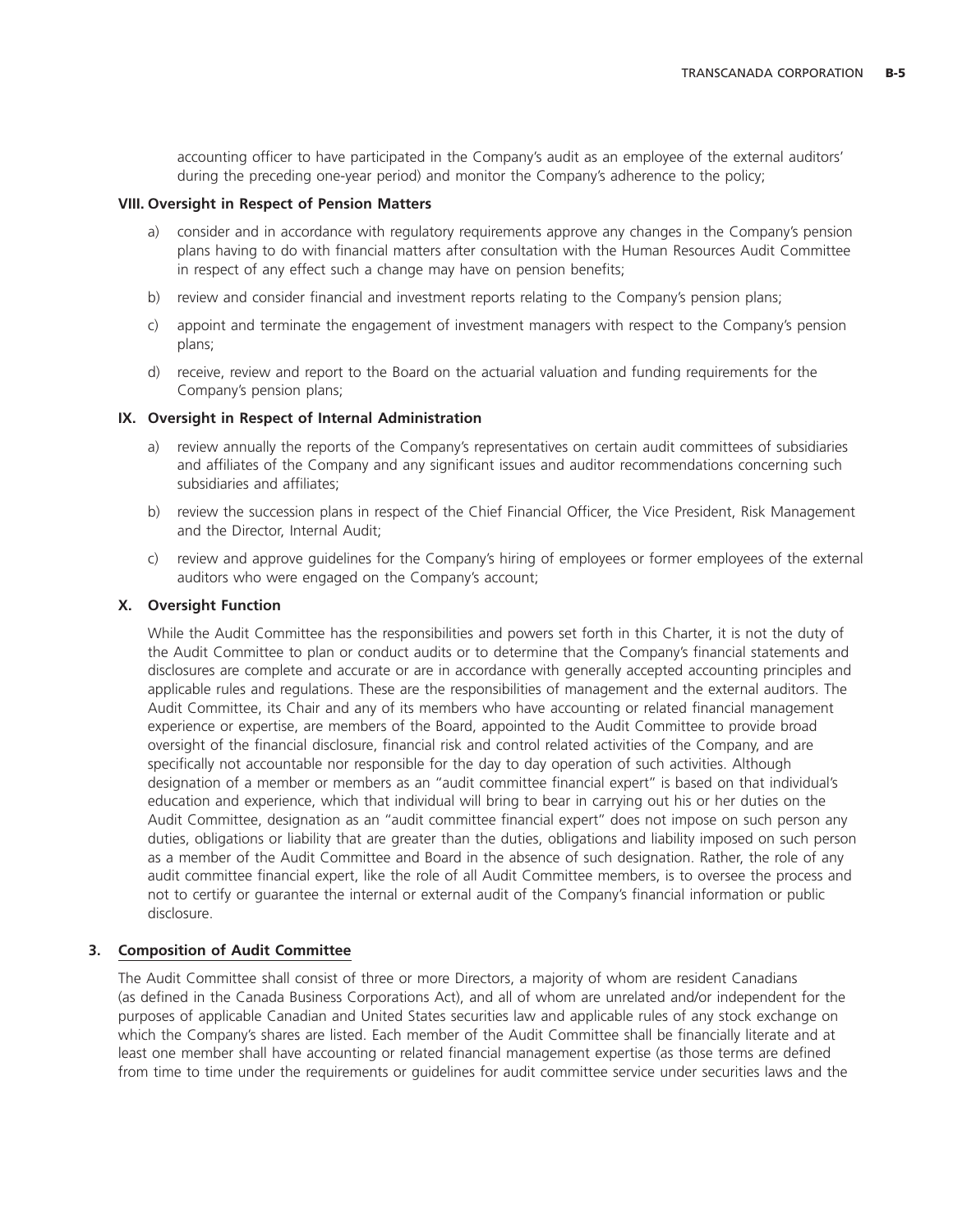accounting officer to have participated in the Company's audit as an employee of the external auditors' during the preceding one-year period) and monitor the Company's adherence to the policy;

**VIII. Oversight in Respect of Pension Matters**

a) consider and in accordance with regulatory requirements approve any changes in the Company's pension plans having to do with financial matters after consultation with the Human Resources Audit Committee in respect of any effect such a change may have on pension benefits;

b) review and consider financial and investment reports relating to the Company's pension plans;

c) appoint and terminate the engagement of investment managers with respect to the Company's pension plans;

d) receive, review and report to the Board on the actuarial valuation and funding requirements for the Company's pension plans;

**IX. Oversight in Respect of Internal Administration**

a) review annually the reports of the Company's representatives on certain audit committees of subsidiaries and affiliates of the Company and any significant issues and auditor recommendations concerning such subsidiaries and affiliates;

b) review the succession plans in respect of the Chief Financial Officer, the Vice President, Risk Management and the Director, Internal Audit;

c) review and approve guidelines for the Company's hiring of employees or former employees of the external auditors who were engaged on the Company's account;

**X. Oversight Function**

While the Audit Committee has the responsibilities and powers set forth in this Charter, it is not the duty of the Audit Committee to plan or conduct audits or to determine that the Company's financial statements and disclosures are complete and accurate or are in accordance with generally accepted accounting principles and applicable rules and regulations. These are the responsibilities of management and the external auditors. The Audit Committee, its Chair and any of its members who have accounting or related financial management experience or expertise, are members of the Board, appointed to the Audit Committee to provide broad oversight of the financial disclosure, financial risk and control related activities of the Company, and are specifically not accountable nor responsible for the day to day operation of such activities. Although designation of a member or members as an "audit committee financial expert" is based on that individual's education and experience, which that individual will bring to bear in carrying out his or her duties on the Audit Committee, designation as an "audit committee financial expert" does not impose on such person any duties, obligations or liability that are greater than the duties, obligations and liability imposed on such person as a member of the Audit Committee and Board in the absence of such designation. Rather, the role of any audit committee financial expert, like the role of all Audit Committee members, is to oversee the process and not to certify or guarantee the internal or external audit of the Company's financial information or public disclosure.

## 3. Composition of Audit Committee

The Audit Committee shall consist of three or more Directors, a majority of whom are resident Canadians (as defined in the Canada Business Corporations Act), and all of whom are unrelated and/or independent for the purposes of applicable Canadian and United States securities law and applicable rules of any stock exchange on which the Company's shares are listed. Each member of the Audit Committee shall be financially literate and at least one member shall have accounting or related financial management expertise (as those terms are defined from time to time under the requirements or guidelines for audit committee service under securities laws and the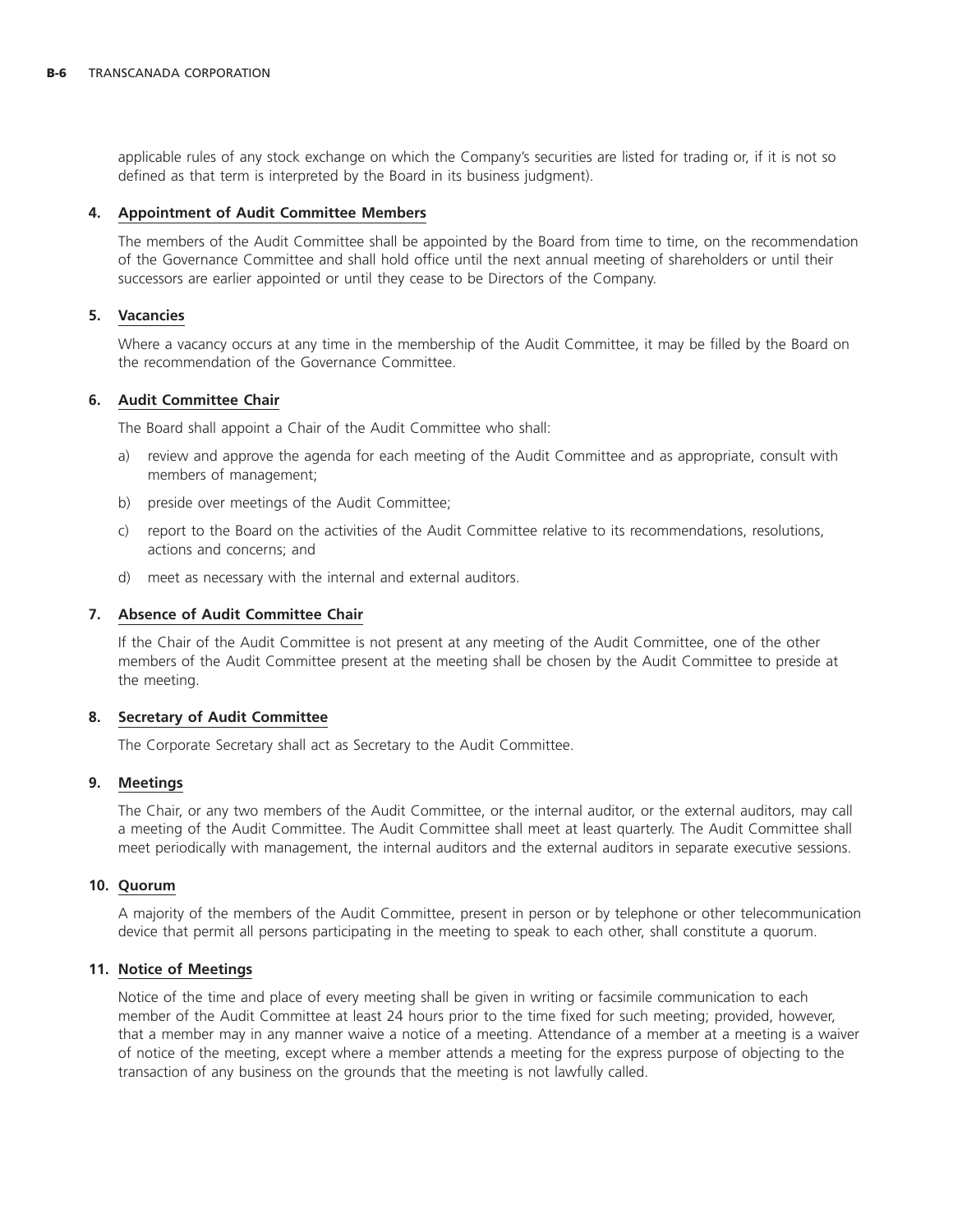applicable rules of any stock exchange on which the Company's securities are listed for trading or, if it is not so defined as that term is interpreted by the Board in its business judgment).

**4. Appointment of Audit Committee Members**

The members of the Audit Committee shall be appointed by the Board from time to time, on the recommendation of the Governance Committee and shall hold office until the next annual meeting of shareholders or until their successors are earlier appointed or until they cease to be Directors of the Company.

**5. Vacancies**

Where a vacancy occurs at any time in the membership of the Audit Committee, it may be filled by the Board on the recommendation of the Governance Committee.

**6. Audit Committee Chair**

The Board shall appoint a Chair of the Audit Committee who shall:

a) review and approve the agenda for each meeting of the Audit Committee and as appropriate, consult with members of management;

b) preside over meetings of the Audit Committee;

c) report to the Board on the activities of the Audit Committee relative to its recommendations, resolutions, actions and concerns; and

d) meet as necessary with the internal and external auditors.

**7. Absence of Audit Committee Chair**

If the Chair of the Audit Committee is not present at any meeting of the Audit Committee, one of the other members of the Audit Committee present at the meeting shall be chosen by the Audit Committee to preside at the meeting.

**8. Secretary of Audit Committee**

The Corporate Secretary shall act as Secretary to the Audit Committee.

**9. Meetings**

The Chair, or any two members of the Audit Committee, or the internal auditor, or the external auditors, may call a meeting of the Audit Committee. The Audit Committee shall meet at least quarterly. The Audit Committee shall meet periodically with management, the internal auditors and the external auditors in separate executive sessions.

**10. Quorum**

A majority of the members of the Audit Committee, present in person or by telephone or other telecommunication device that permit all persons participating in the meeting to speak to each other, shall constitute a quorum.

**11. Notice of Meetings**

Notice of the time and place of every meeting shall be given in writing or facsimile communication to each member of the Audit Committee at least 24 hours prior to the time fixed for such meeting; provided, however, that a member may in any manner waive a notice of a meeting. Attendance of a member at a meeting is a waiver of notice of the meeting, except where a member attends a meeting for the express purpose of objecting to the transaction of any business on the grounds that the meeting is not lawfully called.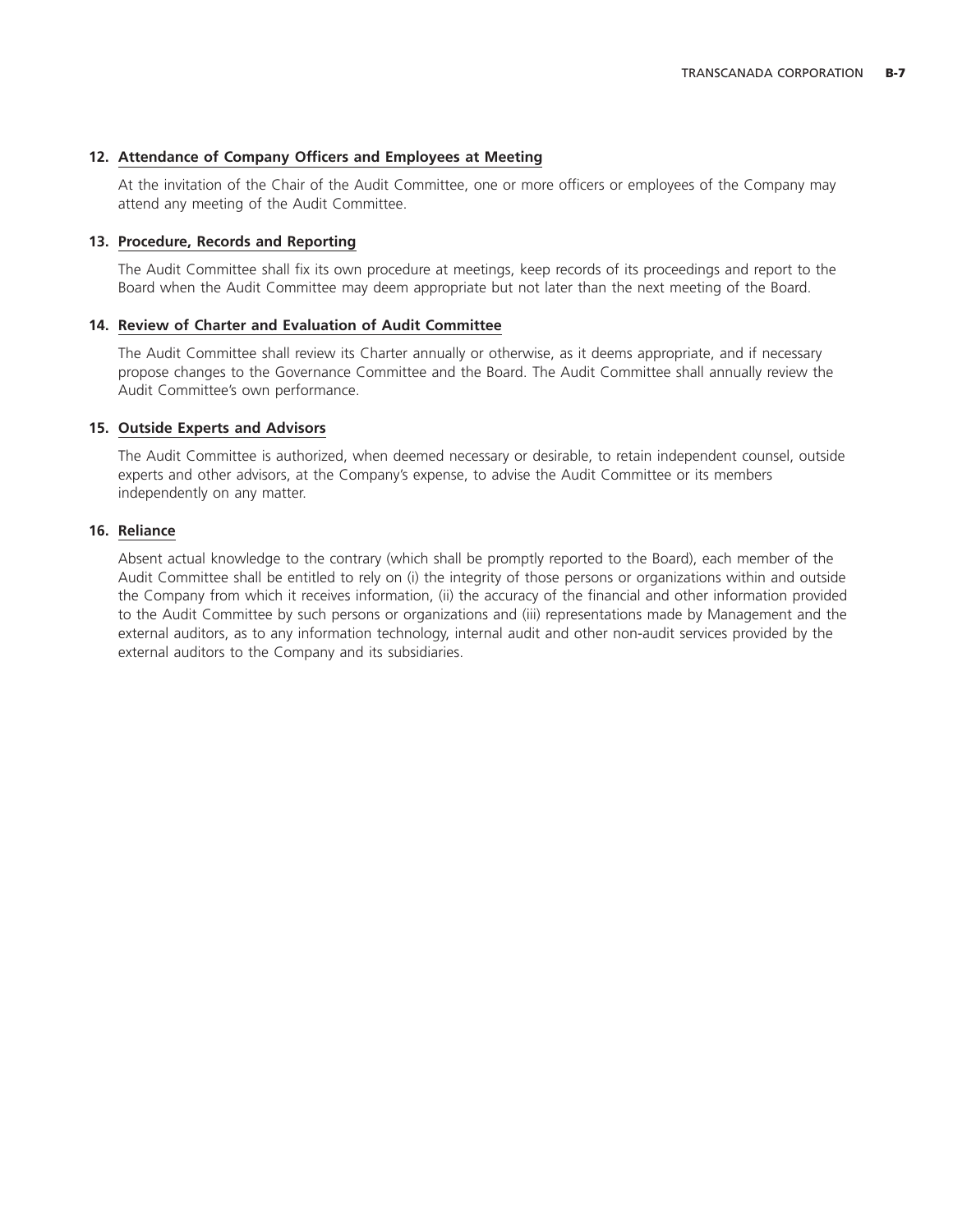**12. Attendance of Company Officers and Employees at Meeting**

At the invitation of the Chair of the Audit Committee, one or more officers or employees of the Company may attend any meeting of the Audit Committee.

**13. Procedure, Records and Reporting**

The Audit Committee shall fix its own procedure at meetings, keep records of its proceedings and report to the Board when the Audit Committee may deem appropriate but not later than the next meeting of the Board.

**14. Review of Charter and Evaluation of Audit Committee**

The Audit Committee shall review its Charter annually or otherwise, as it deems appropriate, and if necessary propose changes to the Governance Committee and the Board. The Audit Committee shall annually review the Audit Committee's own performance.

**15. Outside Experts and Advisors**

The Audit Committee is authorized, when deemed necessary or desirable, to retain independent counsel, outside experts and other advisors, at the Company's expense, to advise the Audit Committee or its members independently on any matter.

**16. Reliance**

Absent actual knowledge to the contrary (which shall be promptly reported to the Board), each member of the Audit Committee shall be entitled to rely on (i) the integrity of those persons or organizations within and outside the Company from which it receives information, (ii) the accuracy of the financial and other information provided to the Audit Committee by such persons or organizations and (iii) representations made by Management and the external auditors, as to any information technology, internal audit and other non-audit services provided by the external auditors to the Company and its subsidiaries.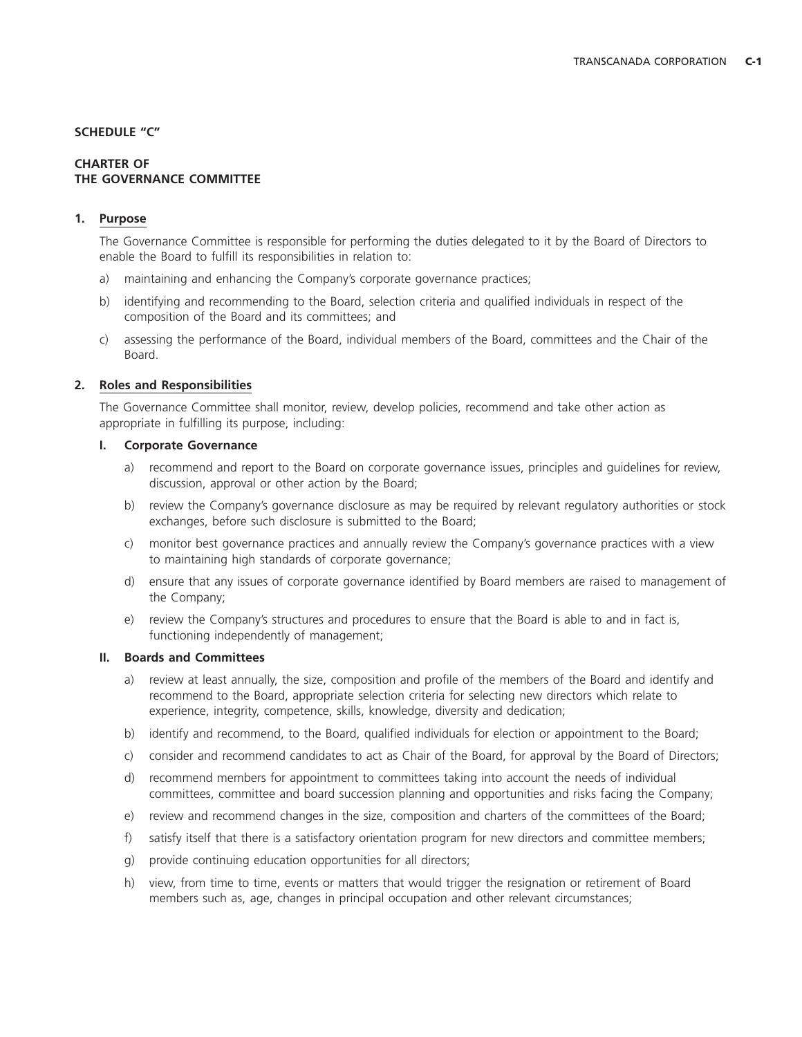**SCHEDULE "C"**

**CHARTER OF**
**THE GOVERNANCE COMMITTEE**

**1. Purpose**

The Governance Committee is responsible for performing the duties delegated to it by the Board of Directors to enable the Board to fulfill its responsibilities in relation to:

a) maintaining and enhancing the Company's corporate governance practices;

b) identifying and recommending to the Board, selection criteria and qualified individuals in respect of the composition of the Board and its committees; and

c) assessing the performance of the Board, individual members of the Board, committees and the Chair of the Board.

**2. Roles and Responsibilities**

The Governance Committee shall monitor, review, develop policies, recommend and take other action as appropriate in fulfilling its purpose, including:

**I. Corporate Governance**

a) recommend and report to the Board on corporate governance issues, principles and guidelines for review, discussion, approval or other action by the Board;

b) review the Company's governance disclosure as may be required by relevant regulatory authorities or stock exchanges, before such disclosure is submitted to the Board;

c) monitor best governance practices and annually review the Company's governance practices with a view to maintaining high standards of corporate governance;

d) ensure that any issues of corporate governance identified by Board members are raised to management of the Company;

e) review the Company's structures and procedures to ensure that the Board is able to and in fact is, functioning independently of management;

**II. Boards and Committees**

a) review at least annually, the size, composition and profile of the members of the Board and identify and recommend to the Board, appropriate selection criteria for selecting new directors which relate to experience, integrity, competence, skills, knowledge, diversity and dedication;

b) identify and recommend, to the Board, qualified individuals for election or appointment to the Board;

c) consider and recommend candidates to act as Chair of the Board, for approval by the Board of Directors;

d) recommend members for appointment to committees taking into account the needs of individual committees, committee and board succession planning and opportunities and risks facing the Company;

e) review and recommend changes in the size, composition and charters of the committees of the Board;

f) satisfy itself that there is a satisfactory orientation program for new directors and committee members;

g) provide continuing education opportunities for all directors;

h) view, from time to time, events or matters that would trigger the resignation or retirement of Board members such as, age, changes in principal occupation and other relevant circumstances;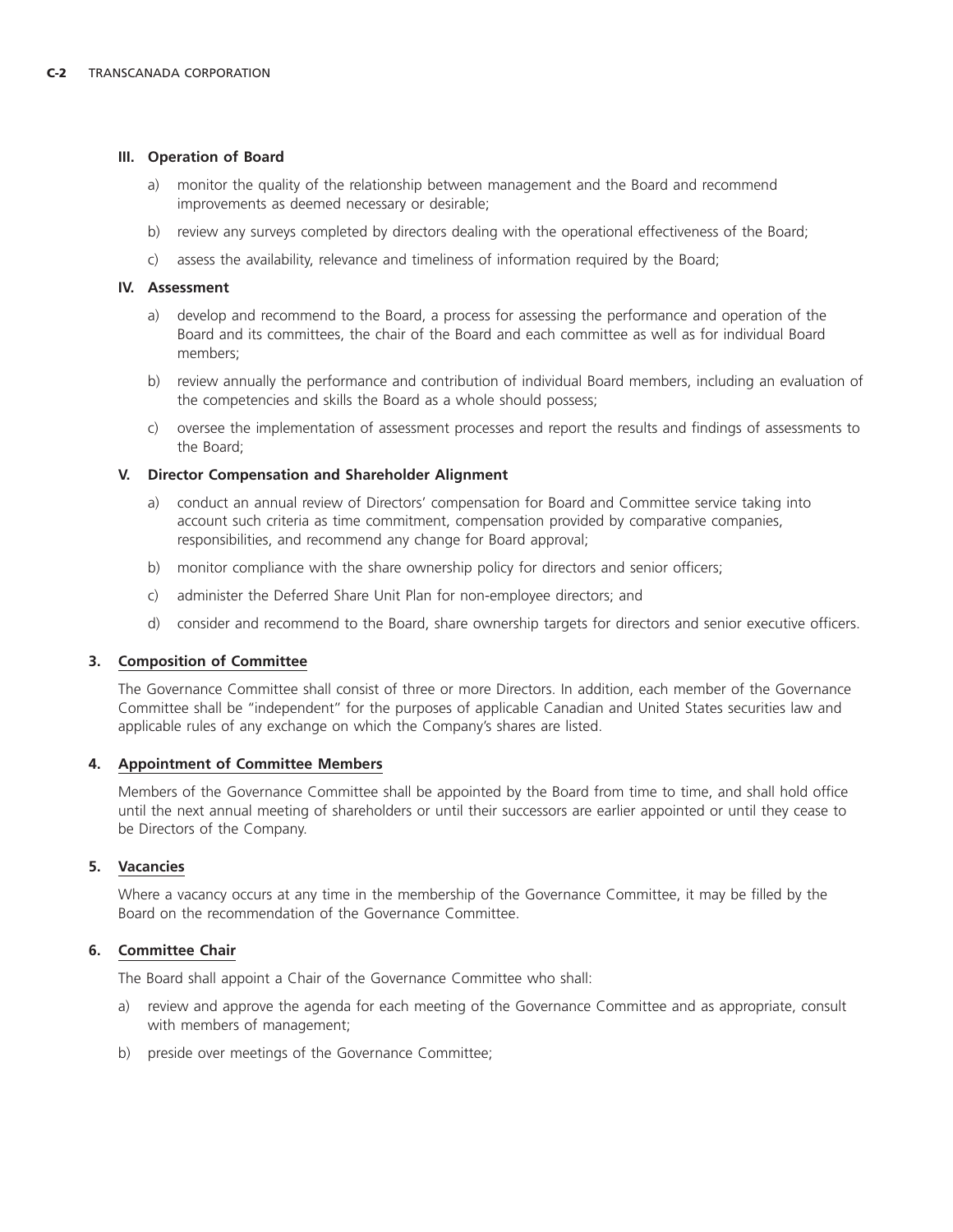**III. Operation of Board**

a) monitor the quality of the relationship between management and the Board and recommend improvements as deemed necessary or desirable;

b) review any surveys completed by directors dealing with the operational effectiveness of the Board;

c) assess the availability, relevance and timeliness of information required by the Board;

**IV. Assessment**

a) develop and recommend to the Board, a process for assessing the performance and operation of the Board and its committees, the chair of the Board and each committee as well as for individual Board members;

b) review annually the performance and contribution of individual Board members, including an evaluation of the competencies and skills the Board as a whole should possess;

c) oversee the implementation of assessment processes and report the results and findings of assessments to the Board;

**V. Director Compensation and Shareholder Alignment**

a) conduct an annual review of Directors' compensation for Board and Committee service taking into account such criteria as time commitment, compensation provided by comparative companies, responsibilities, and recommend any change for Board approval;

b) monitor compliance with the share ownership policy for directors and senior officers;

c) administer the Deferred Share Unit Plan for non-employee directors; and

d) consider and recommend to the Board, share ownership targets for directors and senior executive officers.

**3. Composition of Committee**

The Governance Committee shall consist of three or more Directors. In addition, each member of the Governance Committee shall be "independent" for the purposes of applicable Canadian and United States securities law and applicable rules of any exchange on which the Company's shares are listed.

**4. Appointment of Committee Members**

Members of the Governance Committee shall be appointed by the Board from time to time, and shall hold office until the next annual meeting of shareholders or until their successors are earlier appointed or until they cease to be Directors of the Company.

**5. Vacancies**

Where a vacancy occurs at any time in the membership of the Governance Committee, it may be filled by the Board on the recommendation of the Governance Committee.

**6. Committee Chair**

The Board shall appoint a Chair of the Governance Committee who shall:

a) review and approve the agenda for each meeting of the Governance Committee and as appropriate, consult with members of management;

b) preside over meetings of the Governance Committee;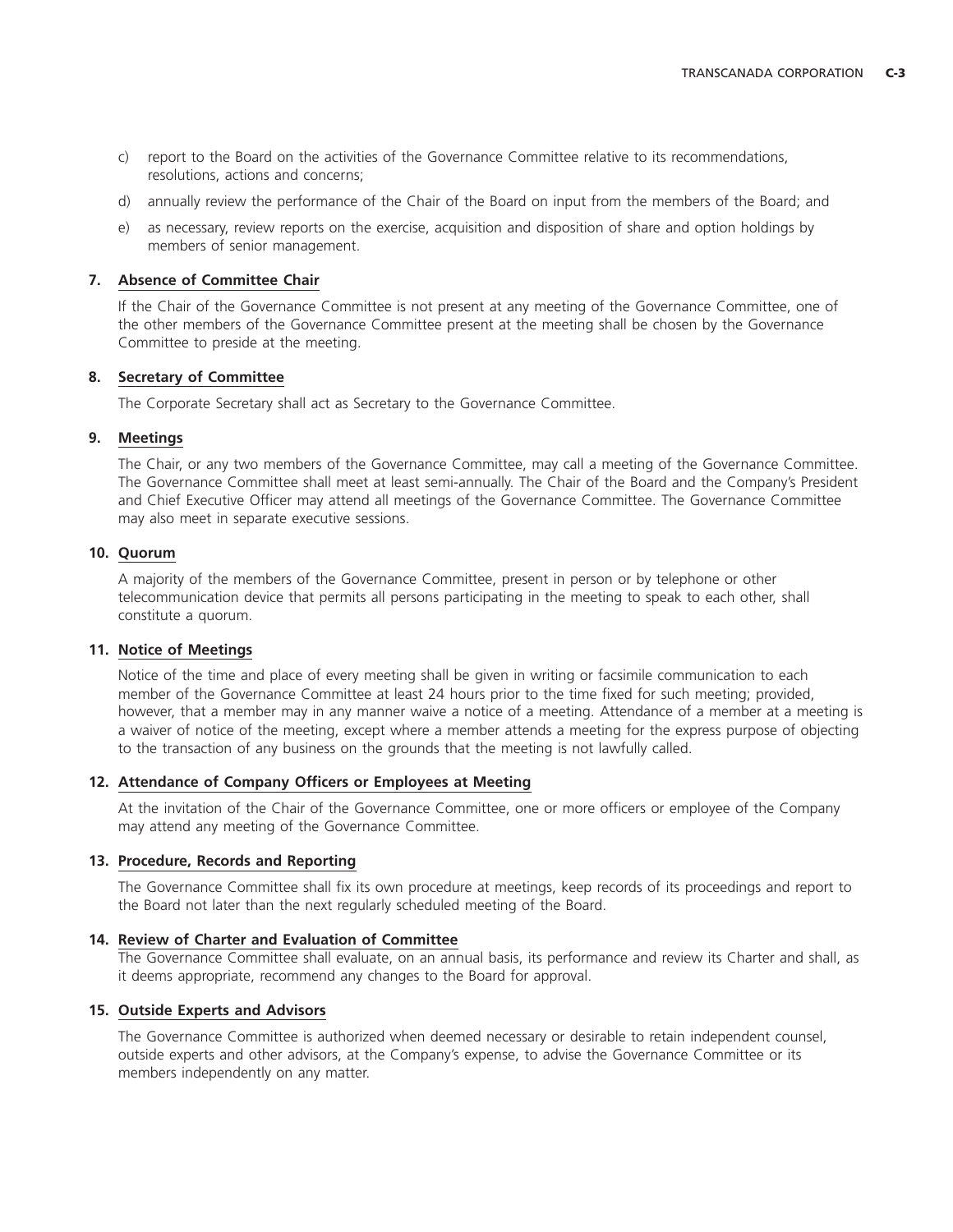c) report to the Board on the activities of the Governance Committee relative to its recommendations, resolutions, actions and concerns;

d) annually review the performance of the Chair of the Board on input from the members of the Board; and

e) as necessary, review reports on the exercise, acquisition and disposition of share and option holdings by members of senior management.

**7. Absence of Committee Chair**

If the Chair of the Governance Committee is not present at any meeting of the Governance Committee, one of the other members of the Governance Committee present at the meeting shall be chosen by the Governance Committee to preside at the meeting.

**8. Secretary of Committee**

The Corporate Secretary shall act as Secretary to the Governance Committee.

**9. Meetings**

The Chair, or any two members of the Governance Committee, may call a meeting of the Governance Committee. The Governance Committee shall meet at least semi-annually. The Chair of the Board and the Company's President and Chief Executive Officer may attend all meetings of the Governance Committee. The Governance Committee may also meet in separate executive sessions.

**10. Quorum**

A majority of the members of the Governance Committee, present in person or by telephone or other telecommunication device that permits all persons participating in the meeting to speak to each other, shall constitute a quorum.

**11. Notice of Meetings**

Notice of the time and place of every meeting shall be given in writing or facsimile communication to each member of the Governance Committee at least 24 hours prior to the time fixed for such meeting; provided, however, that a member may in any manner waive a notice of a meeting. Attendance of a member at a meeting is a waiver of notice of the meeting, except where a member attends a meeting for the express purpose of objecting to the transaction of any business on the grounds that the meeting is not lawfully called.

**12. Attendance of Company Officers or Employees at Meeting**

At the invitation of the Chair of the Governance Committee, one or more officers or employee of the Company may attend any meeting of the Governance Committee.

**13. Procedure, Records and Reporting**

The Governance Committee shall fix its own procedure at meetings, keep records of its proceedings and report to the Board not later than the next regularly scheduled meeting of the Board.

**14. Review of Charter and Evaluation of Committee**

The Governance Committee shall evaluate, on an annual basis, its performance and review its Charter and shall, as it deems appropriate, recommend any changes to the Board for approval.

**15. Outside Experts and Advisors**

The Governance Committee is authorized when deemed necessary or desirable to retain independent counsel, outside experts and other advisors, at the Company's expense, to advise the Governance Committee or its members independently on any matter.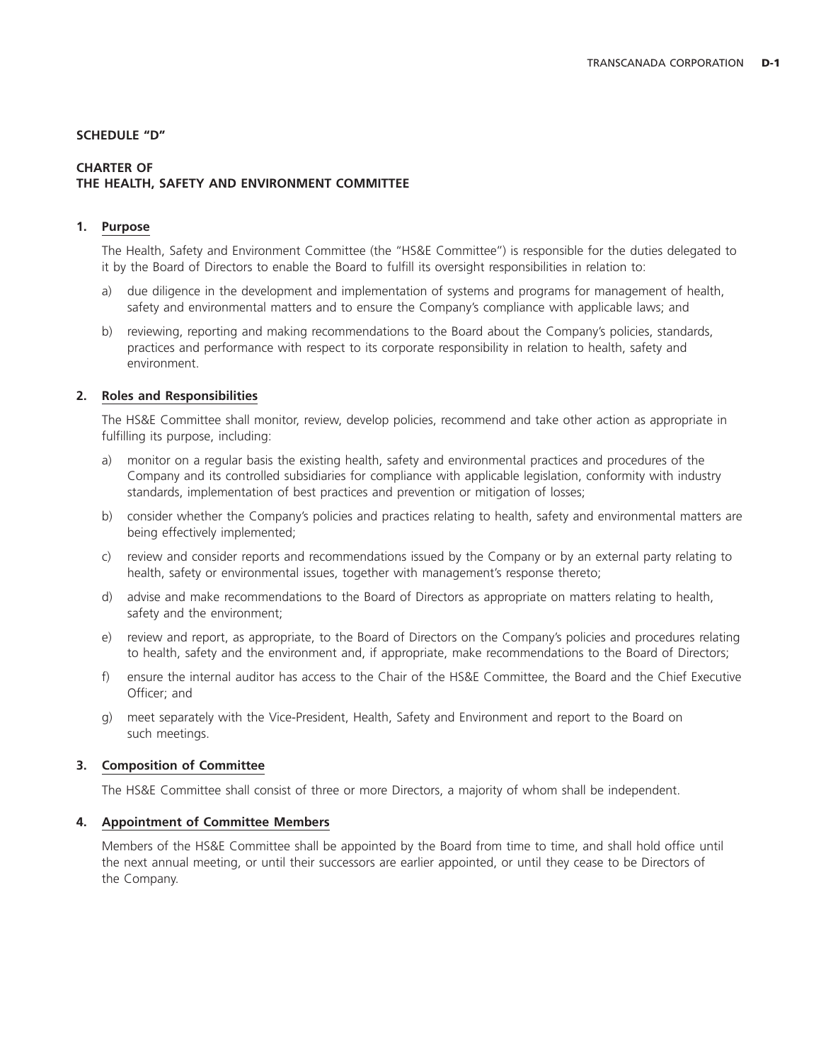**SCHEDULE "D"**

**CHARTER OF
THE HEALTH, SAFETY AND ENVIRONMENT COMMITTEE**

**1. Purpose**

The Health, Safety and Environment Committee (the "HS&E Committee") is responsible for the duties delegated to it by the Board of Directors to enable the Board to fulfill its oversight responsibilities in relation to:

a) due diligence in the development and implementation of systems and programs for management of health, safety and environmental matters and to ensure the Company's compliance with applicable laws; and

b) reviewing, reporting and making recommendations to the Board about the Company's policies, standards, practices and performance with respect to its corporate responsibility in relation to health, safety and environment.

**2. Roles and Responsibilities**

The HS&E Committee shall monitor, review, develop policies, recommend and take other action as appropriate in fulfilling its purpose, including:

a) monitor on a regular basis the existing health, safety and environmental practices and procedures of the Company and its controlled subsidiaries for compliance with applicable legislation, conformity with industry standards, implementation of best practices and prevention or mitigation of losses;

b) consider whether the Company's policies and practices relating to health, safety and environmental matters are being effectively implemented;

c) review and consider reports and recommendations issued by the Company or by an external party relating to health, safety or environmental issues, together with management's response thereto;

d) advise and make recommendations to the Board of Directors as appropriate on matters relating to health, safety and the environment;

e) review and report, as appropriate, to the Board of Directors on the Company's policies and procedures relating to health, safety and the environment and, if appropriate, make recommendations to the Board of Directors;

f) ensure the internal auditor has access to the Chair of the HS&E Committee, the Board and the Chief Executive Officer; and

g) meet separately with the Vice-President, Health, Safety and Environment and report to the Board on such meetings.

**3. Composition of Committee**

The HS&E Committee shall consist of three or more Directors, a majority of whom shall be independent.

**4. Appointment of Committee Members**

Members of the HS&E Committee shall be appointed by the Board from time to time, and shall hold office until the next annual meeting, or until their successors are earlier appointed, or until they cease to be Directors of the Company.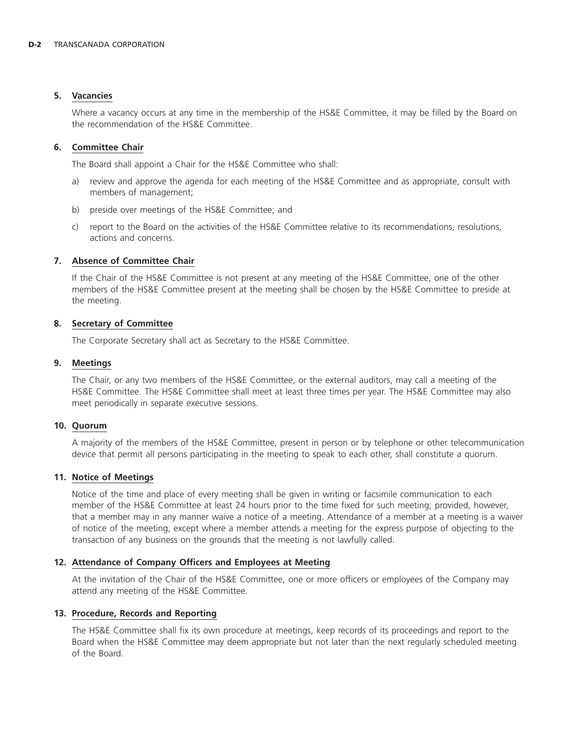### 5. Vacancies

Where a vacancy occurs at any time in the membership of the HS&E Committee, it may be filled by the Board on the recommendation of the HS&E Committee.

### 6. Committee Chair

The Board shall appoint a Chair for the HS&E Committee who shall:

a) review and approve the agenda for each meeting of the HS&E Committee and as appropriate, consult with members of management;

b) preside over meetings of the HS&E Committee; and

c) report to the Board on the activities of the HS&E Committee relative to its recommendations, resolutions, actions and concerns.

### 7. Absence of Committee Chair

If the Chair of the HS&E Committee is not present at any meeting of the HS&E Committee, one of the other members of the HS&E Committee present at the meeting shall be chosen by the HS&E Committee to preside at the meeting.

### 8. Secretary of Committee

The Corporate Secretary shall act as Secretary to the HS&E Committee.

### 9. Meetings

The Chair, or any two members of the HS&E Committee, or the external auditors, may call a meeting of the HS&E Committee. The HS&E Committee shall meet at least three times per year. The HS&E Committee may also meet periodically in separate executive sessions.

### 10. Quorum

A majority of the members of the HS&E Committee, present in person or by telephone or other telecommunication device that permit all persons participating in the meeting to speak to each other, shall constitute a quorum.

### 11. Notice of Meetings

Notice of the time and place of every meeting shall be given in writing or facsimile communication to each member of the HS&E Committee at least 24 hours prior to the time fixed for such meeting; provided, however, that a member may in any manner waive a notice of a meeting. Attendance of a member at a meeting is a waiver of notice of the meeting, except where a member attends a meeting for the express purpose of objecting to the transaction of any business on the grounds that the meeting is not lawfully called.

### 12. Attendance of Company Officers and Employees at Meeting

At the invitation of the Chair of the HS&E Committee, one or more officers or employees of the Company may attend any meeting of the HS&E Committee.

### 13. Procedure, Records and Reporting

The HS&E Committee shall fix its own procedure at meetings, keep records of its proceedings and report to the Board when the HS&E Committee may deem appropriate but not later than the next regularly scheduled meeting of the Board.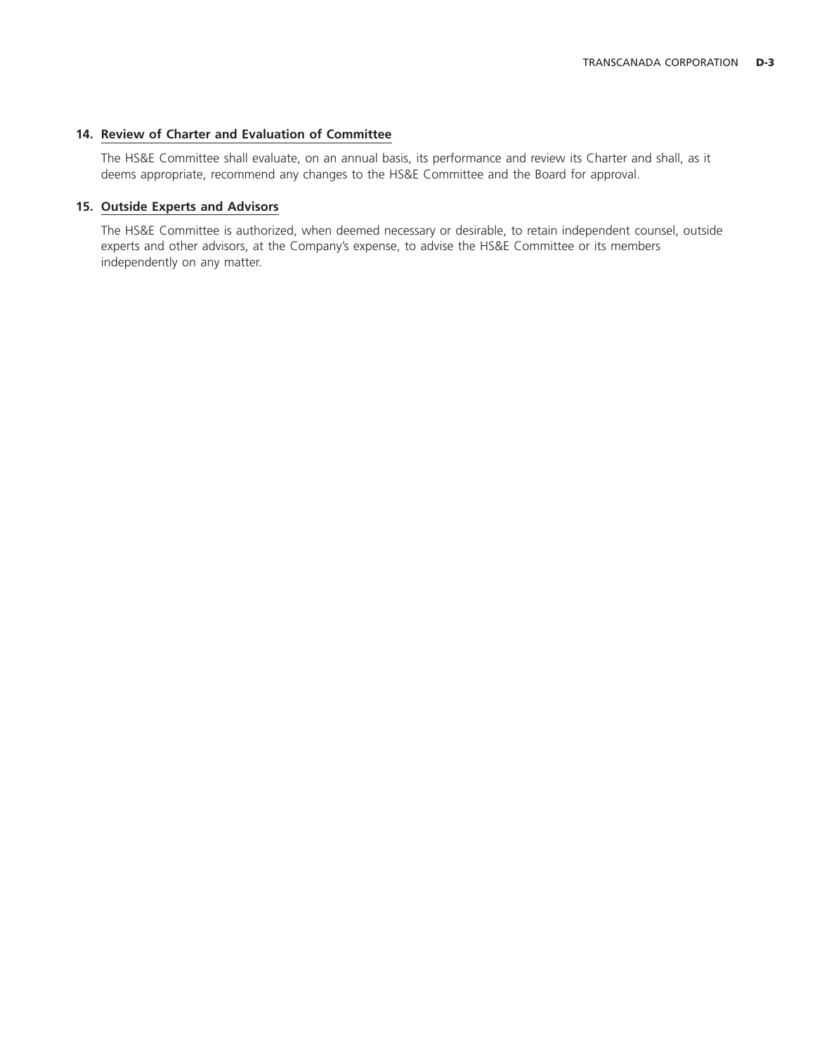### 14. Review of Charter and Evaluation of Committee

The HS&E Committee shall evaluate, on an annual basis, its performance and review its Charter and shall, as it deems appropriate, recommend any changes to the HS&E Committee and the Board for approval.

### 15. Outside Experts and Advisors

The HS&E Committee is authorized, when deemed necessary or desirable, to retain independent counsel, outside experts and other advisors, at the Company's expense, to advise the HS&E Committee or its members independently on any matter.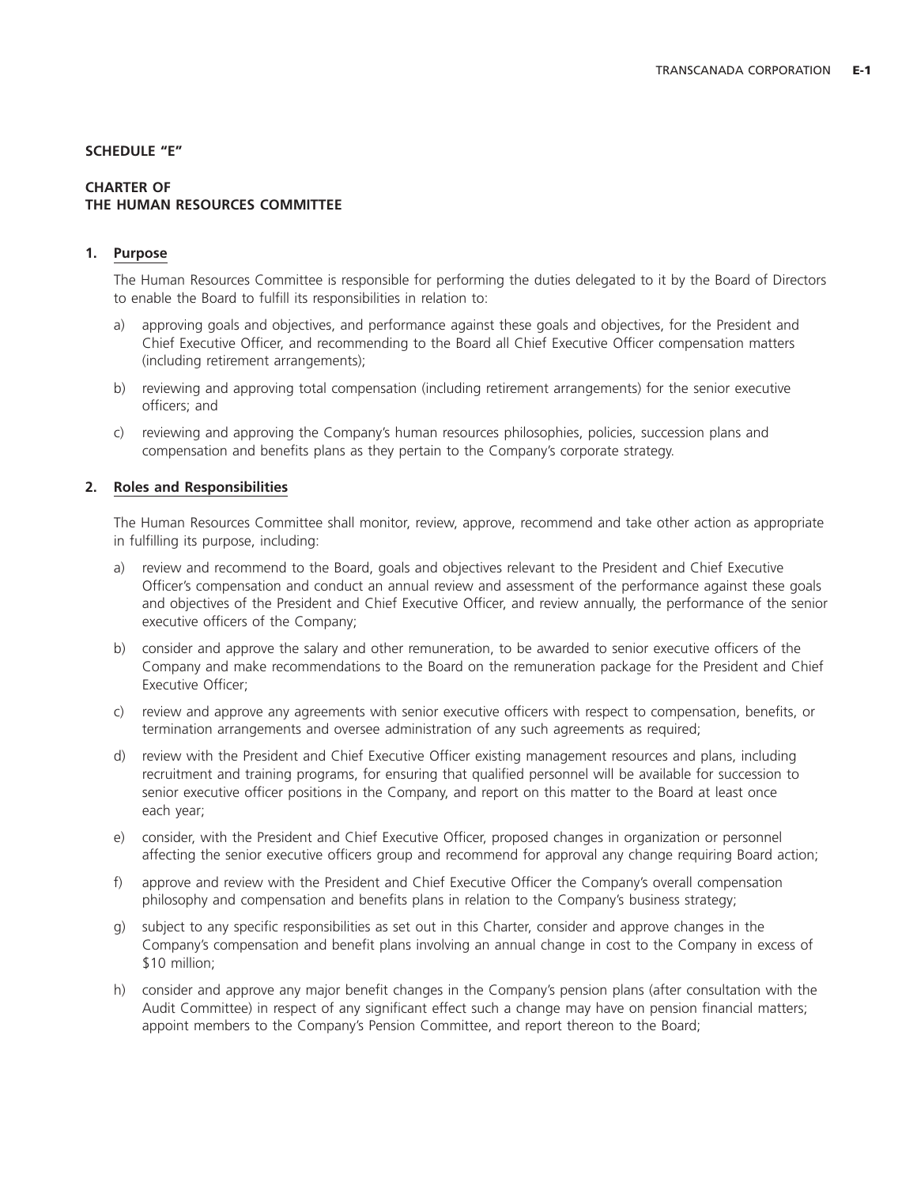**SCHEDULE "E"**

**CHARTER OF THE HUMAN RESOURCES COMMITTEE**

## 1. Purpose

The Human Resources Committee is responsible for performing the duties delegated to it by the Board of Directors to enable the Board to fulfill its responsibilities in relation to:

a) approving goals and objectives, and performance against these goals and objectives, for the President and Chief Executive Officer, and recommending to the Board all Chief Executive Officer compensation matters (including retirement arrangements);

b) reviewing and approving total compensation (including retirement arrangements) for the senior executive officers; and

c) reviewing and approving the Company's human resources philosophies, policies, succession plans and compensation and benefits plans as they pertain to the Company's corporate strategy.

## 2. Roles and Responsibilities

The Human Resources Committee shall monitor, review, approve, recommend and take other action as appropriate in fulfilling its purpose, including:

a) review and recommend to the Board, goals and objectives relevant to the President and Chief Executive Officer's compensation and conduct an annual review and assessment of the performance against these goals and objectives of the President and Chief Executive Officer, and review annually, the performance of the senior executive officers of the Company;

b) consider and approve the salary and other remuneration, to be awarded to senior executive officers of the Company and make recommendations to the Board on the remuneration package for the President and Chief Executive Officer;

c) review and approve any agreements with senior executive officers with respect to compensation, benefits, or termination arrangements and oversee administration of any such agreements as required;

d) review with the President and Chief Executive Officer existing management resources and plans, including recruitment and training programs, for ensuring that qualified personnel will be available for succession to senior executive officer positions in the Company, and report on this matter to the Board at least once each year;

e) consider, with the President and Chief Executive Officer, proposed changes in organization or personnel affecting the senior executive officers group and recommend for approval any change requiring Board action;

f) approve and review with the President and Chief Executive Officer the Company's overall compensation philosophy and compensation and benefits plans in relation to the Company's business strategy;

g) subject to any specific responsibilities as set out in this Charter, consider and approve changes in the Company's compensation and benefit plans involving an annual change in cost to the Company in excess of $10 million;

h) consider and approve any major benefit changes in the Company's pension plans (after consultation with the Audit Committee) in respect of any significant effect such a change may have on pension financial matters; appoint members to the Company's Pension Committee, and report thereon to the Board;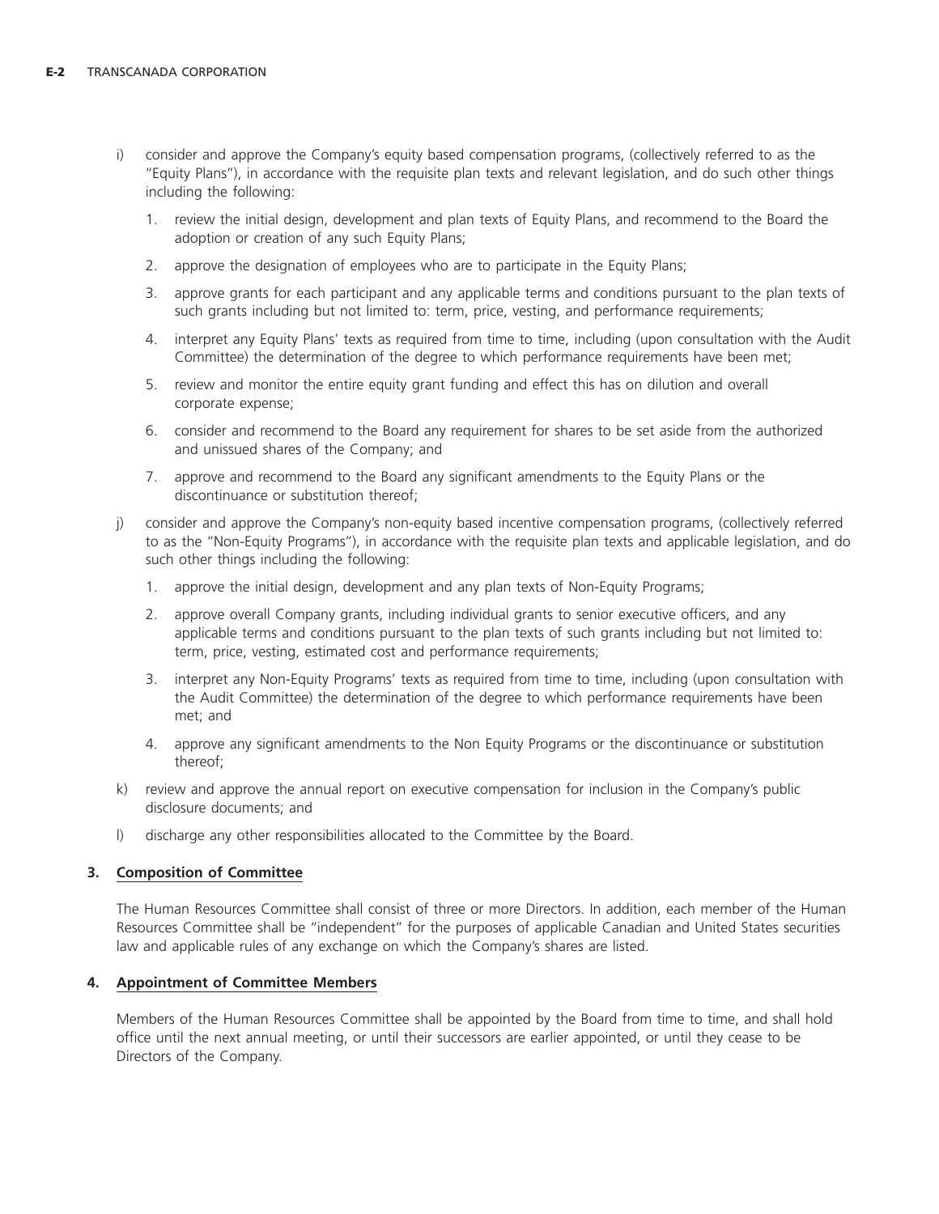i) consider and approve the Company's equity based compensation programs, (collectively referred to as the "Equity Plans"), in accordance with the requisite plan texts and relevant legislation, and do such other things including the following:

   1. review the initial design, development and plan texts of Equity Plans, and recommend to the Board the adoption or creation of any such Equity Plans;

   2. approve the designation of employees who are to participate in the Equity Plans;

   3. approve grants for each participant and any applicable terms and conditions pursuant to the plan texts of such grants including but not limited to: term, price, vesting, and performance requirements;

   4. interpret any Equity Plans' texts as required from time to time, including (upon consultation with the Audit Committee) the determination of the degree to which performance requirements have been met;

   5. review and monitor the entire equity grant funding and effect this has on dilution and overall corporate expense;

   6. consider and recommend to the Board any requirement for shares to be set aside from the authorized and unissued shares of the Company; and

   7. approve and recommend to the Board any significant amendments to the Equity Plans or the discontinuance or substitution thereof;

j) consider and approve the Company's non-equity based incentive compensation programs, (collectively referred to as the "Non-Equity Programs"), in accordance with the requisite plan texts and applicable legislation, and do such other things including the following:

   1. approve the initial design, development and any plan texts of Non-Equity Programs;

   2. approve overall Company grants, including individual grants to senior executive officers, and any applicable terms and conditions pursuant to the plan texts of such grants including but not limited to: term, price, vesting, estimated cost and performance requirements;

   3. interpret any Non-Equity Programs' texts as required from time to time, including (upon consultation with the Audit Committee) the determination of the degree to which performance requirements have been met; and

   4. approve any significant amendments to the Non Equity Programs or the discontinuance or substitution thereof;

k) review and approve the annual report on executive compensation for inclusion in the Company's public disclosure documents; and

l) discharge any other responsibilities allocated to the Committee by the Board.

### 3. Composition of Committee

The Human Resources Committee shall consist of three or more Directors. In addition, each member of the Human Resources Committee shall be "independent" for the purposes of applicable Canadian and United States securities law and applicable rules of any exchange on which the Company's shares are listed.

### 4. Appointment of Committee Members

Members of the Human Resources Committee shall be appointed by the Board from time to time, and shall hold office until the next annual meeting, or until their successors are earlier appointed, or until they cease to be Directors of the Company.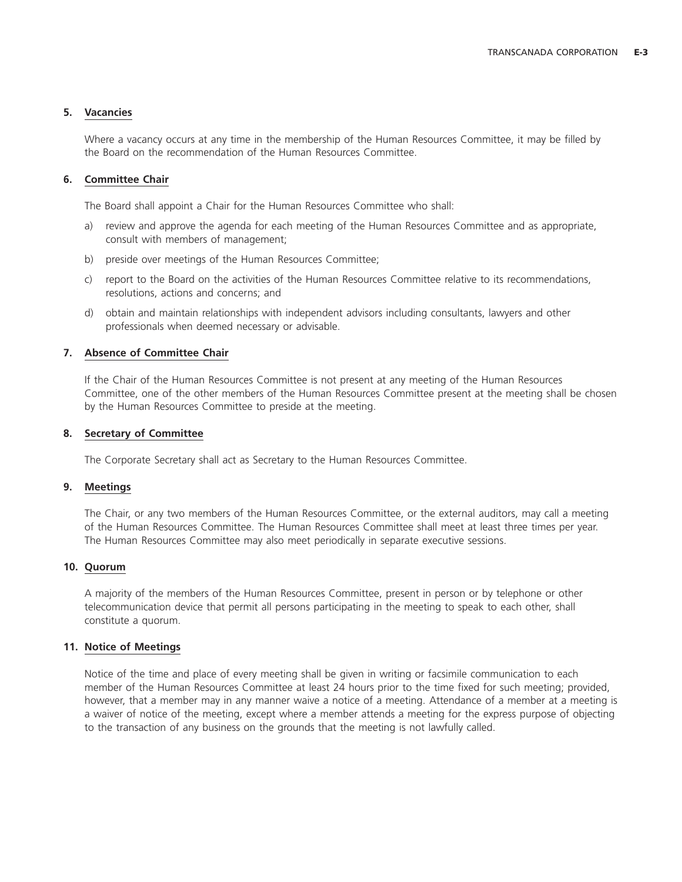**5. Vacancies**

Where a vacancy occurs at any time in the membership of the Human Resources Committee, it may be filled by the Board on the recommendation of the Human Resources Committee.

**6. Committee Chair**

The Board shall appoint a Chair for the Human Resources Committee who shall:

a) review and approve the agenda for each meeting of the Human Resources Committee and as appropriate, consult with members of management;

b) preside over meetings of the Human Resources Committee;

c) report to the Board on the activities of the Human Resources Committee relative to its recommendations, resolutions, actions and concerns; and

d) obtain and maintain relationships with independent advisors including consultants, lawyers and other professionals when deemed necessary or advisable.

**7. Absence of Committee Chair**

If the Chair of the Human Resources Committee is not present at any meeting of the Human Resources Committee, one of the other members of the Human Resources Committee present at the meeting shall be chosen by the Human Resources Committee to preside at the meeting.

**8. Secretary of Committee**

The Corporate Secretary shall act as Secretary to the Human Resources Committee.

**9. Meetings**

The Chair, or any two members of the Human Resources Committee, or the external auditors, may call a meeting of the Human Resources Committee. The Human Resources Committee shall meet at least three times per year. The Human Resources Committee may also meet periodically in separate executive sessions.

**10. Quorum**

A majority of the members of the Human Resources Committee, present in person or by telephone or other telecommunication device that permit all persons participating in the meeting to speak to each other, shall constitute a quorum.

**11. Notice of Meetings**

Notice of the time and place of every meeting shall be given in writing or facsimile communication to each member of the Human Resources Committee at least 24 hours prior to the time fixed for such meeting; provided, however, that a member may in any manner waive a notice of a meeting. Attendance of a member at a meeting is a waiver of notice of the meeting, except where a member attends a meeting for the express purpose of objecting to the transaction of any business on the grounds that the meeting is not lawfully called.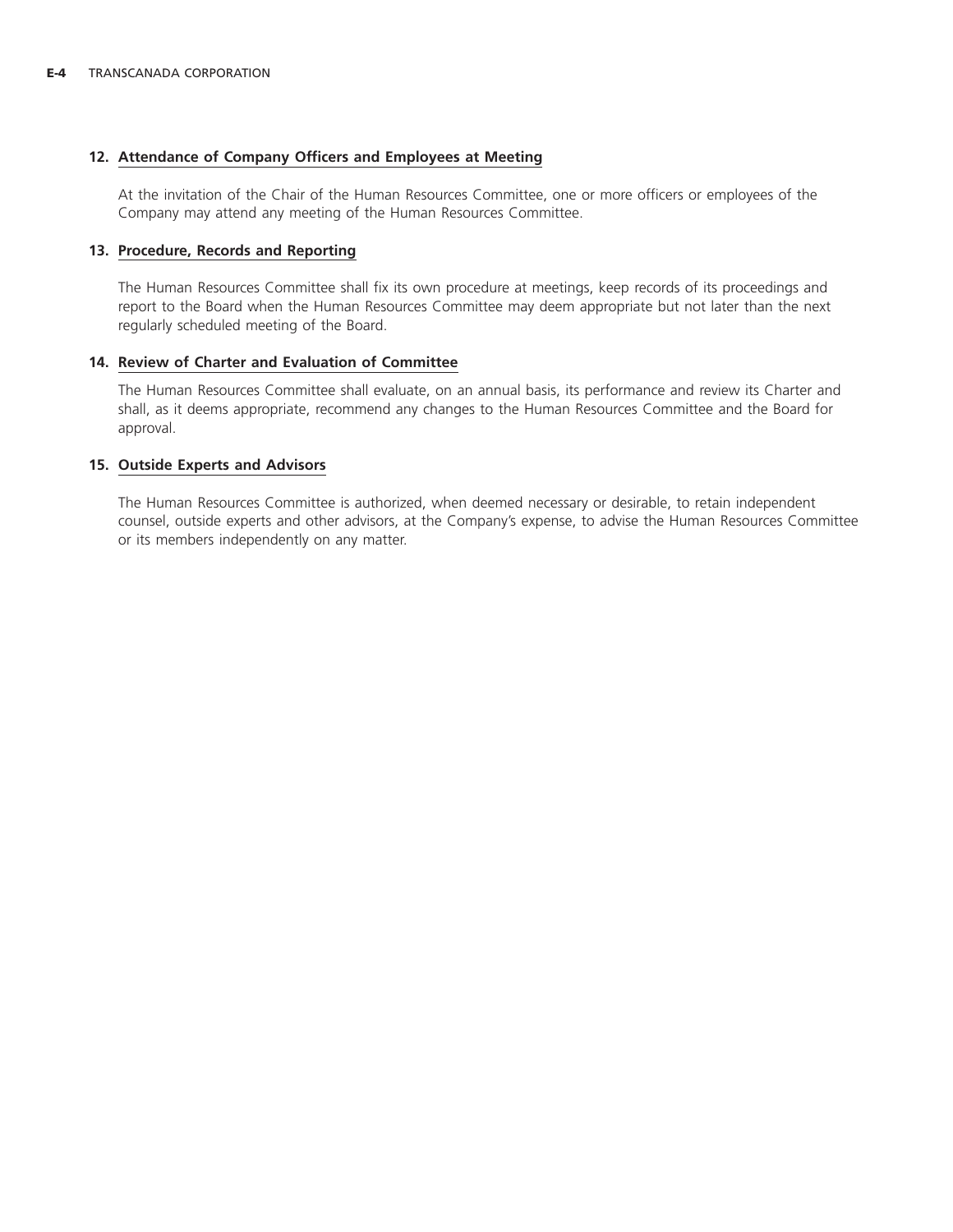**12. Attendance of Company Officers and Employees at Meeting**

At the invitation of the Chair of the Human Resources Committee, one or more officers or employees of the Company may attend any meeting of the Human Resources Committee.

**13. Procedure, Records and Reporting**

The Human Resources Committee shall fix its own procedure at meetings, keep records of its proceedings and report to the Board when the Human Resources Committee may deem appropriate but not later than the next regularly scheduled meeting of the Board.

**14. Review of Charter and Evaluation of Committee**

The Human Resources Committee shall evaluate, on an annual basis, its performance and review its Charter and shall, as it deems appropriate, recommend any changes to the Human Resources Committee and the Board for approval.

**15. Outside Experts and Advisors**

The Human Resources Committee is authorized, when deemed necessary or desirable, to retain independent counsel, outside experts and other advisors, at the Company's expense, to advise the Human Resources Committee or its members independently on any matter.